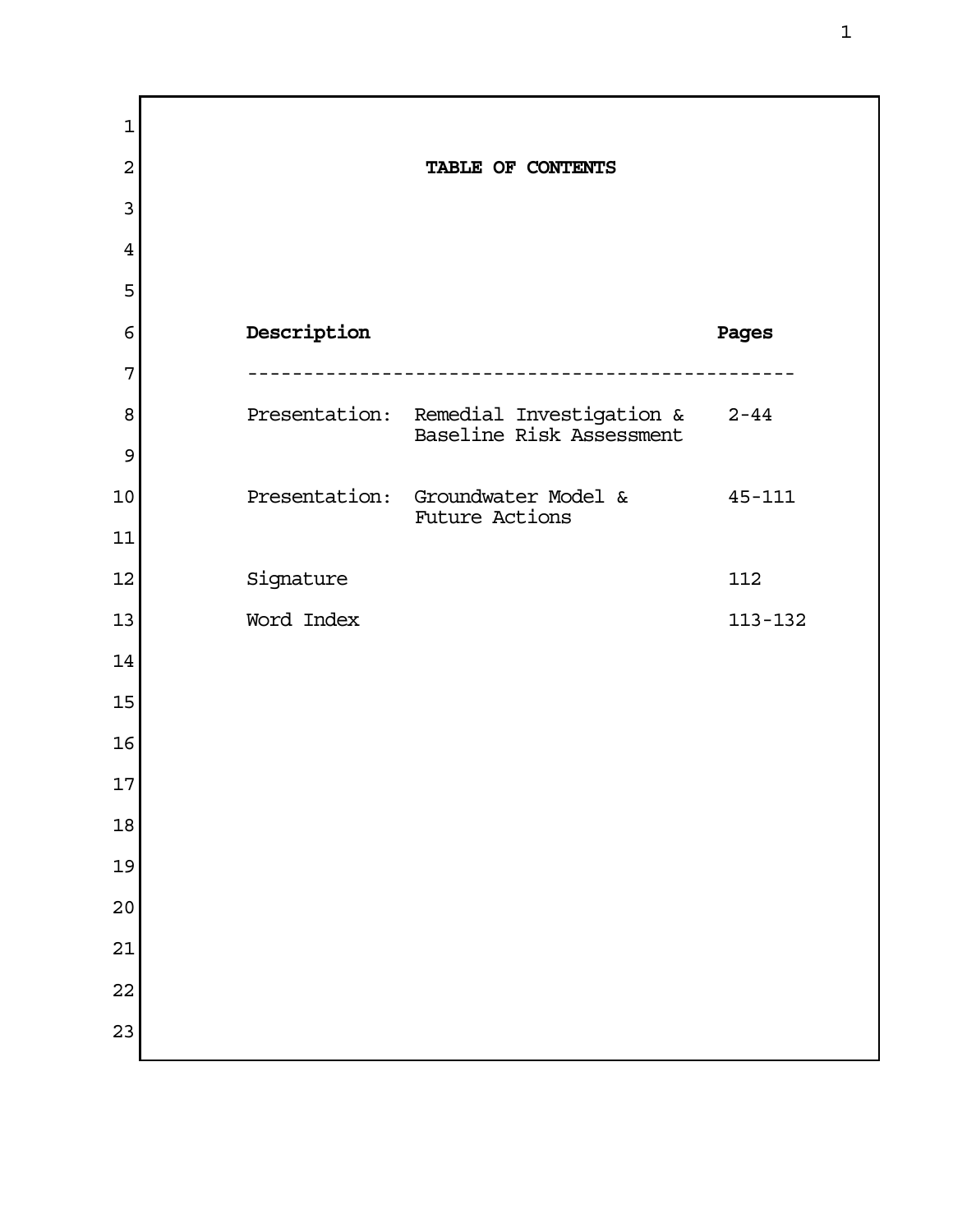## TABLE OF CONTENTS

| Description | | Pages |
| --- | --- | --- |
| Presentation: | Remedial Investigation & Baseline Risk Assessment | 2-44 |
| Presentation: | Groundwater Model & Future Actions | 45-111 |
| Signature | | 112 |
| Word Index | | 113-132 |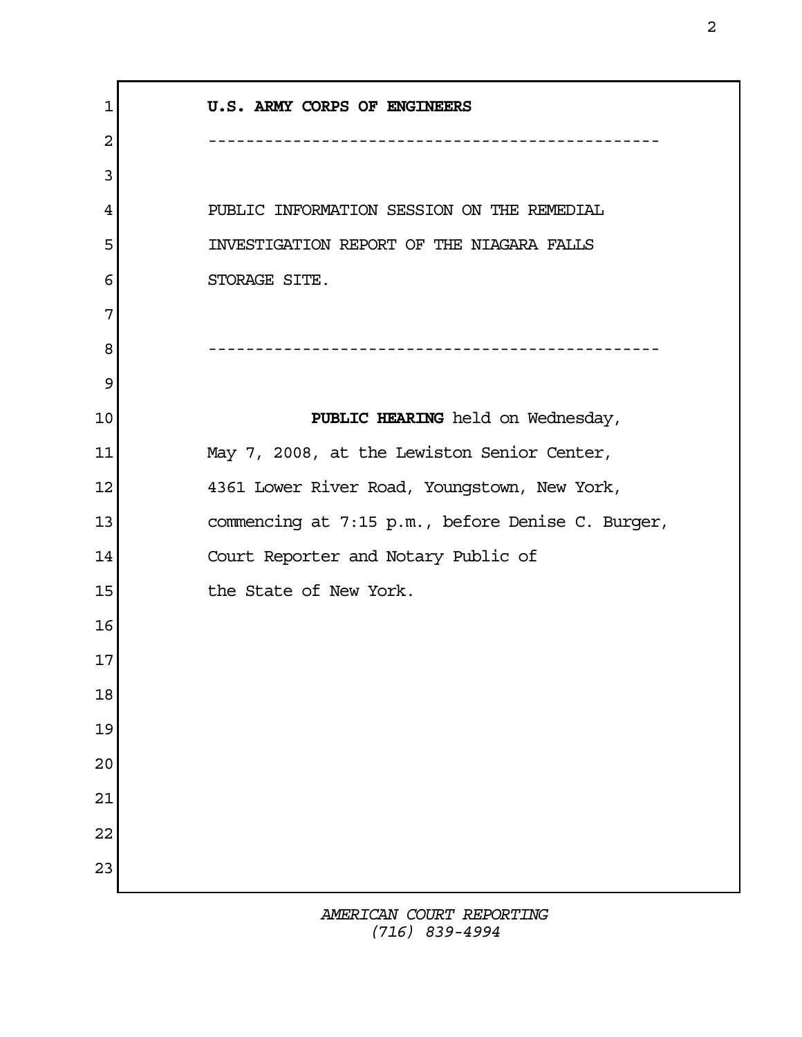**U.S. ARMY CORPS OF ENGINEERS**

---

PUBLIC INFORMATION SESSION ON THE REMEDIAL INVESTIGATION REPORT OF THE NIAGARA FALLS STORAGE SITE.

---

**PUBLIC HEARING** held on Wednesday, May 7, 2008, at the Lewiston Senior Center, 4361 Lower River Road, Youngstown, New York, commencing at 7:15 p.m., before Denise C. Burger, Court Reporter and Notary Public of the State of New York.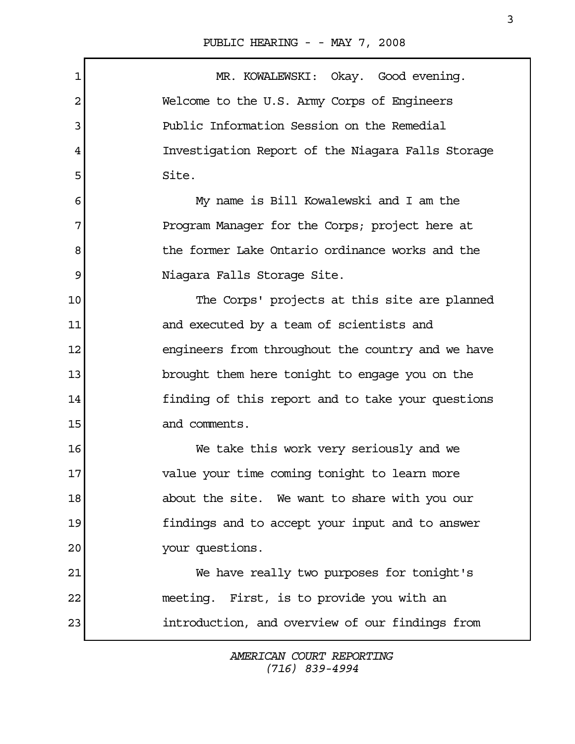MR. KOWALEWSKI: Okay. Good evening. Welcome to the U.S. Army Corps of Engineers Public Information Session on the Remedial Investigation Report of the Niagara Falls Storage Site.

My name is Bill Kowalewski and I am the Program Manager for the Corps; project here at the former Lake Ontario ordinance works and the Niagara Falls Storage Site.

The Corps' projects at this site are planned and executed by a team of scientists and engineers from throughout the country and we have brought them here tonight to engage you on the finding of this report and to take your questions and comments.

We take this work very seriously and we value your time coming tonight to learn more about the site. We want to share with you our findings and to accept your input and to answer your questions.

We have really two purposes for tonight's meeting. First, is to provide you with an introduction, and overview of our findings from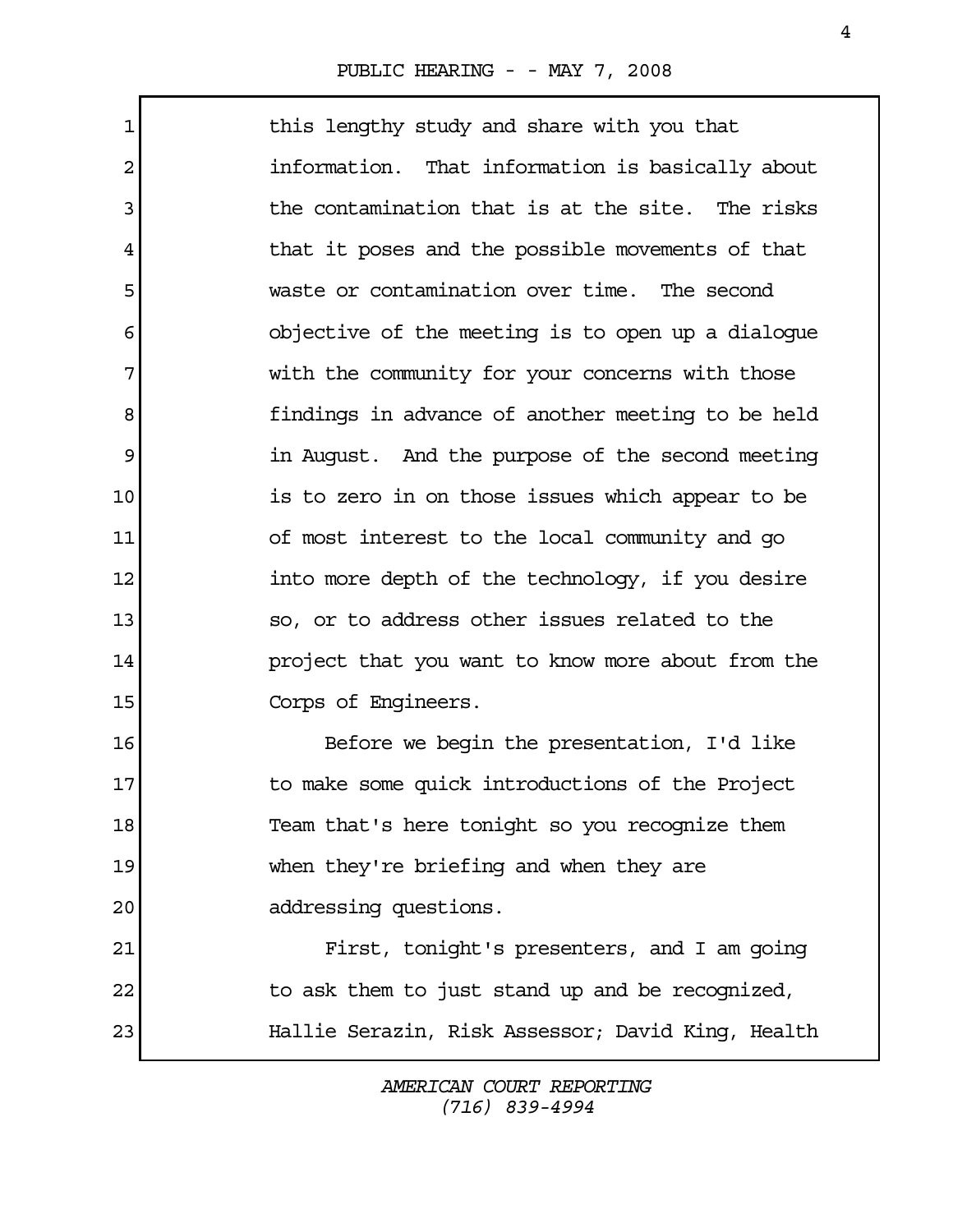this lengthy study and share with you that information. That information is basically about the contamination that is at the site. The risks that it poses and the possible movements of that waste or contamination over time. The second objective of the meeting is to open up a dialogue with the community for your concerns with those findings in advance of another meeting to be held in August. And the purpose of the second meeting is to zero in on those issues which appear to be of most interest to the local community and go into more depth of the technology, if you desire so, or to address other issues related to the project that you want to know more about from the Corps of Engineers.

Before we begin the presentation, I'd like to make some quick introductions of the Project Team that's here tonight so you recognize them when they're briefing and when they are addressing questions.

First, tonight's presenters, and I am going to ask them to just stand up and be recognized, Hallie Serazin, Risk Assessor; David King, Health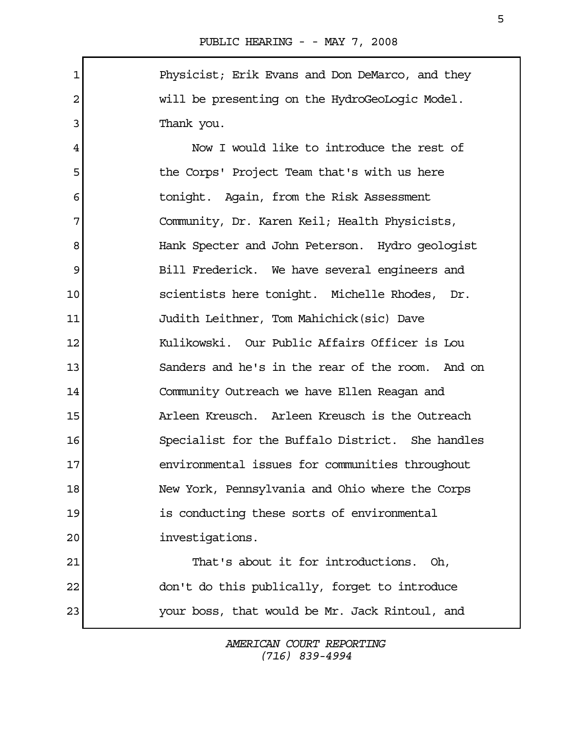Physicist; Erik Evans and Don DeMarco, and they will be presenting on the HydroGeoLogic Model. Thank you.

Now I would like to introduce the rest of the Corps' Project Team that's with us here tonight. Again, from the Risk Assessment Community, Dr. Karen Keil; Health Physicists, Hank Specter and John Peterson. Hydro geologist Bill Frederick. We have several engineers and scientists here tonight. Michelle Rhodes, Dr. Judith Leithner, Tom Mahichick(sic) Dave Kulikowski. Our Public Affairs Officer is Lou Sanders and he's in the rear of the room. And on Community Outreach we have Ellen Reagan and Arleen Kreusch. Arleen Kreusch is the Outreach Specialist for the Buffalo District. She handles environmental issues for communities throughout New York, Pennsylvania and Ohio where the Corps is conducting these sorts of environmental investigations.

That's about it for introductions. Oh, don't do this publically, forget to introduce your boss, that would be Mr. Jack Rintoul, and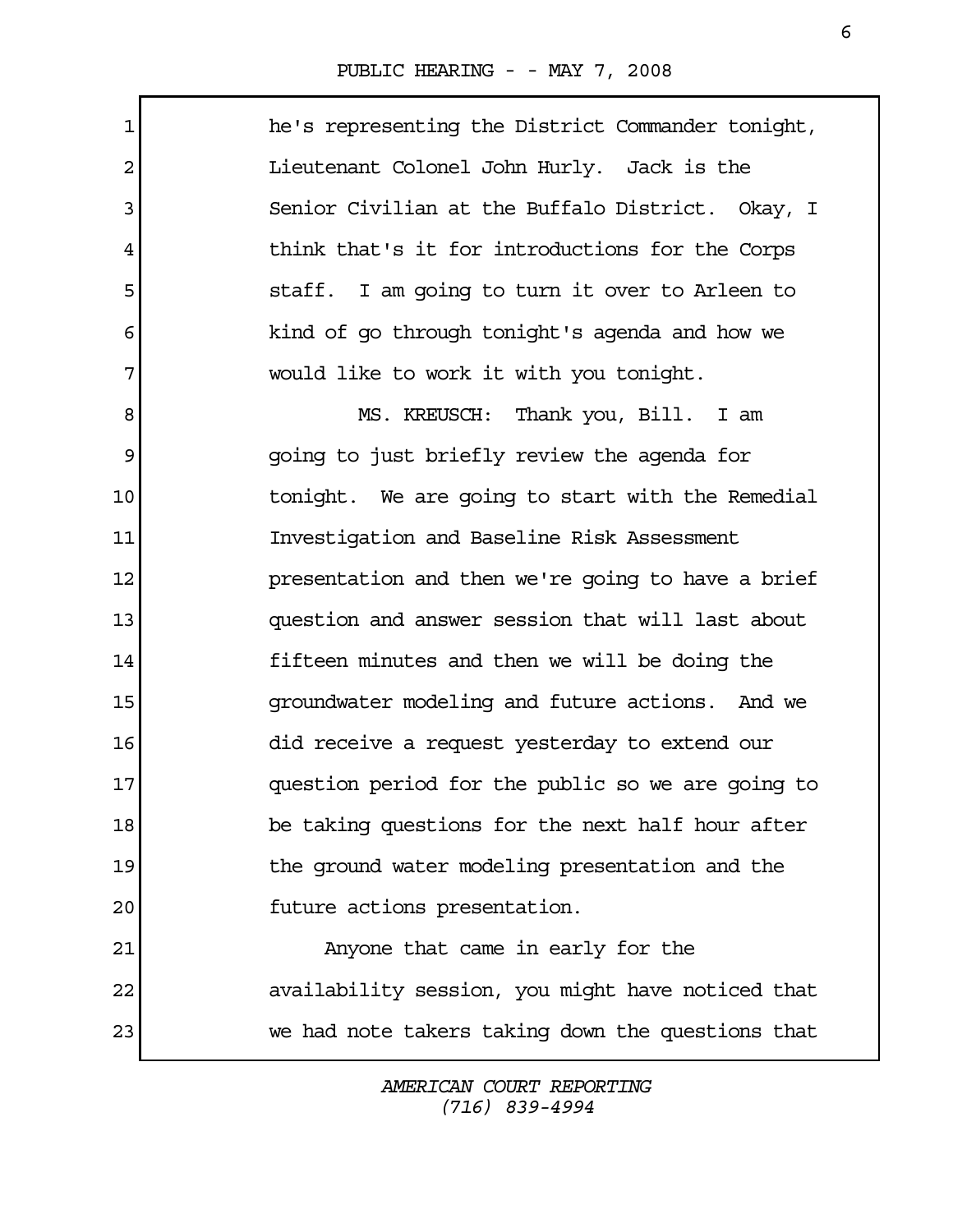he's representing the District Commander tonight, Lieutenant Colonel John Hurly. Jack is the Senior Civilian at the Buffalo District. Okay, I think that's it for introductions for the Corps staff. I am going to turn it over to Arleen to kind of go through tonight's agenda and how we would like to work it with you tonight.

MS. KREUSCH: Thank you, Bill. I am going to just briefly review the agenda for tonight. We are going to start with the Remedial Investigation and Baseline Risk Assessment presentation and then we're going to have a brief question and answer session that will last about fifteen minutes and then we will be doing the groundwater modeling and future actions. And we did receive a request yesterday to extend our question period for the public so we are going to be taking questions for the next half hour after the ground water modeling presentation and the future actions presentation.

Anyone that came in early for the availability session, you might have noticed that we had note takers taking down the questions that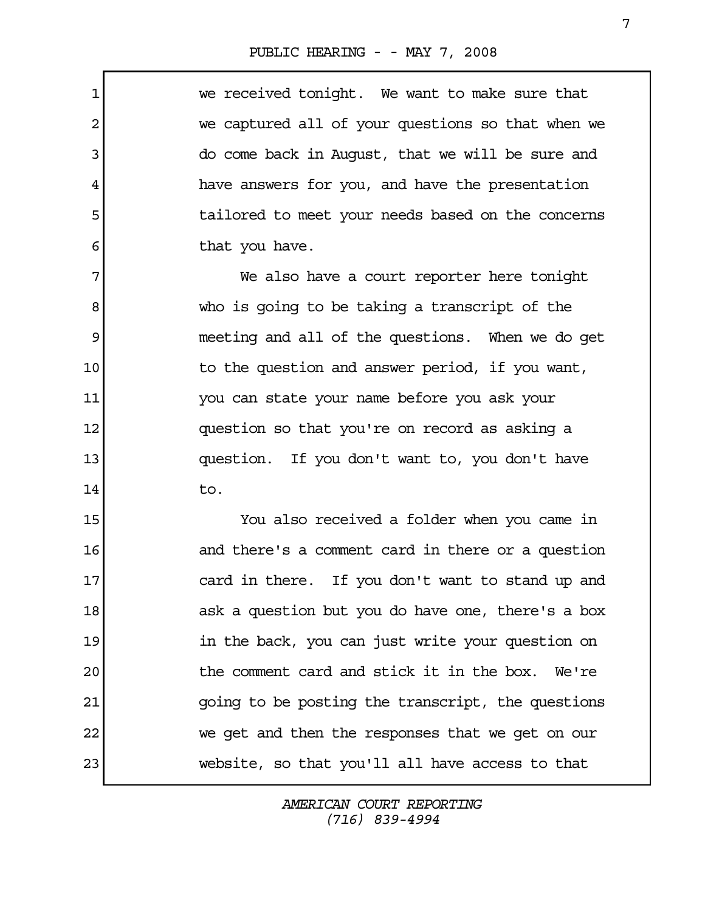we received tonight. We want to make sure that we captured all of your questions so that when we do come back in August, that we will be sure and have answers for you, and have the presentation tailored to meet your needs based on the concerns that you have.

We also have a court reporter here tonight who is going to be taking a transcript of the meeting and all of the questions. When we do get to the question and answer period, if you want, you can state your name before you ask your question so that you're on record as asking a question. If you don't want to, you don't have to.

You also received a folder when you came in and there's a comment card in there or a question card in there. If you don't want to stand up and ask a question but you do have one, there's a box in the back, you can just write your question on the comment card and stick it in the box. We're going to be posting the transcript, the questions we get and then the responses that we get on our website, so that you'll all have access to that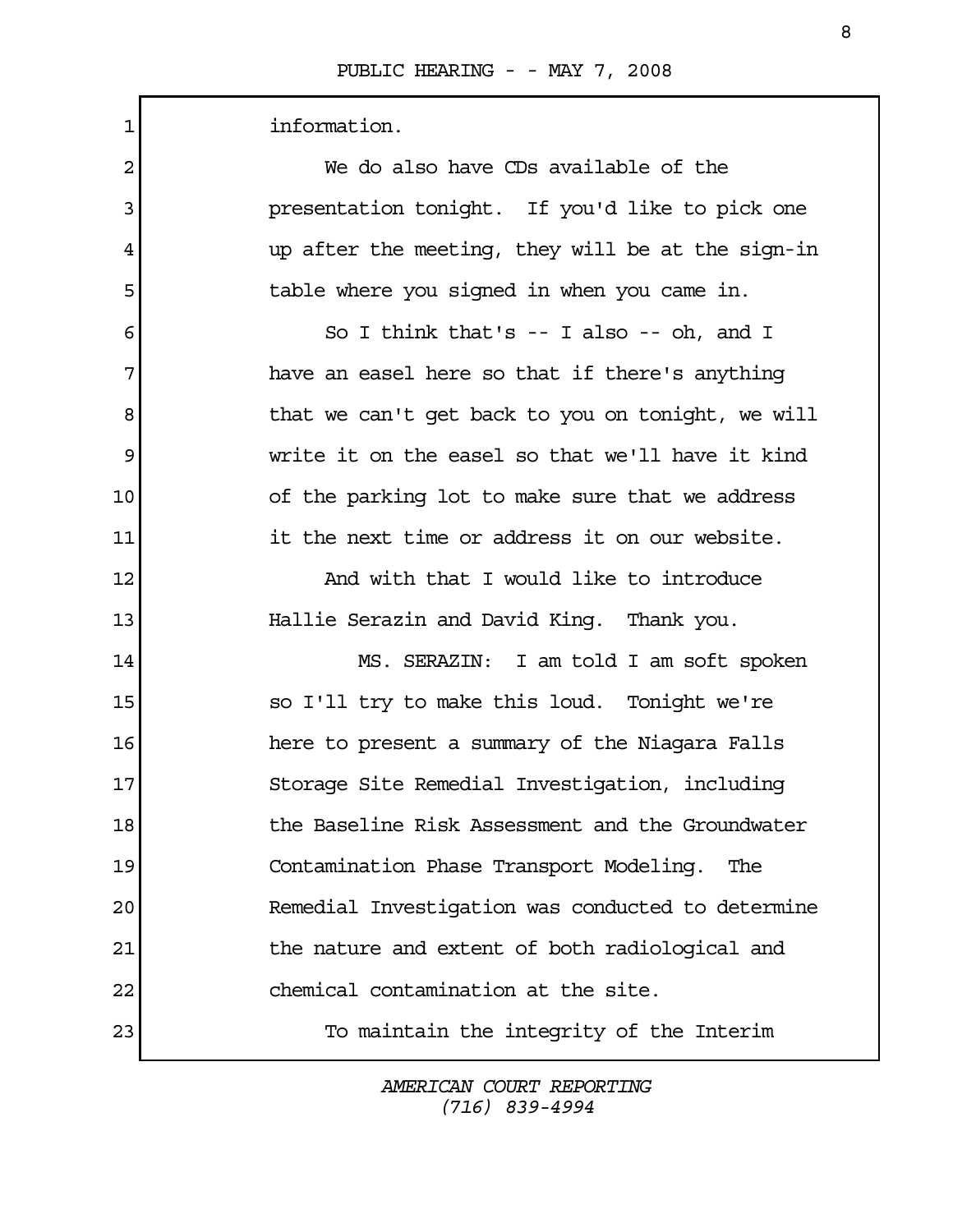information.

We do also have CDs available of the presentation tonight. If you'd like to pick one up after the meeting, they will be at the sign-in table where you signed in when you came in.

So I think that's -- I also -- oh, and I have an easel here so that if there's anything that we can't get back to you on tonight, we will write it on the easel so that we'll have it kind of the parking lot to make sure that we address it the next time or address it on our website.

And with that I would like to introduce Hallie Serazin and David King. Thank you.

MS. SERAZIN: I am told I am soft spoken so I'll try to make this loud. Tonight we're here to present a summary of the Niagara Falls Storage Site Remedial Investigation, including the Baseline Risk Assessment and the Groundwater Contamination Phase Transport Modeling. The Remedial Investigation was conducted to determine the nature and extent of both radiological and chemical contamination at the site.

To maintain the integrity of the Interim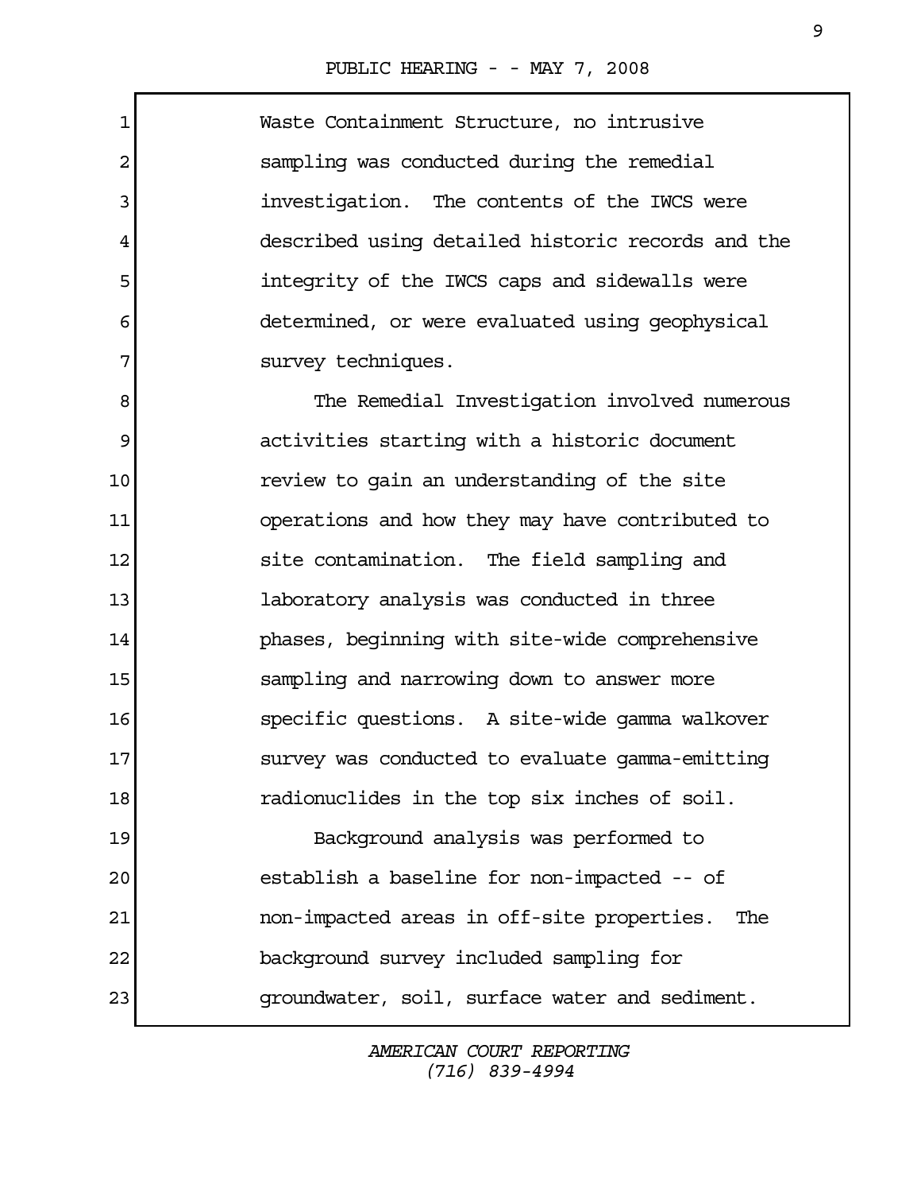Waste Containment Structure, no intrusive sampling was conducted during the remedial investigation. The contents of the IWCS were described using detailed historic records and the integrity of the IWCS caps and sidewalls were determined, or were evaluated using geophysical survey techniques.

The Remedial Investigation involved numerous activities starting with a historic document review to gain an understanding of the site operations and how they may have contributed to site contamination. The field sampling and laboratory analysis was conducted in three phases, beginning with site-wide comprehensive sampling and narrowing down to answer more specific questions. A site-wide gamma walkover survey was conducted to evaluate gamma-emitting radionuclides in the top six inches of soil.

Background analysis was performed to establish a baseline for non-impacted -- of non-impacted areas in off-site properties. The background survey included sampling for groundwater, soil, surface water and sediment.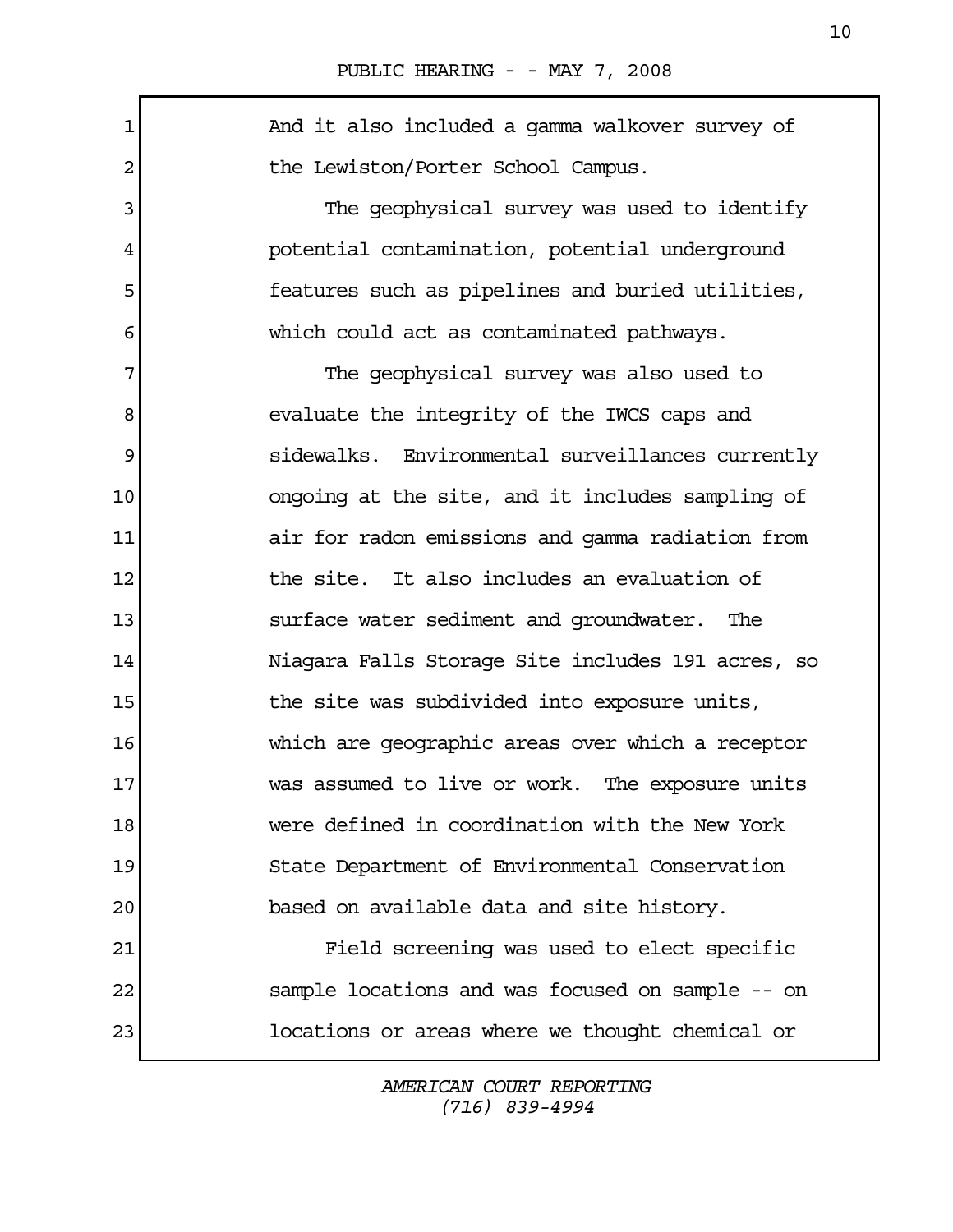And it also included a gamma walkover survey of the Lewiston/Porter School Campus.

The geophysical survey was used to identify potential contamination, potential underground features such as pipelines and buried utilities, which could act as contaminated pathways.

The geophysical survey was also used to evaluate the integrity of the IWCS caps and sidewalks. Environmental surveillances currently ongoing at the site, and it includes sampling of air for radon emissions and gamma radiation from the site. It also includes an evaluation of surface water sediment and groundwater. The Niagara Falls Storage Site includes 191 acres, so the site was subdivided into exposure units, which are geographic areas over which a receptor was assumed to live or work. The exposure units were defined in coordination with the New York State Department of Environmental Conservation based on available data and site history.

Field screening was used to elect specific sample locations and was focused on sample -- on locations or areas where we thought chemical or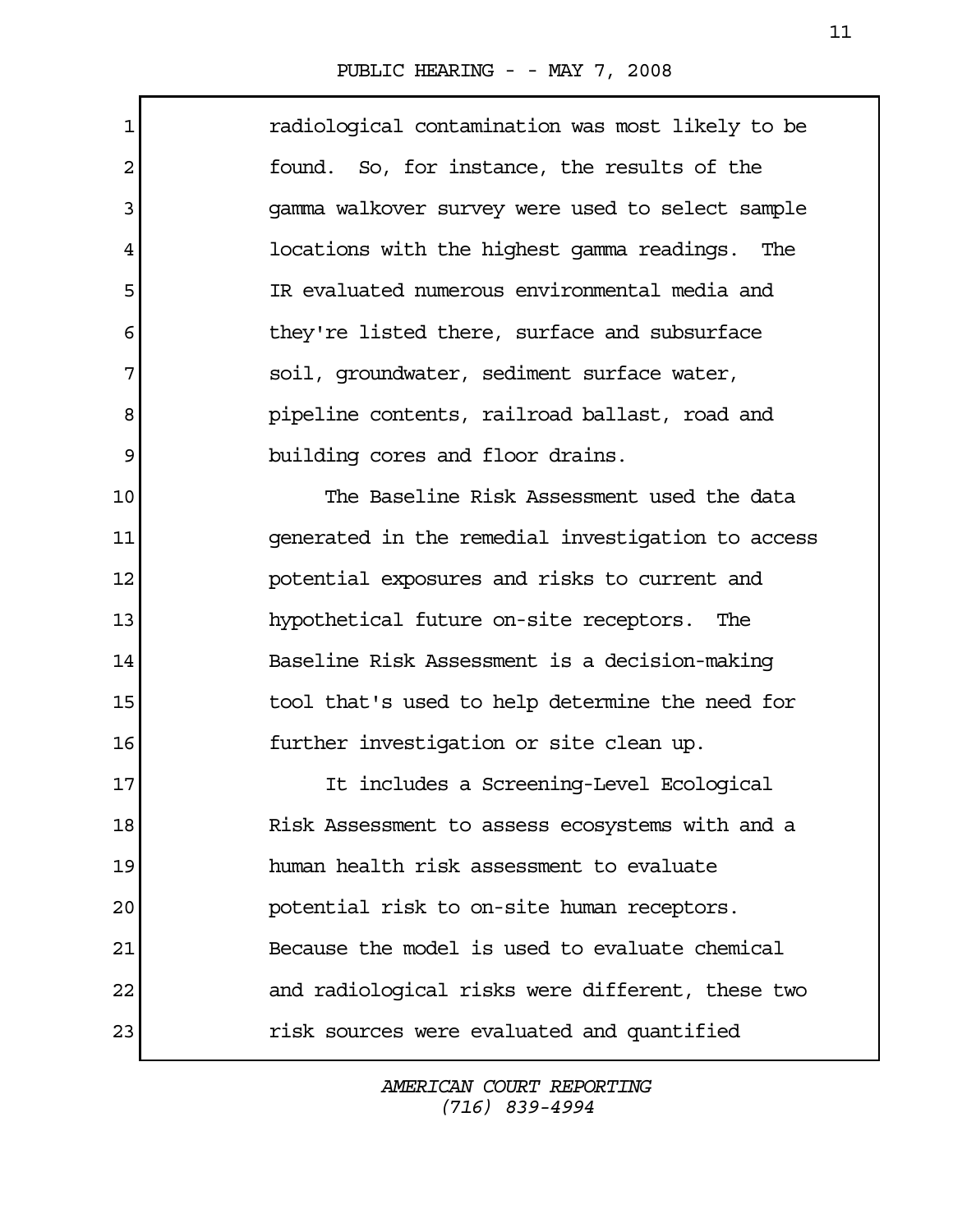radiological contamination was most likely to be found. So, for instance, the results of the gamma walkover survey were used to select sample locations with the highest gamma readings. The IR evaluated numerous environmental media and they're listed there, surface and subsurface soil, groundwater, sediment surface water, pipeline contents, railroad ballast, road and building cores and floor drains.

The Baseline Risk Assessment used the data generated in the remedial investigation to access potential exposures and risks to current and hypothetical future on-site receptors. The Baseline Risk Assessment is a decision-making tool that's used to help determine the need for further investigation or site clean up.

It includes a Screening-Level Ecological Risk Assessment to assess ecosystems with and a human health risk assessment to evaluate potential risk to on-site human receptors. Because the model is used to evaluate chemical and radiological risks were different, these two risk sources were evaluated and quantified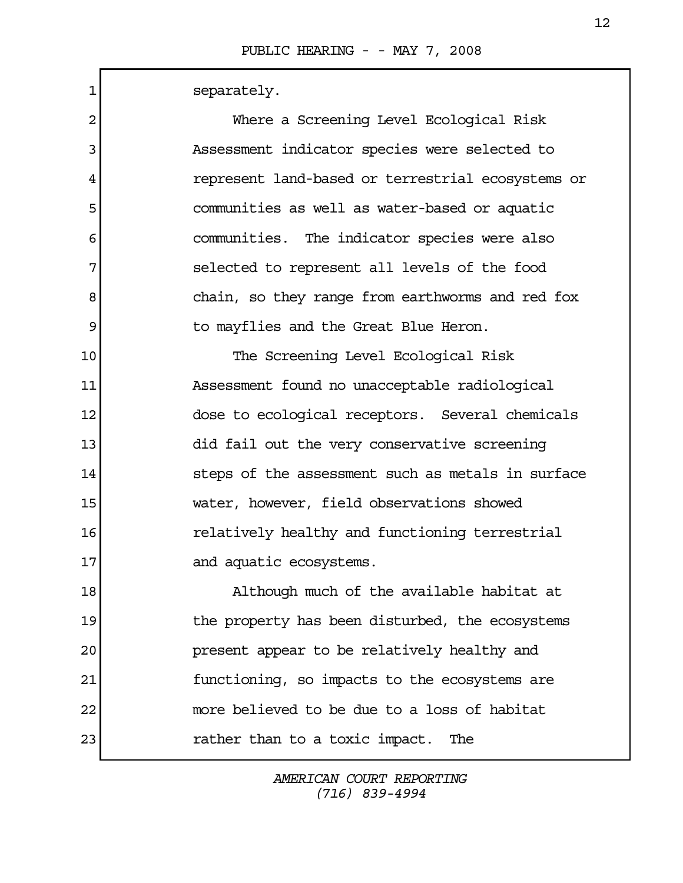separately.

Where a Screening Level Ecological Risk Assessment indicator species were selected to represent land-based or terrestrial ecosystems or communities as well as water-based or aquatic communities. The indicator species were also selected to represent all levels of the food chain, so they range from earthworms and red fox to mayflies and the Great Blue Heron.

The Screening Level Ecological Risk Assessment found no unacceptable radiological dose to ecological receptors. Several chemicals did fail out the very conservative screening steps of the assessment such as metals in surface water, however, field observations showed relatively healthy and functioning terrestrial and aquatic ecosystems.

Although much of the available habitat at the property has been disturbed, the ecosystems present appear to be relatively healthy and functioning, so impacts to the ecosystems are more believed to be due to a loss of habitat rather than to a toxic impact. The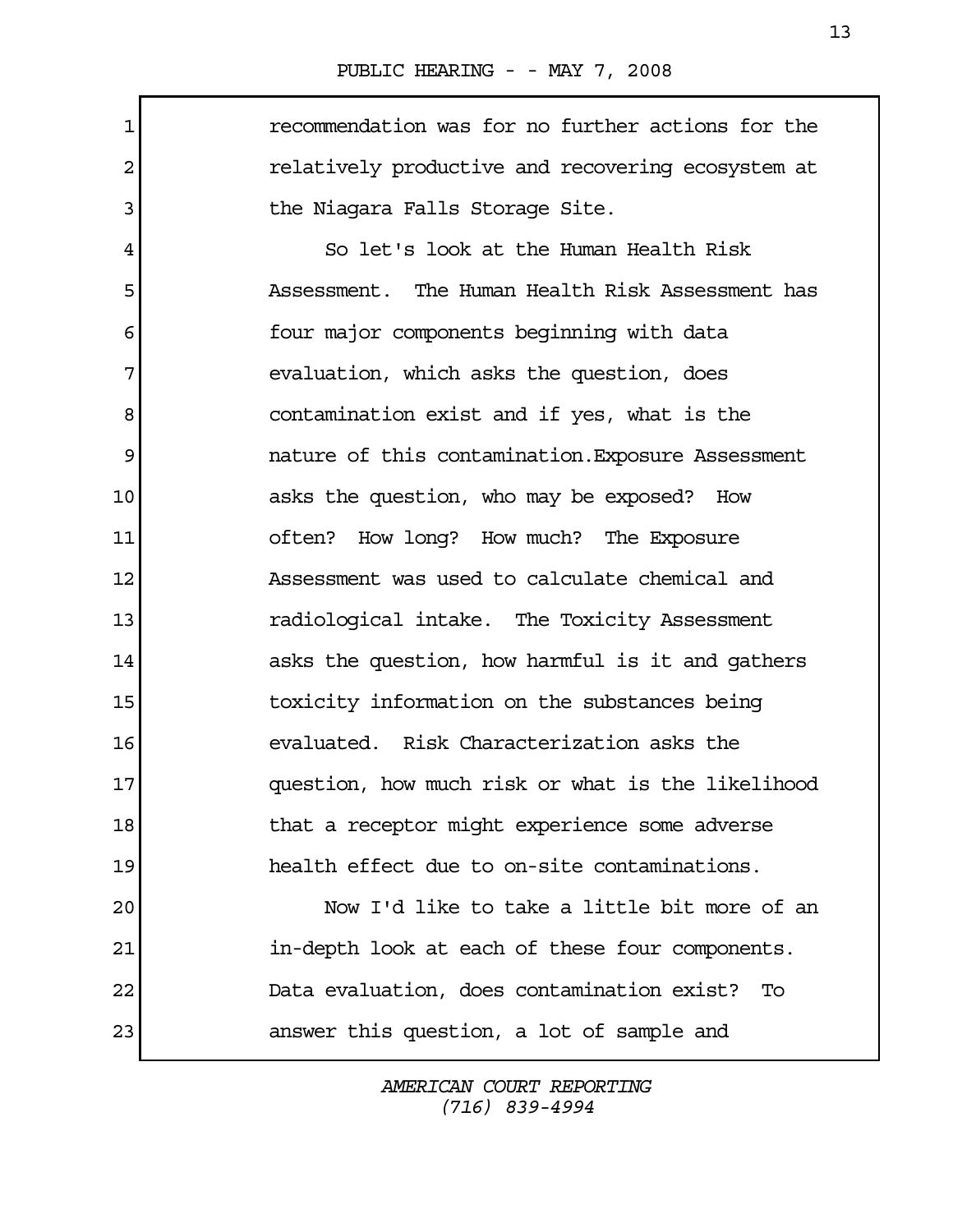recommendation was for no further actions for the relatively productive and recovering ecosystem at the Niagara Falls Storage Site.

So let's look at the Human Health Risk Assessment. The Human Health Risk Assessment has four major components beginning with data evaluation, which asks the question, does contamination exist and if yes, what is the nature of this contamination.Exposure Assessment asks the question, who may be exposed? How often? How long? How much? The Exposure Assessment was used to calculate chemical and radiological intake. The Toxicity Assessment asks the question, how harmful is it and gathers toxicity information on the substances being evaluated. Risk Characterization asks the question, how much risk or what is the likelihood that a receptor might experience some adverse health effect due to on-site contaminations.

Now I'd like to take a little bit more of an in-depth look at each of these four components. Data evaluation, does contamination exist? To answer this question, a lot of sample and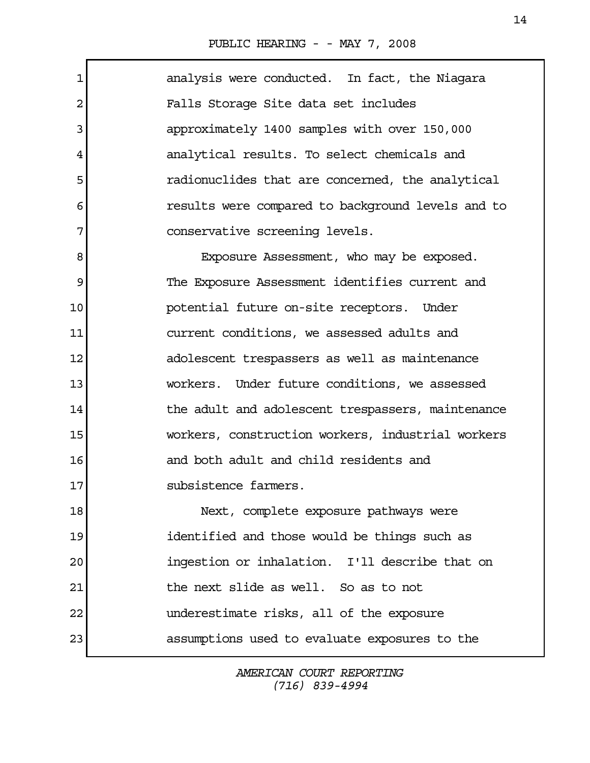analysis were conducted. In fact, the Niagara Falls Storage Site data set includes approximately 1400 samples with over 150,000 analytical results. To select chemicals and radionuclides that are concerned, the analytical results were compared to background levels and to conservative screening levels.

Exposure Assessment, who may be exposed. The Exposure Assessment identifies current and potential future on-site receptors. Under current conditions, we assessed adults and adolescent trespassers as well as maintenance workers. Under future conditions, we assessed the adult and adolescent trespassers, maintenance workers, construction workers, industrial workers and both adult and child residents and subsistence farmers.

Next, complete exposure pathways were identified and those would be things such as ingestion or inhalation. I'll describe that on the next slide as well. So as to not underestimate risks, all of the exposure assumptions used to evaluate exposures to the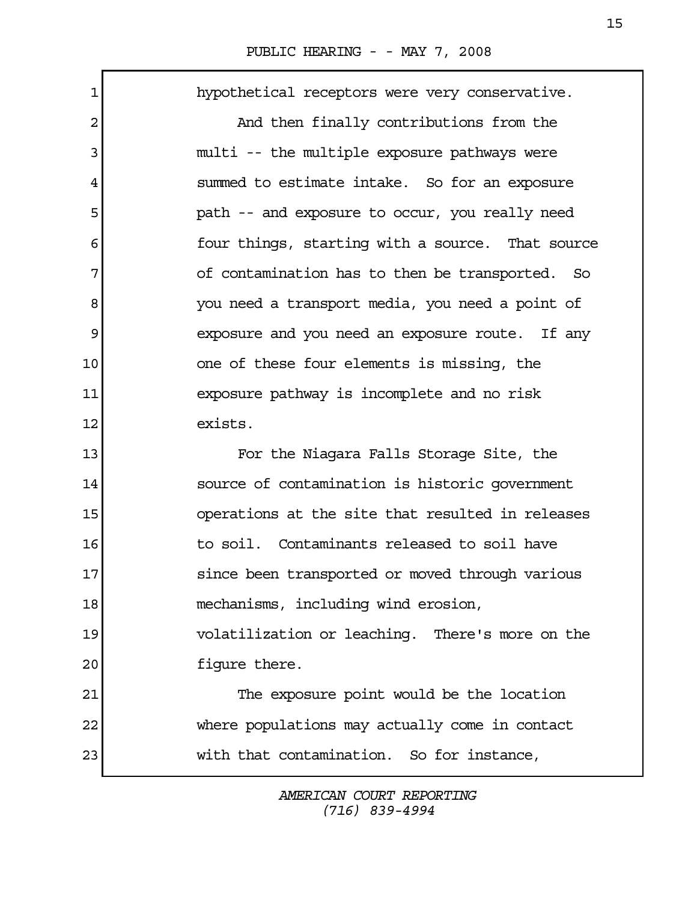hypothetical receptors were very conservative.

And then finally contributions from the multi -- the multiple exposure pathways were summed to estimate intake. So for an exposure path -- and exposure to occur, you really need four things, starting with a source. That source of contamination has to then be transported. So you need a transport media, you need a point of exposure and you need an exposure route. If any one of these four elements is missing, the exposure pathway is incomplete and no risk exists.

For the Niagara Falls Storage Site, the source of contamination is historic government operations at the site that resulted in releases to soil. Contaminants released to soil have since been transported or moved through various mechanisms, including wind erosion, volatilization or leaching. There's more on the figure there.

The exposure point would be the location where populations may actually come in contact with that contamination. So for instance,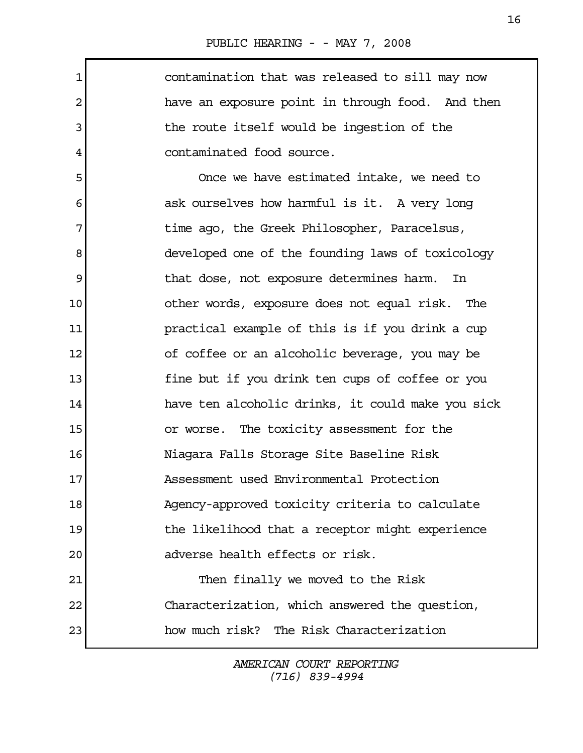contamination that was released to sill may now have an exposure point in through food. And then the route itself would be ingestion of the contaminated food source.

Once we have estimated intake, we need to ask ourselves how harmful is it. A very long time ago, the Greek Philosopher, Paracelsus, developed one of the founding laws of toxicology that dose, not exposure determines harm. In other words, exposure does not equal risk. The practical example of this is if you drink a cup of coffee or an alcoholic beverage, you may be fine but if you drink ten cups of coffee or you have ten alcoholic drinks, it could make you sick or worse. The toxicity assessment for the Niagara Falls Storage Site Baseline Risk Assessment used Environmental Protection Agency-approved toxicity criteria to calculate the likelihood that a receptor might experience adverse health effects or risk.

Then finally we moved to the Risk Characterization, which answered the question, how much risk? The Risk Characterization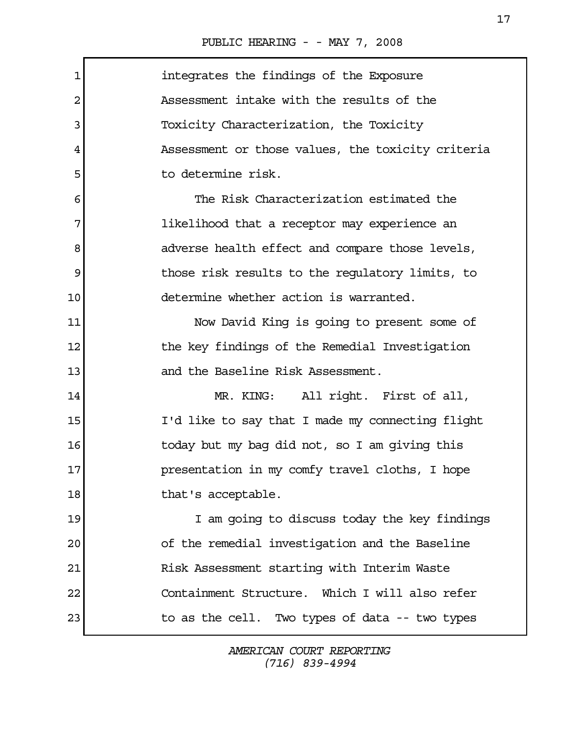integrates the findings of the Exposure Assessment intake with the results of the Toxicity Characterization, the Toxicity Assessment or those values, the toxicity criteria to determine risk.

The Risk Characterization estimated the likelihood that a receptor may experience an adverse health effect and compare those levels, those risk results to the regulatory limits, to determine whether action is warranted.

Now David King is going to present some of the key findings of the Remedial Investigation and the Baseline Risk Assessment.

MR. KING: All right. First of all, I'd like to say that I made my connecting flight today but my bag did not, so I am giving this presentation in my comfy travel cloths, I hope that's acceptable.

I am going to discuss today the key findings of the remedial investigation and the Baseline Risk Assessment starting with Interim Waste Containment Structure. Which I will also refer to as the cell. Two types of data -- two types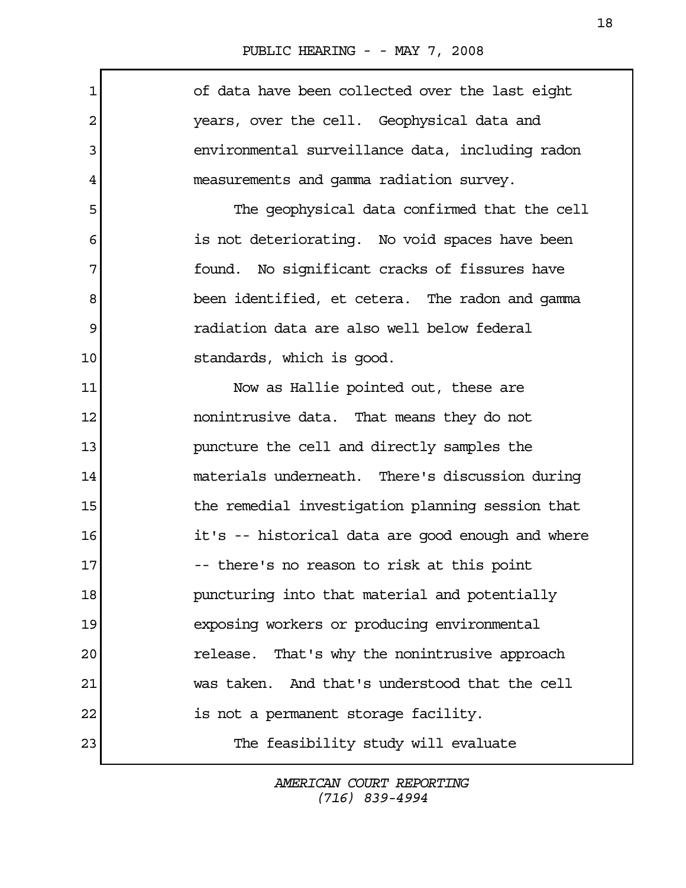of data have been collected over the last eight years, over the cell. Geophysical data and environmental surveillance data, including radon measurements and gamma radiation survey.

The geophysical data confirmed that the cell is not deteriorating. No void spaces have been found. No significant cracks of fissures have been identified, et cetera. The radon and gamma radiation data are also well below federal standards, which is good.

Now as Hallie pointed out, these are nonintrusive data. That means they do not puncture the cell and directly samples the materials underneath. There's discussion during the remedial investigation planning session that it's -- historical data are good enough and where -- there's no reason to risk at this point puncturing into that material and potentially exposing workers or producing environmental release. That's why the nonintrusive approach was taken. And that's understood that the cell is not a permanent storage facility.

The feasibility study will evaluate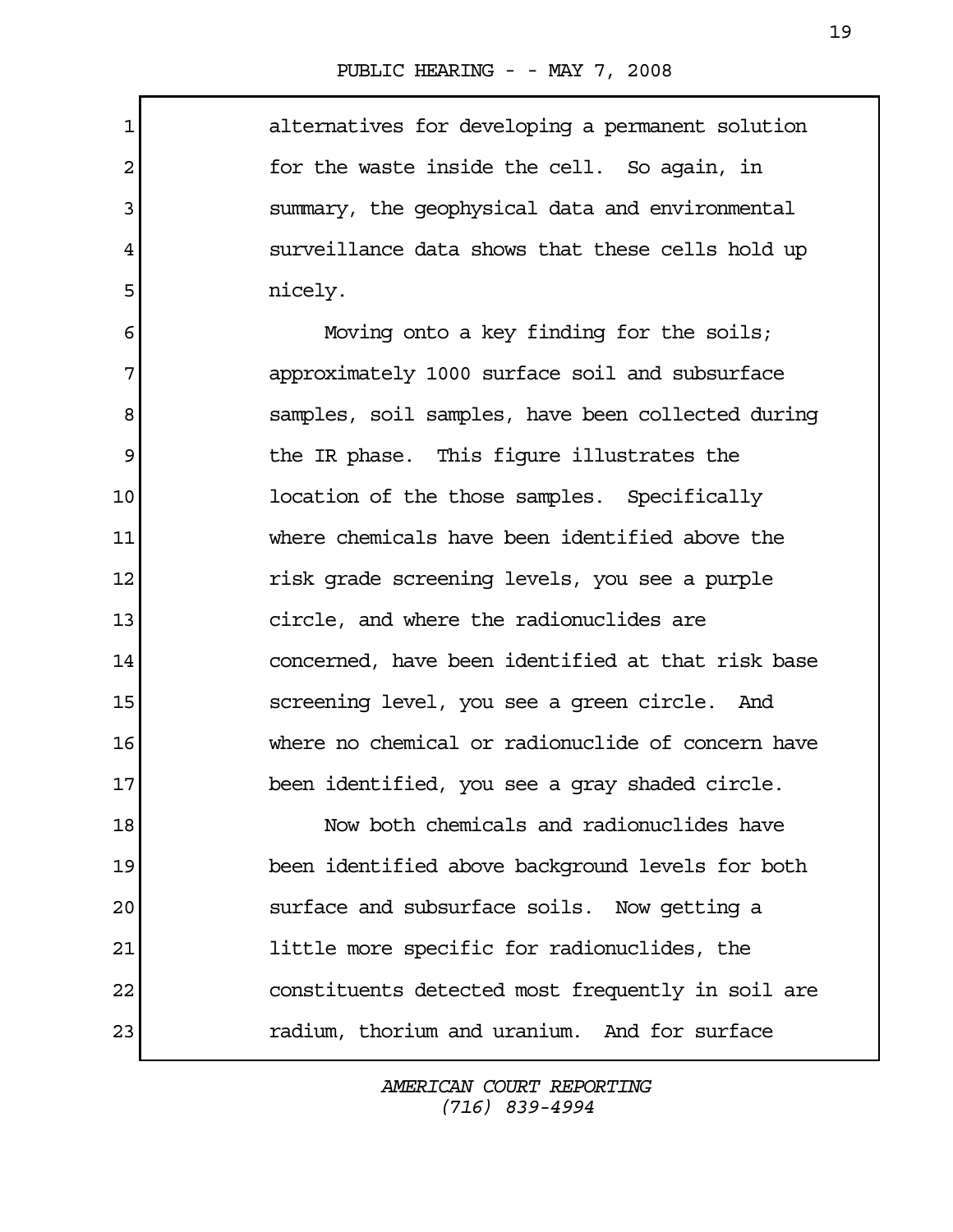alternatives for developing a permanent solution for the waste inside the cell. So again, in summary, the geophysical data and environmental surveillance data shows that these cells hold up nicely.

Moving onto a key finding for the soils; approximately 1000 surface soil and subsurface samples, soil samples, have been collected during the IR phase. This figure illustrates the location of the those samples. Specifically where chemicals have been identified above the risk grade screening levels, you see a purple circle, and where the radionuclides are concerned, have been identified at that risk base screening level, you see a green circle. And where no chemical or radionuclide of concern have been identified, you see a gray shaded circle.

Now both chemicals and radionuclides have been identified above background levels for both surface and subsurface soils. Now getting a little more specific for radionuclides, the constituents detected most frequently in soil are radium, thorium and uranium. And for surface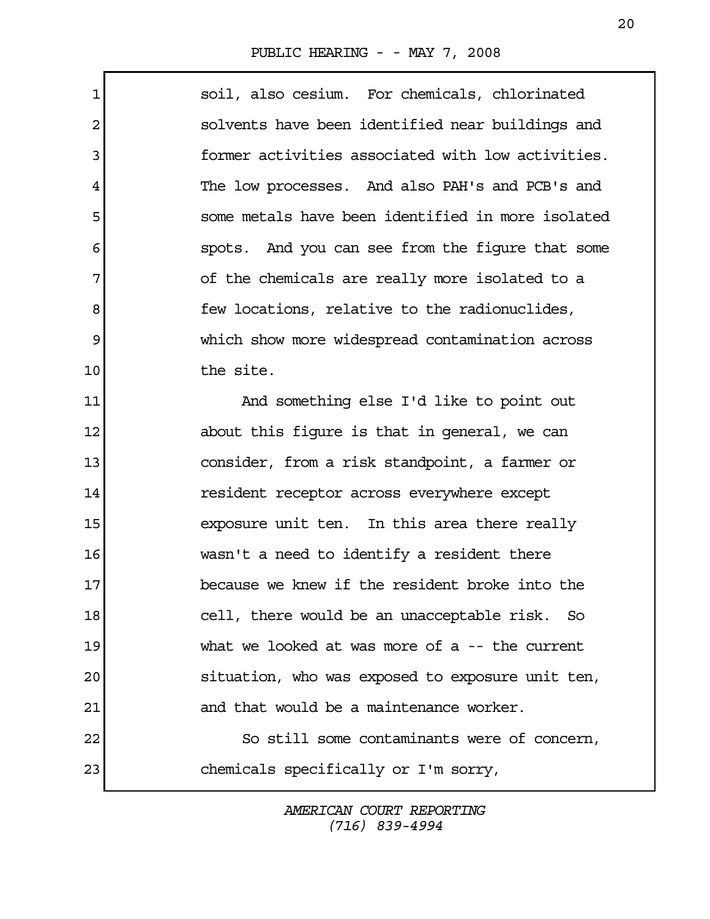soil, also cesium. For chemicals, chlorinated solvents have been identified near buildings and former activities associated with low activities. The low processes. And also PAH's and PCB's and some metals have been identified in more isolated spots. And you can see from the figure that some of the chemicals are really more isolated to a few locations, relative to the radionuclides, which show more widespread contamination across the site.

And something else I'd like to point out about this figure is that in general, we can consider, from a risk standpoint, a farmer or resident receptor across everywhere except exposure unit ten. In this area there really wasn't a need to identify a resident there because we knew if the resident broke into the cell, there would be an unacceptable risk. So what we looked at was more of a -- the current situation, who was exposed to exposure unit ten, and that would be a maintenance worker.

So still some contaminants were of concern, chemicals specifically or I'm sorry,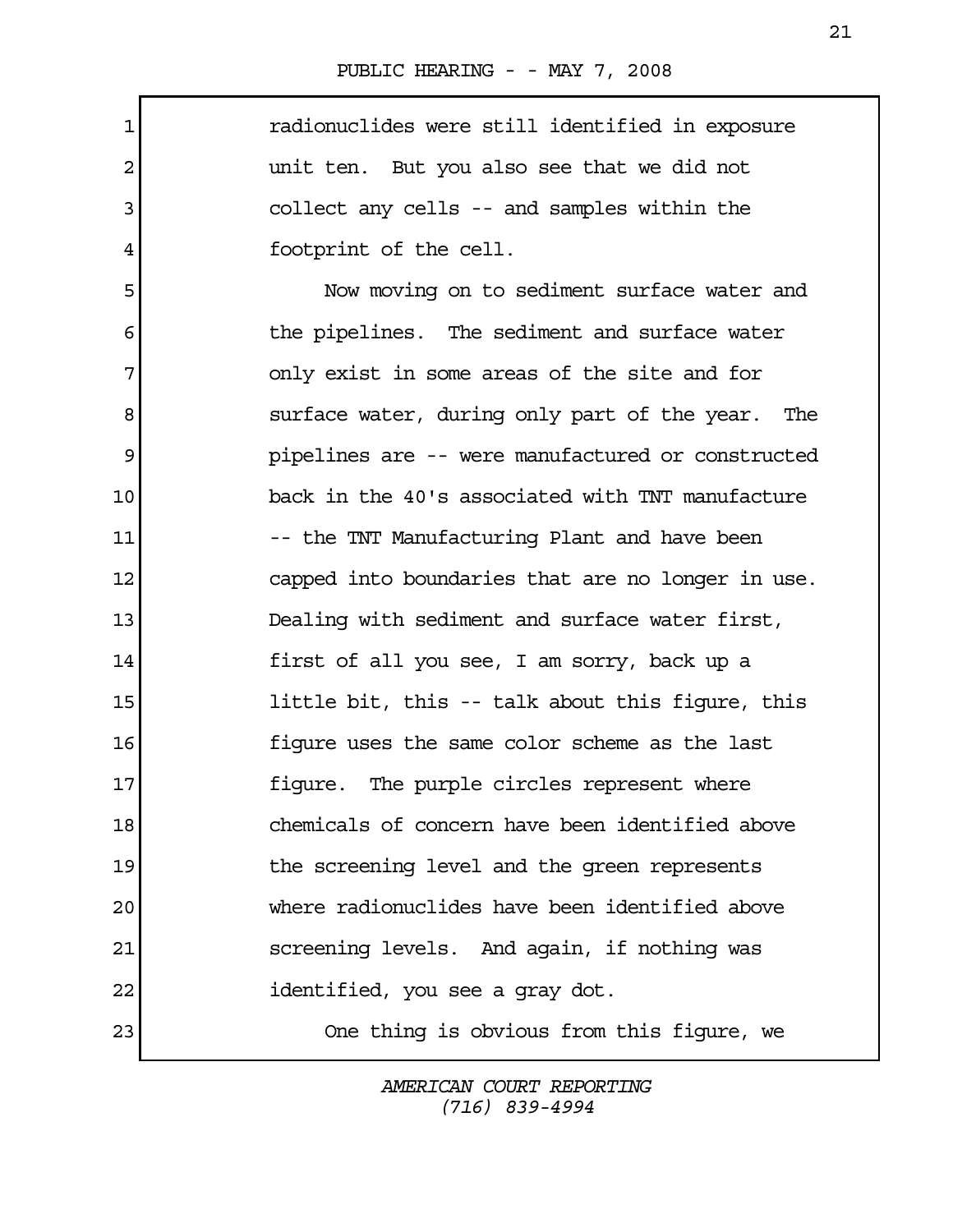radionuclides were still identified in exposure unit ten. But you also see that we did not collect any cells -- and samples within the footprint of the cell.

Now moving on to sediment surface water and the pipelines. The sediment and surface water only exist in some areas of the site and for surface water, during only part of the year. The pipelines are -- were manufactured or constructed back in the 40's associated with TNT manufacture -- the TNT Manufacturing Plant and have been capped into boundaries that are no longer in use. Dealing with sediment and surface water first, first of all you see, I am sorry, back up a little bit, this -- talk about this figure, this figure uses the same color scheme as the last figure. The purple circles represent where chemicals of concern have been identified above the screening level and the green represents where radionuclides have been identified above screening levels. And again, if nothing was identified, you see a gray dot.

One thing is obvious from this figure, we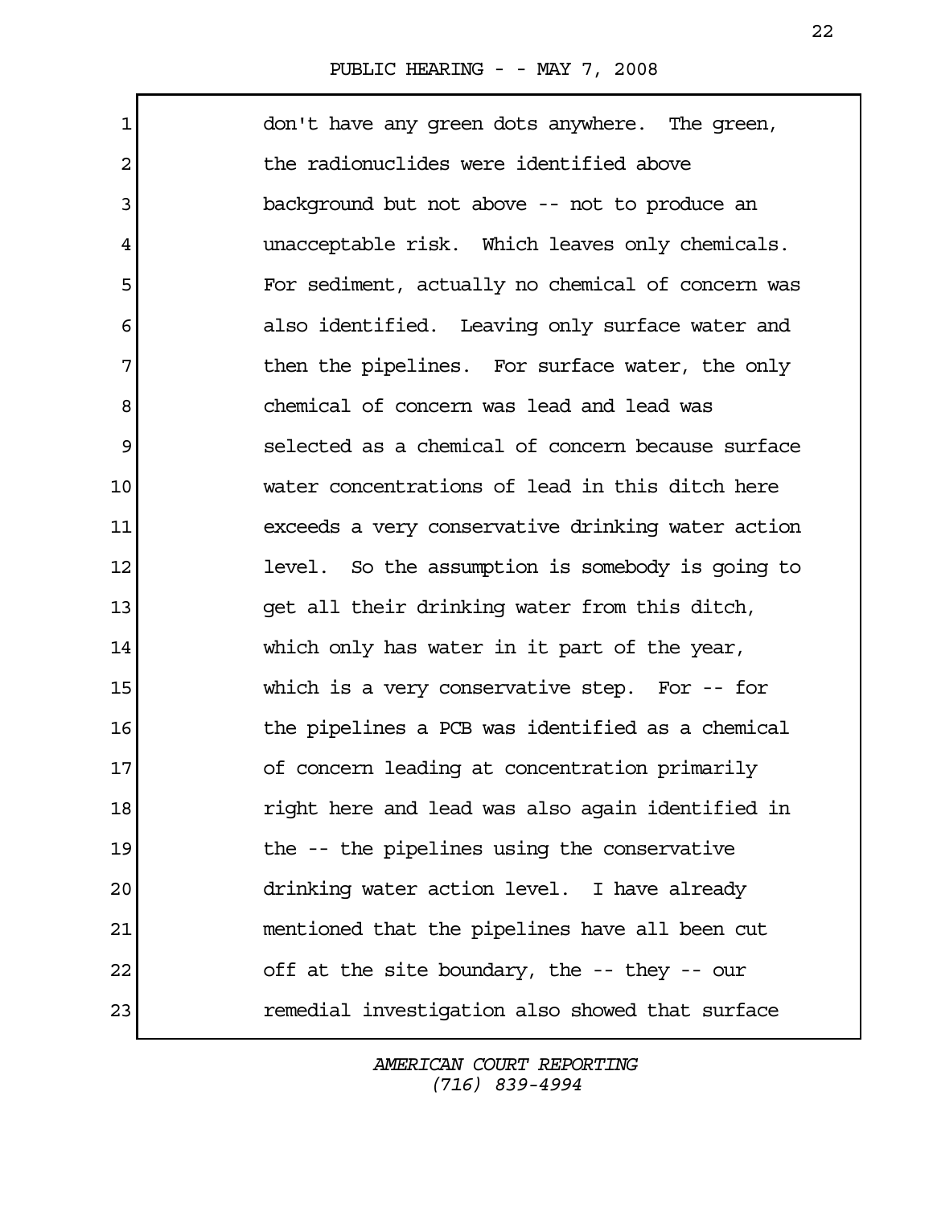don't have any green dots anywhere. The green, the radionuclides were identified above background but not above -- not to produce an unacceptable risk. Which leaves only chemicals. For sediment, actually no chemical of concern was also identified. Leaving only surface water and then the pipelines. For surface water, the only chemical of concern was lead and lead was selected as a chemical of concern because surface water concentrations of lead in this ditch here exceeds a very conservative drinking water action level. So the assumption is somebody is going to get all their drinking water from this ditch, which only has water in it part of the year, which is a very conservative step. For -- for the pipelines a PCB was identified as a chemical of concern leading at concentration primarily right here and lead was also again identified in the -- the pipelines using the conservative drinking water action level. I have already mentioned that the pipelines have all been cut off at the site boundary, the -- they -- our remedial investigation also showed that surface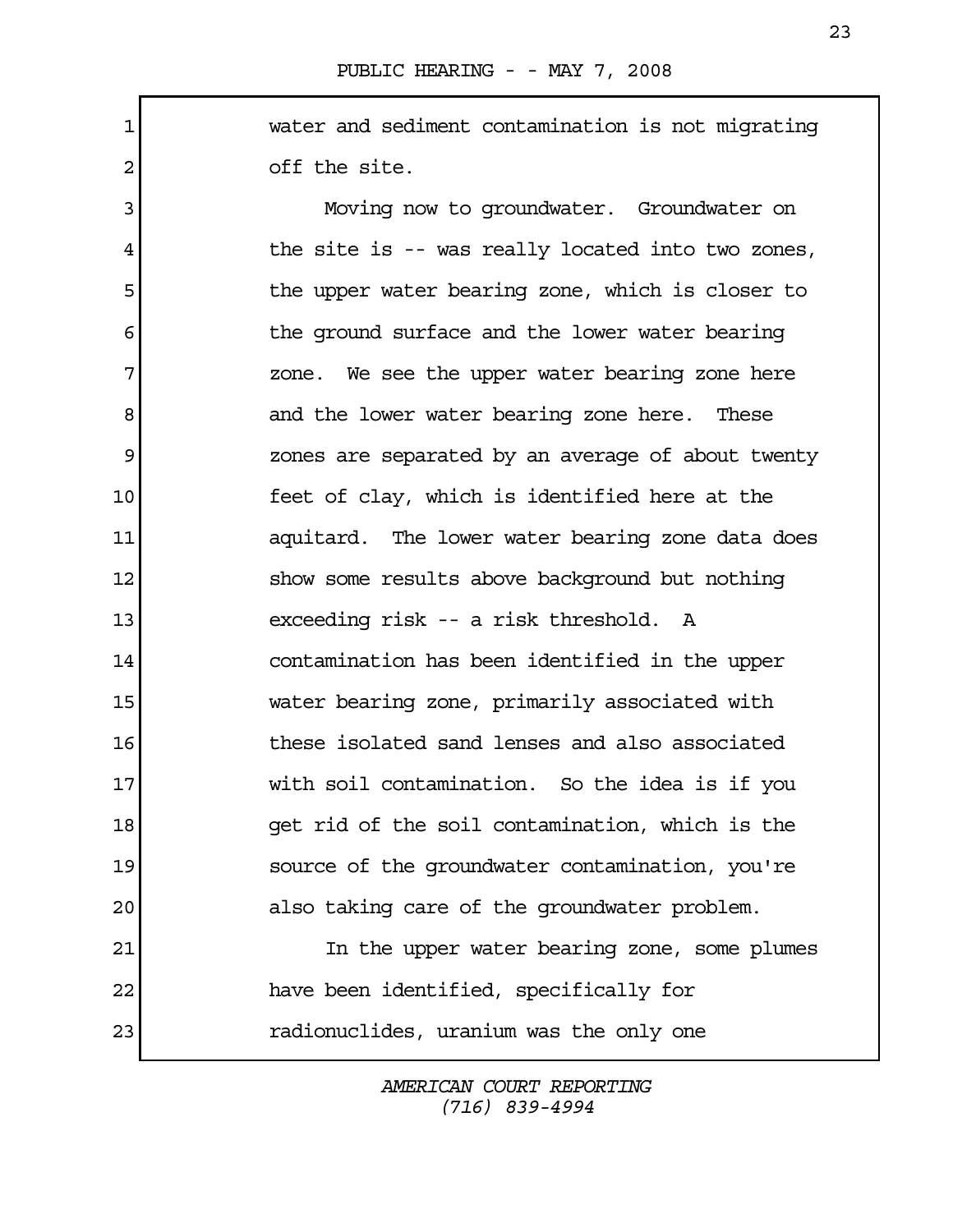water and sediment contamination is not migrating off the site.

Moving now to groundwater. Groundwater on the site is -- was really located into two zones, the upper water bearing zone, which is closer to the ground surface and the lower water bearing zone. We see the upper water bearing zone here and the lower water bearing zone here. These zones are separated by an average of about twenty feet of clay, which is identified here at the aquitard. The lower water bearing zone data does show some results above background but nothing exceeding risk -- a risk threshold. A contamination has been identified in the upper water bearing zone, primarily associated with these isolated sand lenses and also associated with soil contamination. So the idea is if you get rid of the soil contamination, which is the source of the groundwater contamination, you're also taking care of the groundwater problem.

In the upper water bearing zone, some plumes have been identified, specifically for radionuclides, uranium was the only one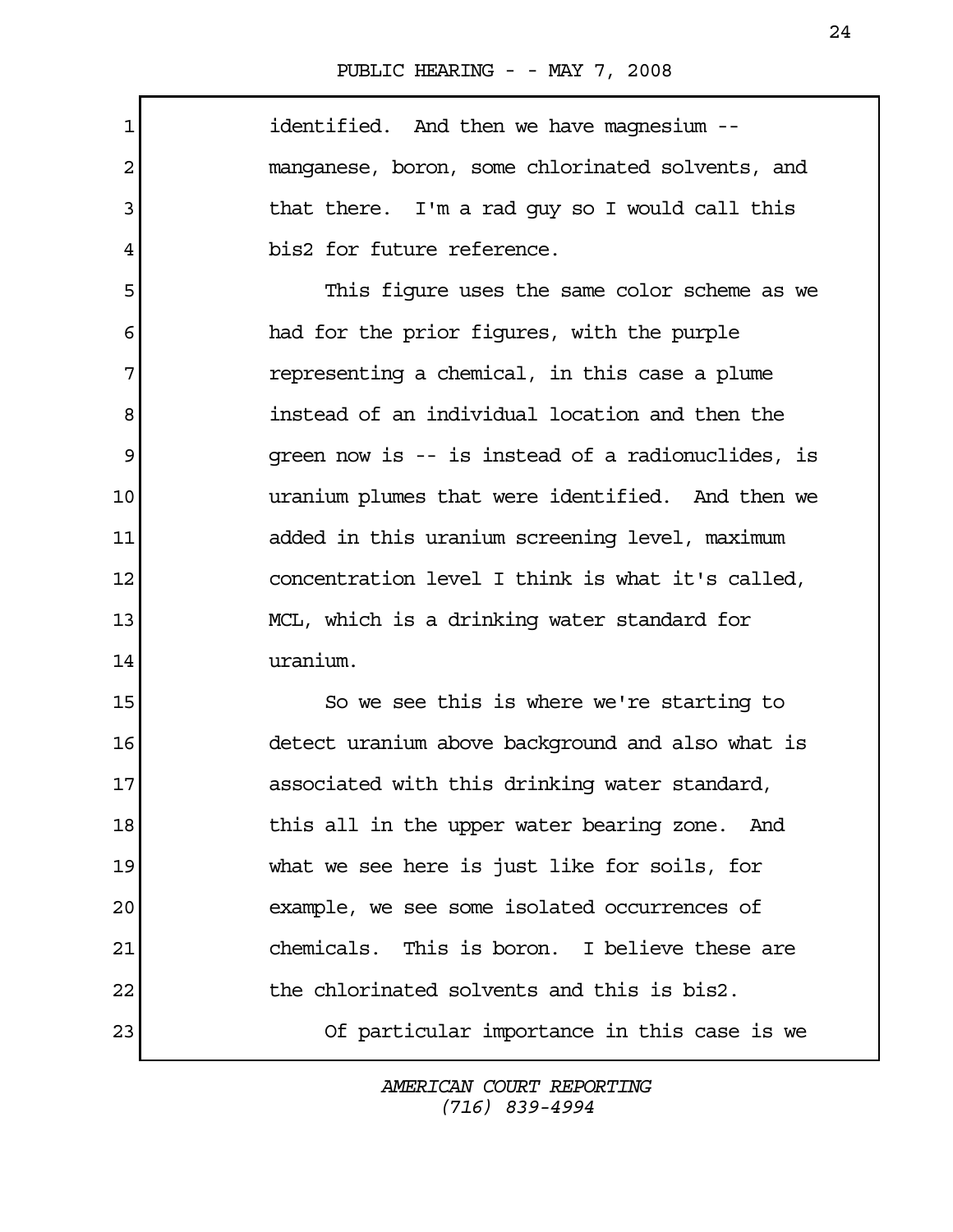identified. And then we have magnesium -- manganese, boron, some chlorinated solvents, and that there. I'm a rad guy so I would call this bis2 for future reference.

This figure uses the same color scheme as we had for the prior figures, with the purple representing a chemical, in this case a plume instead of an individual location and then the green now is -- is instead of a radionuclides, is uranium plumes that were identified. And then we added in this uranium screening level, maximum concentration level I think is what it's called, MCL, which is a drinking water standard for uranium.

So we see this is where we're starting to detect uranium above background and also what is associated with this drinking water standard, this all in the upper water bearing zone. And what we see here is just like for soils, for example, we see some isolated occurrences of chemicals. This is boron. I believe these are the chlorinated solvents and this is bis2.

Of particular importance in this case is we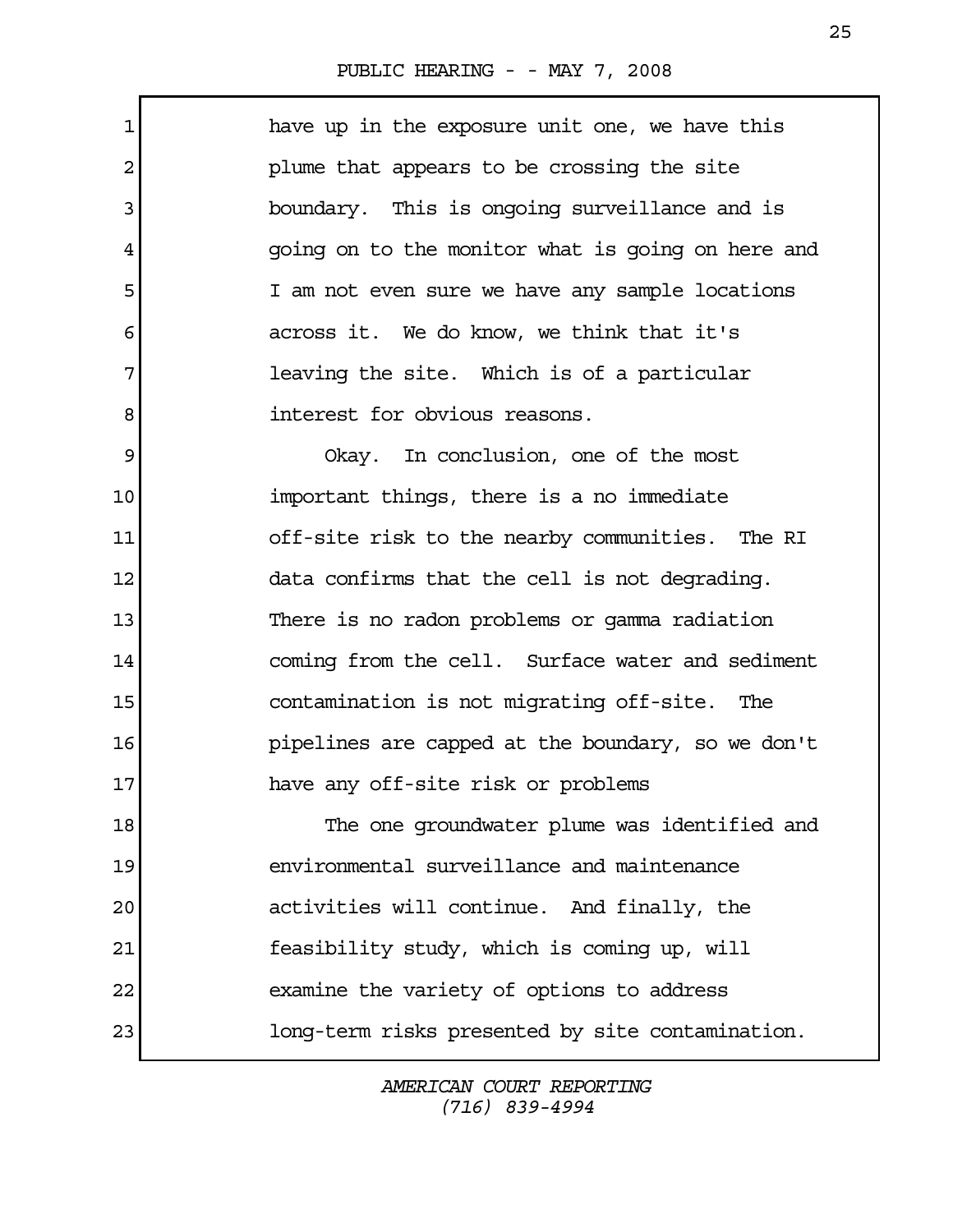have up in the exposure unit one, we have this plume that appears to be crossing the site boundary. This is ongoing surveillance and is going on to the monitor what is going on here and I am not even sure we have any sample locations across it. We do know, we think that it's leaving the site. Which is of a particular interest for obvious reasons.

Okay. In conclusion, one of the most important things, there is a no immediate off-site risk to the nearby communities. The RI data confirms that the cell is not degrading. There is no radon problems or gamma radiation coming from the cell. Surface water and sediment contamination is not migrating off-site. The pipelines are capped at the boundary, so we don't have any off-site risk or problems

The one groundwater plume was identified and environmental surveillance and maintenance activities will continue. And finally, the feasibility study, which is coming up, will examine the variety of options to address long-term risks presented by site contamination.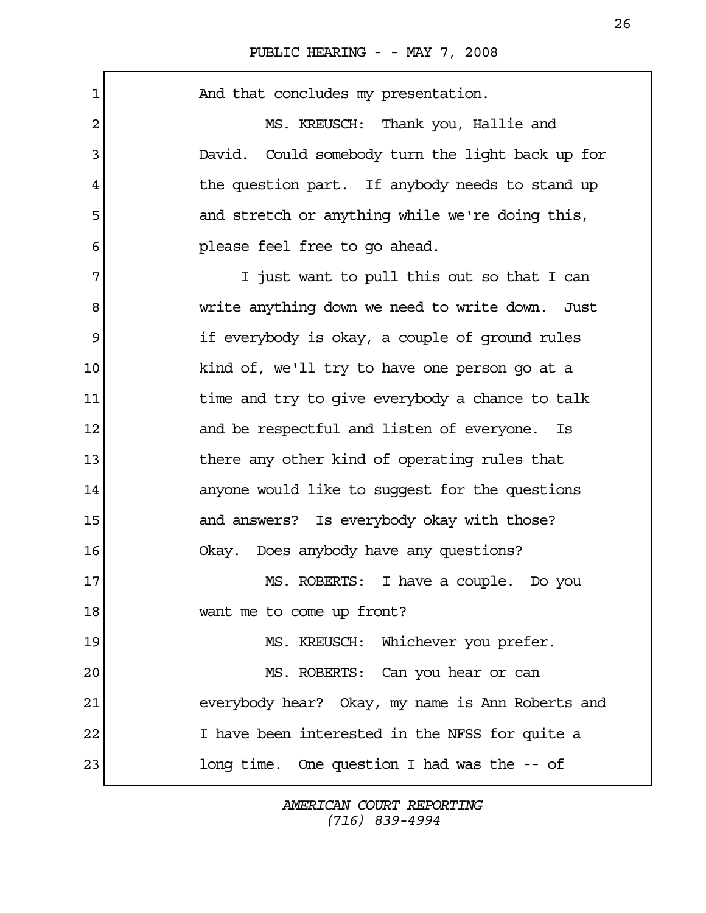And that concludes my presentation.

MS. KREUSCH: Thank you, Hallie and David. Could somebody turn the light back up for the question part. If anybody needs to stand up and stretch or anything while we're doing this, please feel free to go ahead.

I just want to pull this out so that I can write anything down we need to write down. Just if everybody is okay, a couple of ground rules kind of, we'll try to have one person go at a time and try to give everybody a chance to talk and be respectful and listen of everyone. Is there any other kind of operating rules that anyone would like to suggest for the questions and answers? Is everybody okay with those? Okay. Does anybody have any questions?

MS. ROBERTS: I have a couple. Do you want me to come up front?

MS. KREUSCH: Whichever you prefer.

MS. ROBERTS: Can you hear or can everybody hear? Okay, my name is Ann Roberts and I have been interested in the NFSS for quite a long time. One question I had was the -- of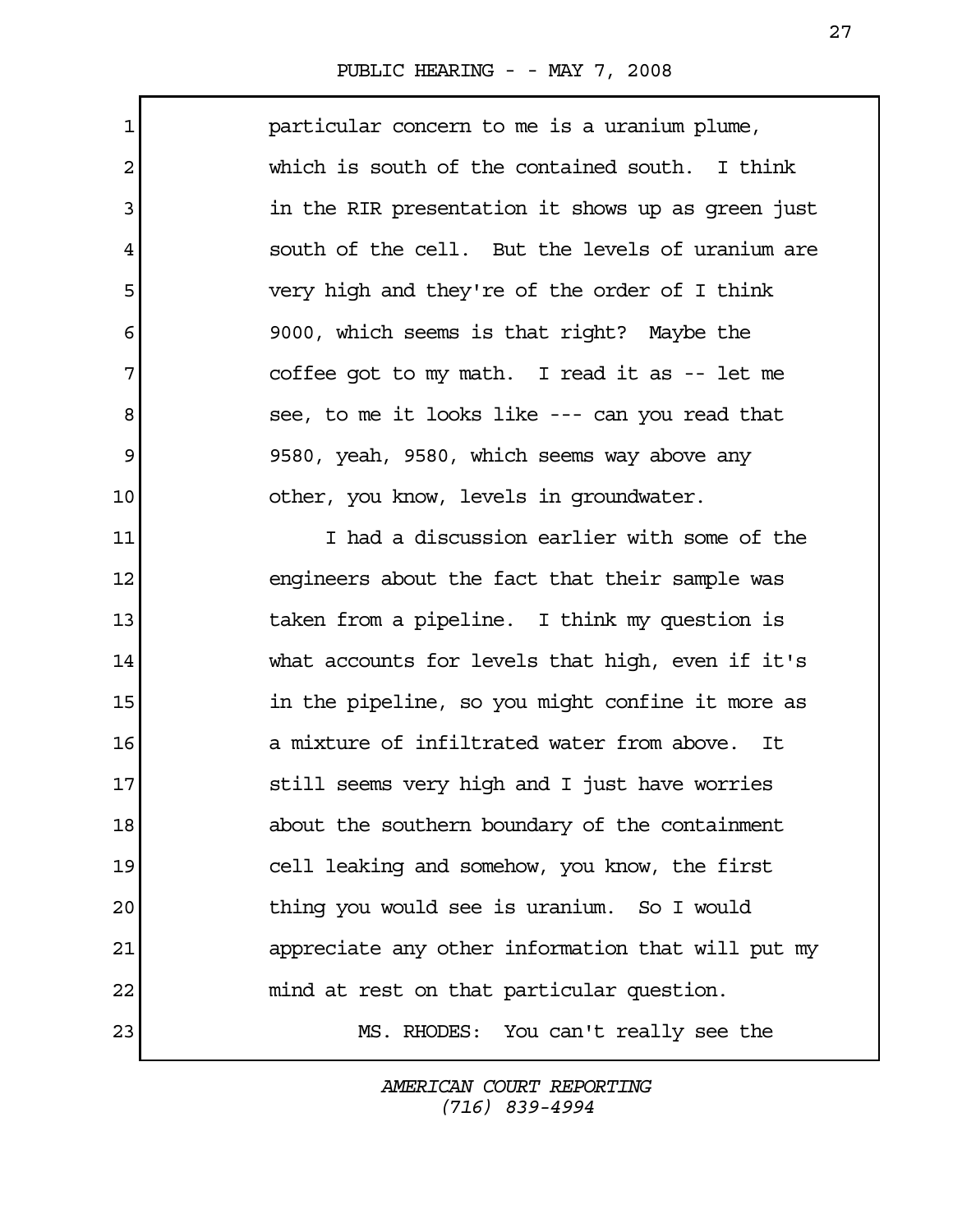particular concern to me is a uranium plume, which is south of the contained south. I think in the RIR presentation it shows up as green just south of the cell. But the levels of uranium are very high and they're of the order of I think 9000, which seems is that right? Maybe the coffee got to my math. I read it as -- let me see, to me it looks like --- can you read that 9580, yeah, 9580, which seems way above any other, you know, levels in groundwater.

I had a discussion earlier with some of the engineers about the fact that their sample was taken from a pipeline. I think my question is what accounts for levels that high, even if it's in the pipeline, so you might confine it more as a mixture of infiltrated water from above. It still seems very high and I just have worries about the southern boundary of the containment cell leaking and somehow, you know, the first thing you would see is uranium. So I would appreciate any other information that will put my mind at rest on that particular question.

MS. RHODES: You can't really see the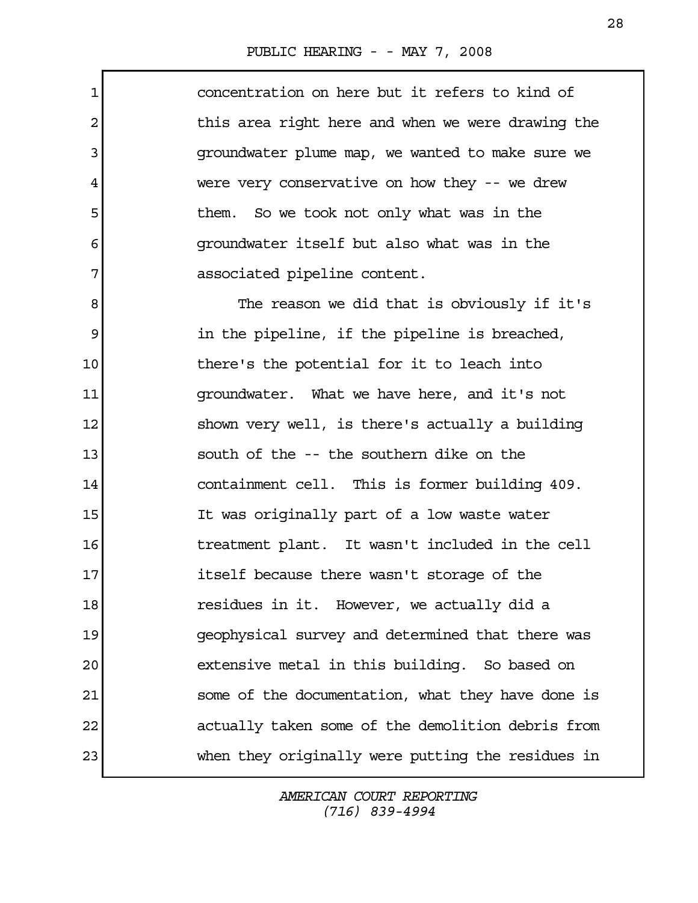concentration on here but it refers to kind of this area right here and when we were drawing the groundwater plume map, we wanted to make sure we were very conservative on how they -- we drew them. So we took not only what was in the groundwater itself but also what was in the associated pipeline content.

The reason we did that is obviously if it's in the pipeline, if the pipeline is breached, there's the potential for it to leach into groundwater. What we have here, and it's not shown very well, is there's actually a building south of the -- the southern dike on the containment cell. This is former building 409. It was originally part of a low waste water treatment plant. It wasn't included in the cell itself because there wasn't storage of the residues in it. However, we actually did a geophysical survey and determined that there was extensive metal in this building. So based on some of the documentation, what they have done is actually taken some of the demolition debris from when they originally were putting the residues in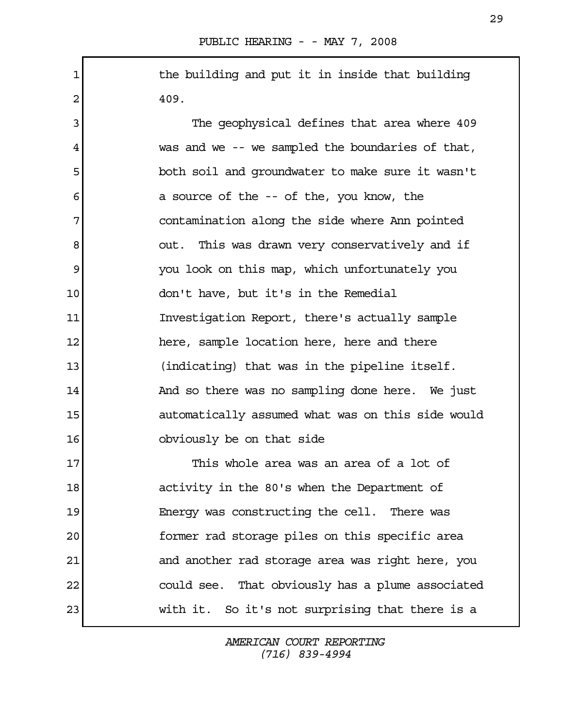the building and put it in inside that building 409.

The geophysical defines that area where 409 was and we -- we sampled the boundaries of that, both soil and groundwater to make sure it wasn't a source of the -- of the, you know, the contamination along the side where Ann pointed out. This was drawn very conservatively and if you look on this map, which unfortunately you don't have, but it's in the Remedial Investigation Report, there's actually sample here, sample location here, here and there (indicating) that was in the pipeline itself. And so there was no sampling done here. We just automatically assumed what was on this side would obviously be on that side

This whole area was an area of a lot of activity in the 80's when the Department of Energy was constructing the cell. There was former rad storage piles on this specific area and another rad storage area was right here, you could see. That obviously has a plume associated with it. So it's not surprising that there is a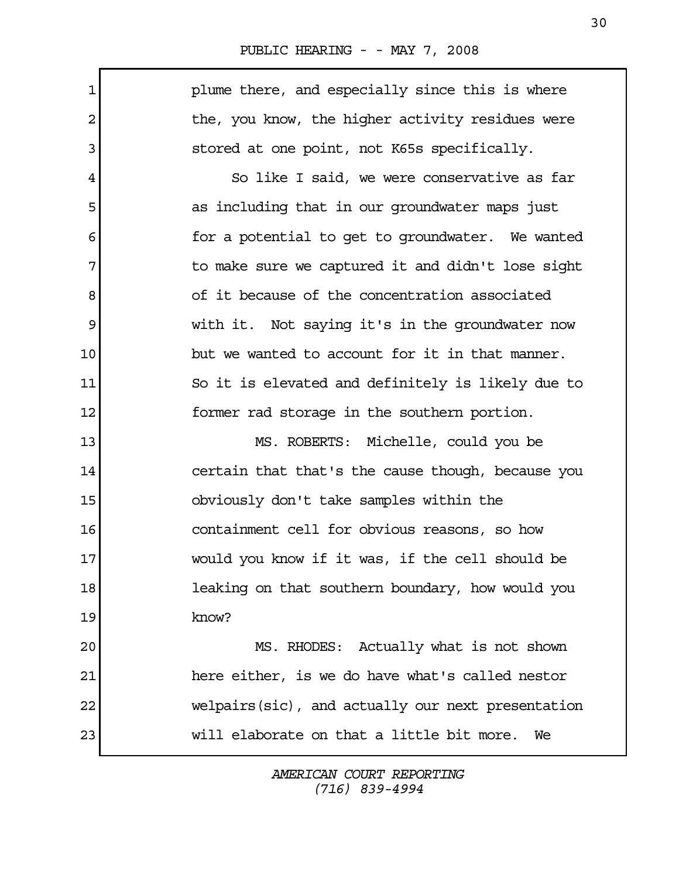plume there, and especially since this is where the, you know, the higher activity residues were stored at one point, not K65s specifically.

So like I said, we were conservative as far as including that in our groundwater maps just for a potential to get to groundwater. We wanted to make sure we captured it and didn't lose sight of it because of the concentration associated with it. Not saying it's in the groundwater now but we wanted to account for it in that manner. So it is elevated and definitely is likely due to former rad storage in the southern portion.

MS. ROBERTS: Michelle, could you be certain that that's the cause though, because you obviously don't take samples within the containment cell for obvious reasons, so how would you know if it was, if the cell should be leaking on that southern boundary, how would you know?

MS. RHODES: Actually what is not shown here either, is we do have what's called nestor welpairs(sic), and actually our next presentation will elaborate on that a little bit more. We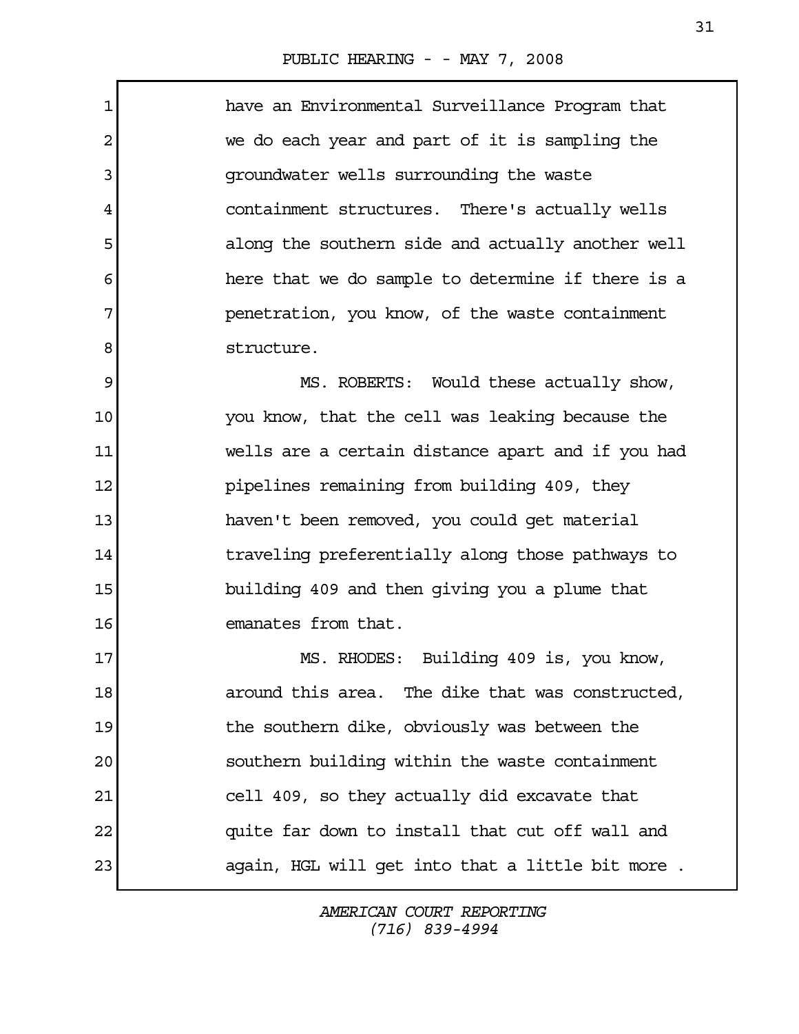have an Environmental Surveillance Program that we do each year and part of it is sampling the groundwater wells surrounding the waste containment structures. There's actually wells along the southern side and actually another well here that we do sample to determine if there is a penetration, you know, of the waste containment structure.

MS. ROBERTS: Would these actually show, you know, that the cell was leaking because the wells are a certain distance apart and if you had pipelines remaining from building 409, they haven't been removed, you could get material traveling preferentially along those pathways to building 409 and then giving you a plume that emanates from that.

MS. RHODES: Building 409 is, you know, around this area. The dike that was constructed, the southern dike, obviously was between the southern building within the waste containment cell 409, so they actually did excavate that quite far down to install that cut off wall and again, HGL will get into that a little bit more .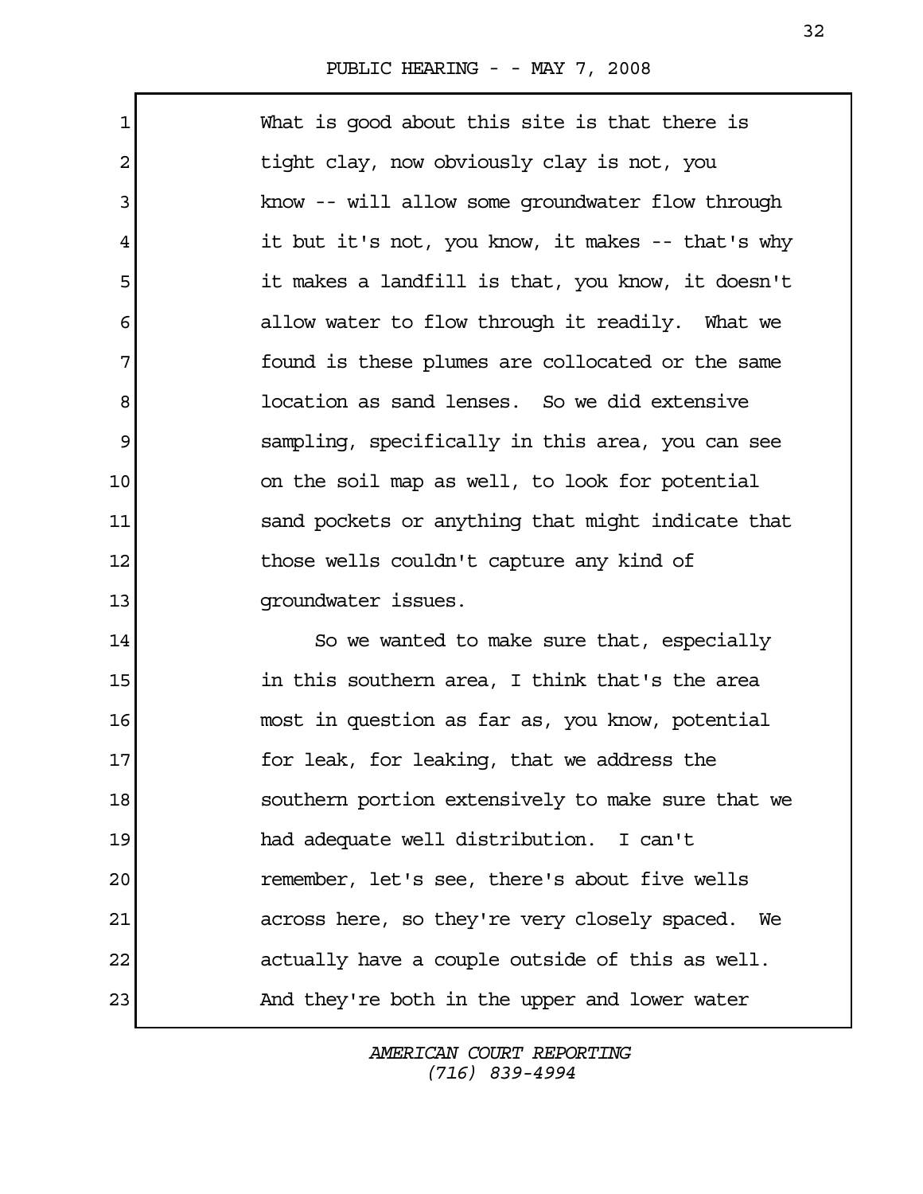What is good about this site is that there is tight clay, now obviously clay is not, you know -- will allow some groundwater flow through it but it's not, you know, it makes -- that's why it makes a landfill is that, you know, it doesn't allow water to flow through it readily. What we found is these plumes are collocated or the same location as sand lenses. So we did extensive sampling, specifically in this area, you can see on the soil map as well, to look for potential sand pockets or anything that might indicate that those wells couldn't capture any kind of groundwater issues.

So we wanted to make sure that, especially in this southern area, I think that's the area most in question as far as, you know, potential for leak, for leaking, that we address the southern portion extensively to make sure that we had adequate well distribution. I can't remember, let's see, there's about five wells across here, so they're very closely spaced. We actually have a couple outside of this as well. And they're both in the upper and lower water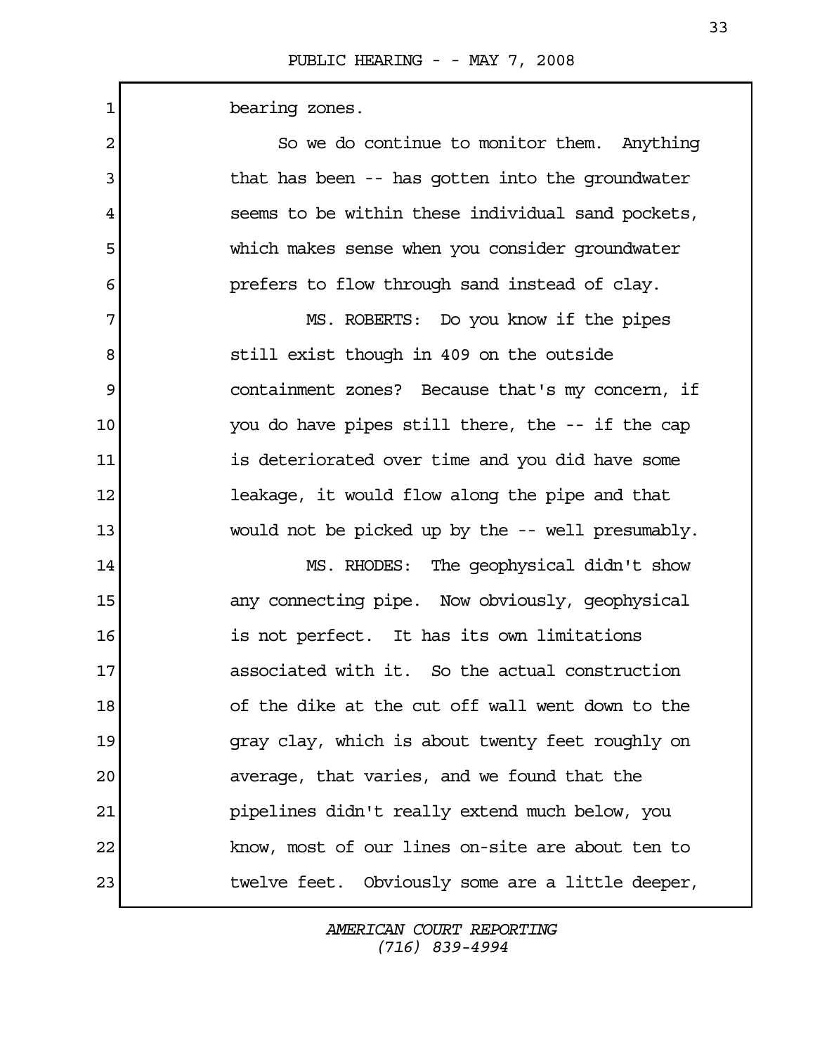bearing zones.

So we do continue to monitor them. Anything that has been -- has gotten into the groundwater seems to be within these individual sand pockets, which makes sense when you consider groundwater prefers to flow through sand instead of clay.

MS. ROBERTS: Do you know if the pipes still exist though in 409 on the outside containment zones? Because that's my concern, if you do have pipes still there, the -- if the cap is deteriorated over time and you did have some leakage, it would flow along the pipe and that would not be picked up by the -- well presumably.

MS. RHODES: The geophysical didn't show any connecting pipe. Now obviously, geophysical is not perfect. It has its own limitations associated with it. So the actual construction of the dike at the cut off wall went down to the gray clay, which is about twenty feet roughly on average, that varies, and we found that the pipelines didn't really extend much below, you know, most of our lines on-site are about ten to twelve feet. Obviously some are a little deeper,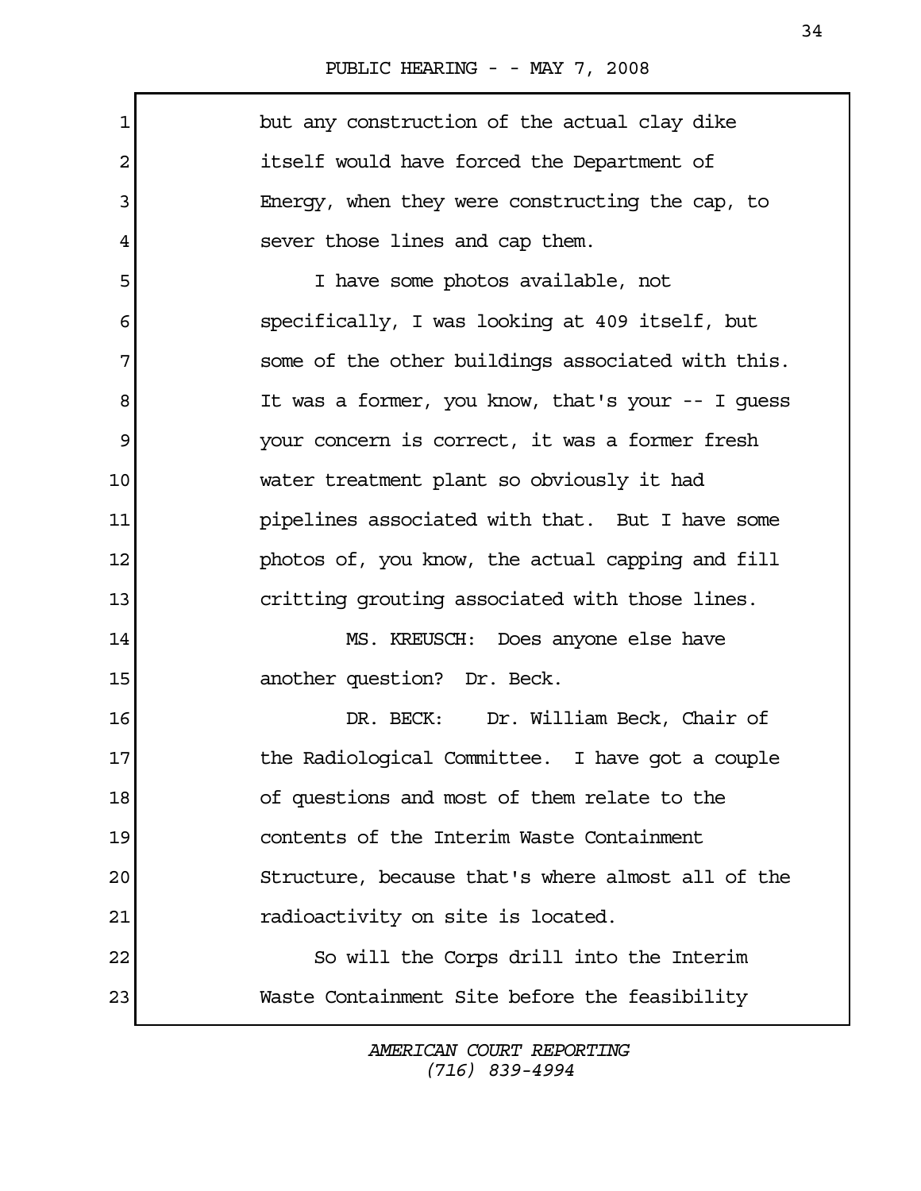but any construction of the actual clay dike itself would have forced the Department of Energy, when they were constructing the cap, to sever those lines and cap them.

I have some photos available, not specifically, I was looking at 409 itself, but some of the other buildings associated with this. It was a former, you know, that's your -- I guess your concern is correct, it was a former fresh water treatment plant so obviously it had pipelines associated with that. But I have some photos of, you know, the actual capping and fill critting grouting associated with those lines.

MS. KREUSCH: Does anyone else have another question? Dr. Beck.

DR. BECK: Dr. William Beck, Chair of the Radiological Committee. I have got a couple of questions and most of them relate to the contents of the Interim Waste Containment Structure, because that's where almost all of the radioactivity on site is located.

So will the Corps drill into the Interim Waste Containment Site before the feasibility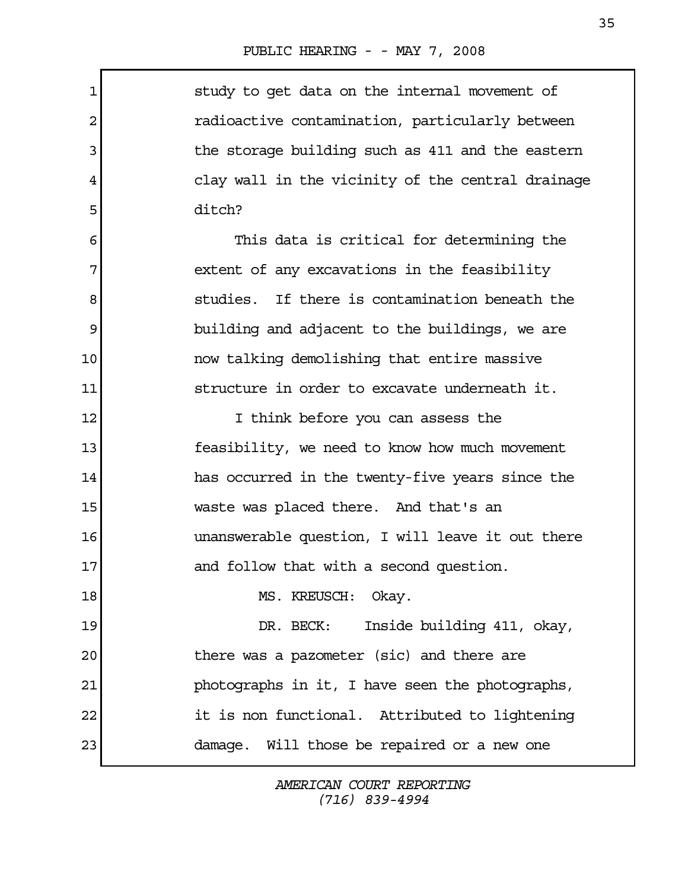study to get data on the internal movement of radioactive contamination, particularly between the storage building such as 411 and the eastern clay wall in the vicinity of the central drainage ditch?

This data is critical for determining the extent of any excavations in the feasibility studies. If there is contamination beneath the building and adjacent to the buildings, we are now talking demolishing that entire massive structure in order to excavate underneath it.

I think before you can assess the feasibility, we need to know how much movement has occurred in the twenty-five years since the waste was placed there. And that's an unanswerable question, I will leave it out there and follow that with a second question.

MS. KREUSCH: Okay.

DR. BECK: Inside building 411, okay, there was a pazometer (sic) and there are photographs in it, I have seen the photographs, it is non functional. Attributed to lightening damage. Will those be repaired or a new one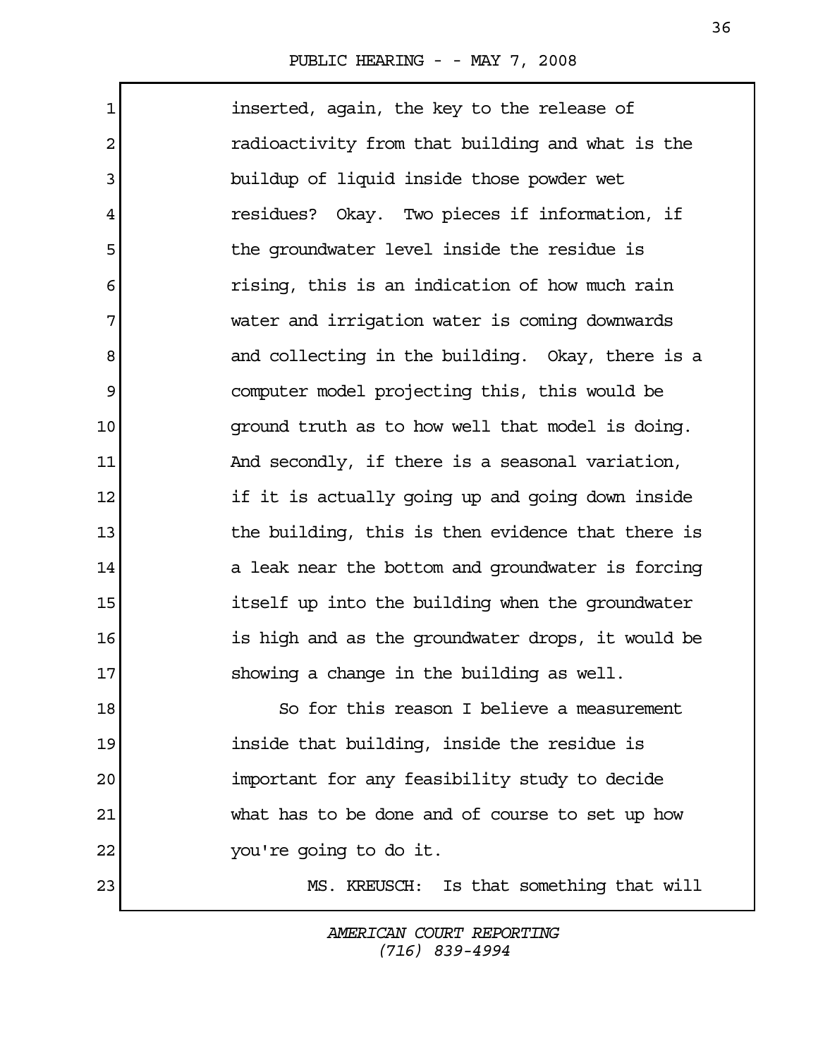inserted, again, the key to the release of radioactivity from that building and what is the buildup of liquid inside those powder wet residues? Okay. Two pieces if information, if the groundwater level inside the residue is rising, this is an indication of how much rain water and irrigation water is coming downwards and collecting in the building. Okay, there is a computer model projecting this, this would be ground truth as to how well that model is doing. And secondly, if there is a seasonal variation, if it is actually going up and going down inside the building, this is then evidence that there is a leak near the bottom and groundwater is forcing itself up into the building when the groundwater is high and as the groundwater drops, it would be showing a change in the building as well.

So for this reason I believe a measurement inside that building, inside the residue is important for any feasibility study to decide what has to be done and of course to set up how you're going to do it.

MS. KREUSCH: Is that something that will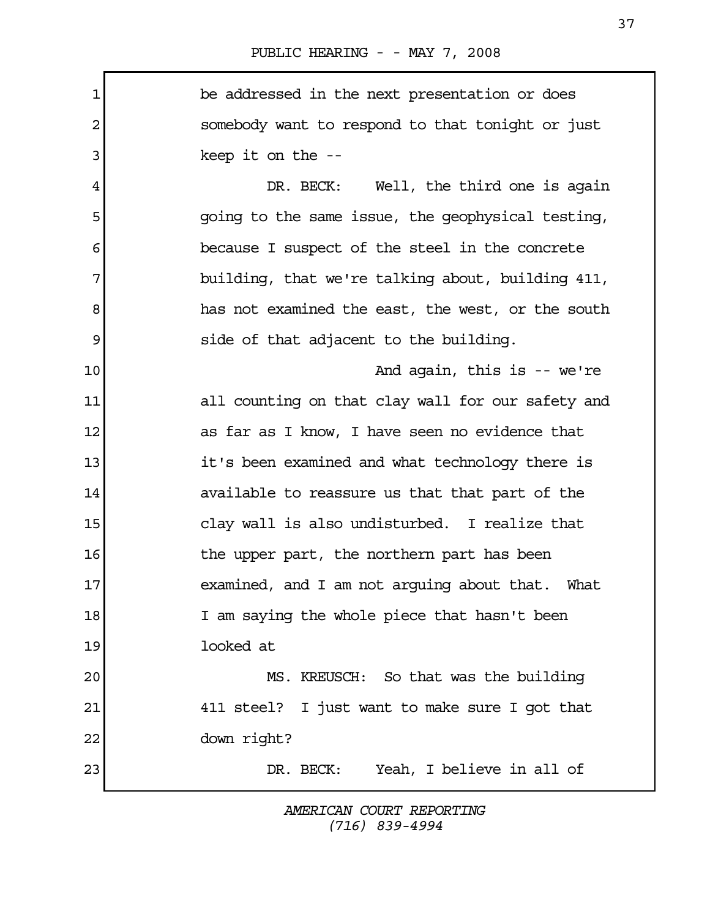be addressed in the next presentation or does somebody want to respond to that tonight or just keep it on the --

DR. BECK: Well, the third one is again going to the same issue, the geophysical testing, because I suspect of the steel in the concrete building, that we're talking about, building 411, has not examined the east, the west, or the south side of that adjacent to the building.

And again, this is -- we're all counting on that clay wall for our safety and as far as I know, I have seen no evidence that it's been examined and what technology there is available to reassure us that that part of the clay wall is also undisturbed. I realize that the upper part, the northern part has been examined, and I am not arguing about that. What I am saying the whole piece that hasn't been looked at

MS. KREUSCH: So that was the building 411 steel? I just want to make sure I got that down right?

DR. BECK: Yeah, I believe in all of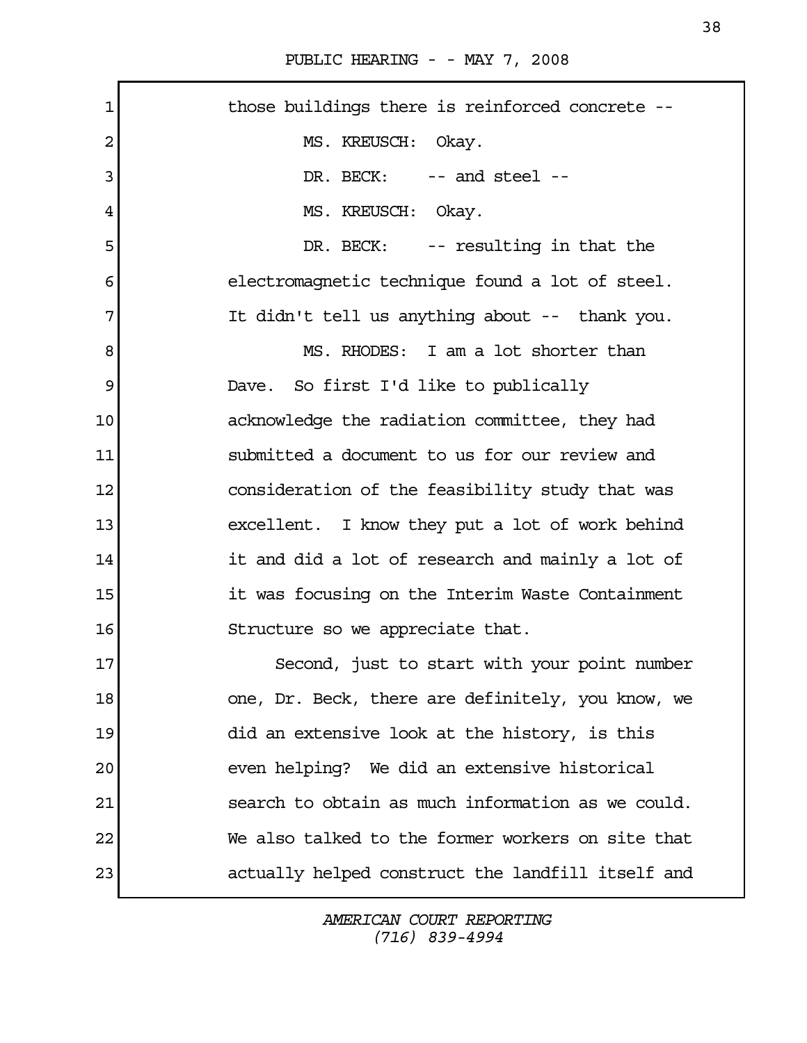those buildings there is reinforced concrete --

MS. KREUSCH: Okay.

DR. BECK: -- and steel --

MS. KREUSCH: Okay.

DR. BECK: -- resulting in that the electromagnetic technique found a lot of steel. It didn't tell us anything about -- thank you.

MS. RHODES: I am a lot shorter than Dave. So first I'd like to publically acknowledge the radiation committee, they had submitted a document to us for our review and consideration of the feasibility study that was excellent. I know they put a lot of work behind it and did a lot of research and mainly a lot of it was focusing on the Interim Waste Containment Structure so we appreciate that.

Second, just to start with your point number one, Dr. Beck, there are definitely, you know, we did an extensive look at the history, is this even helping? We did an extensive historical search to obtain as much information as we could. We also talked to the former workers on site that actually helped construct the landfill itself and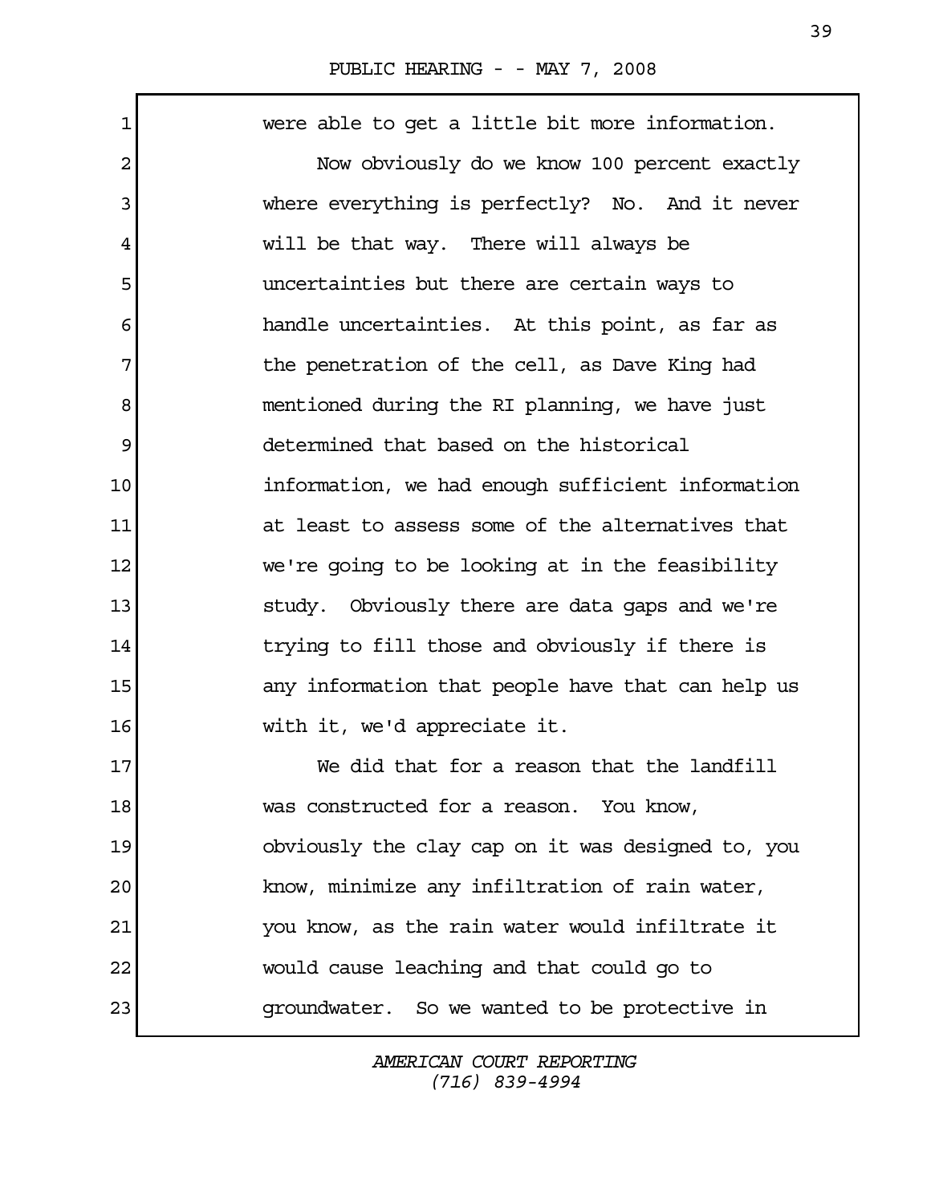were able to get a little bit more information.

Now obviously do we know 100 percent exactly where everything is perfectly? No. And it never will be that way. There will always be uncertainties but there are certain ways to handle uncertainties. At this point, as far as the penetration of the cell, as Dave King had mentioned during the RI planning, we have just determined that based on the historical information, we had enough sufficient information at least to assess some of the alternatives that we're going to be looking at in the feasibility study. Obviously there are data gaps and we're trying to fill those and obviously if there is any information that people have that can help us with it, we'd appreciate it.

We did that for a reason that the landfill was constructed for a reason. You know, obviously the clay cap on it was designed to, you know, minimize any infiltration of rain water, you know, as the rain water would infiltrate it would cause leaching and that could go to groundwater. So we wanted to be protective in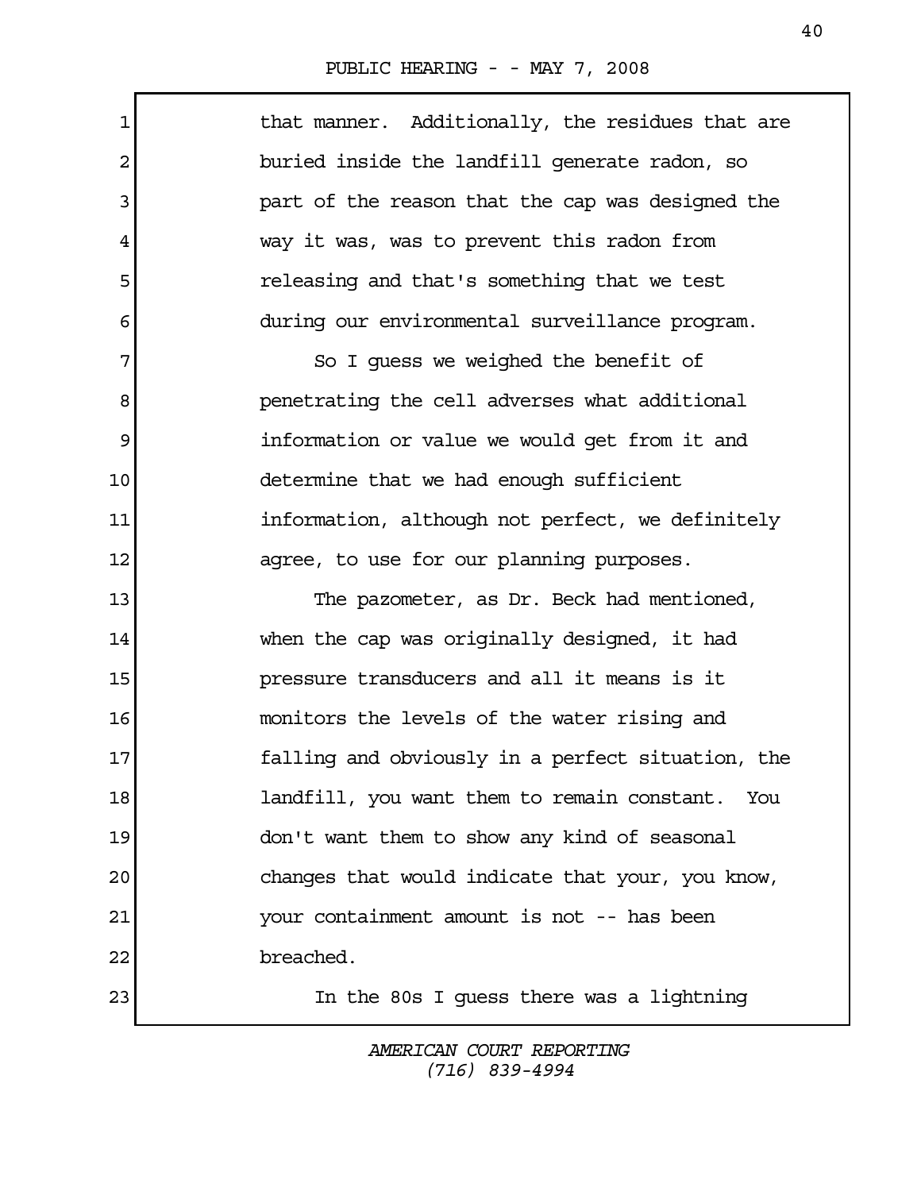that manner. Additionally, the residues that are buried inside the landfill generate radon, so part of the reason that the cap was designed the way it was, was to prevent this radon from releasing and that's something that we test during our environmental surveillance program.

So I guess we weighed the benefit of penetrating the cell adverses what additional information or value we would get from it and determine that we had enough sufficient information, although not perfect, we definitely agree, to use for our planning purposes.

The pazometer, as Dr. Beck had mentioned, when the cap was originally designed, it had pressure transducers and all it means is it monitors the levels of the water rising and falling and obviously in a perfect situation, the landfill, you want them to remain constant. You don't want them to show any kind of seasonal changes that would indicate that your, you know, your containment amount is not -- has been breached.

In the 80s I guess there was a lightning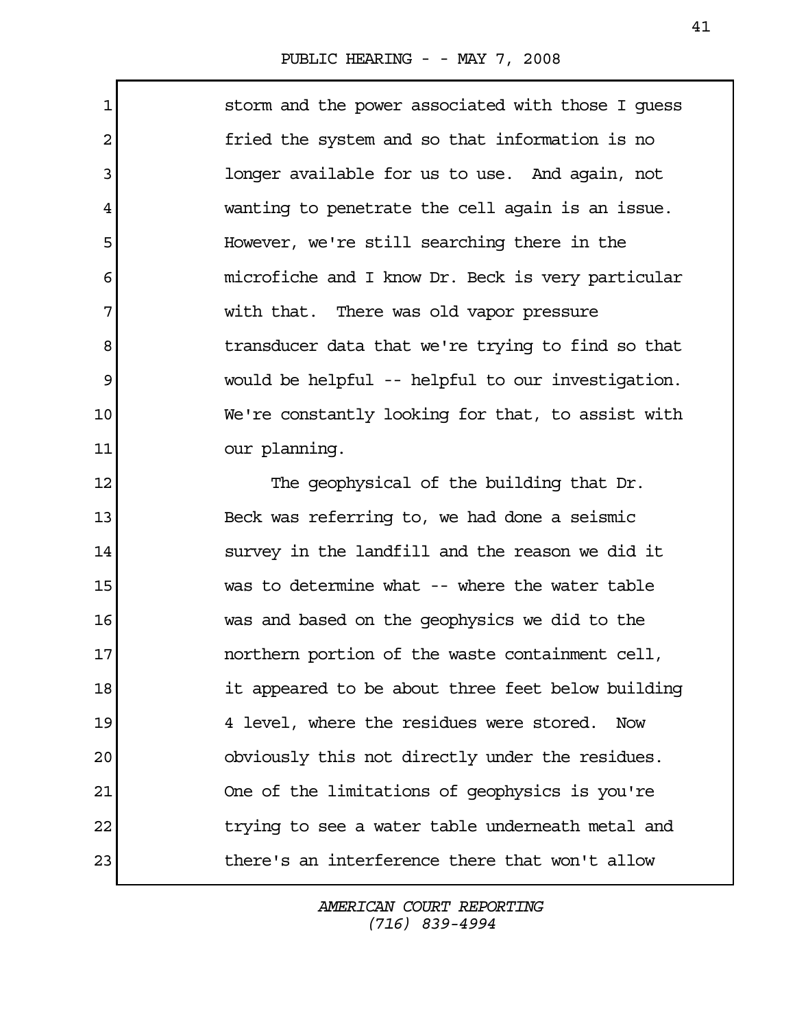storm and the power associated with those I guess fried the system and so that information is no longer available for us to use. And again, not wanting to penetrate the cell again is an issue. However, we're still searching there in the microfiche and I know Dr. Beck is very particular with that. There was old vapor pressure transducer data that we're trying to find so that would be helpful -- helpful to our investigation. We're constantly looking for that, to assist with our planning.

The geophysical of the building that Dr. Beck was referring to, we had done a seismic survey in the landfill and the reason we did it was to determine what -- where the water table was and based on the geophysics we did to the northern portion of the waste containment cell, it appeared to be about three feet below building 4 level, where the residues were stored. Now obviously this not directly under the residues. One of the limitations of geophysics is you're trying to see a water table underneath metal and there's an interference there that won't allow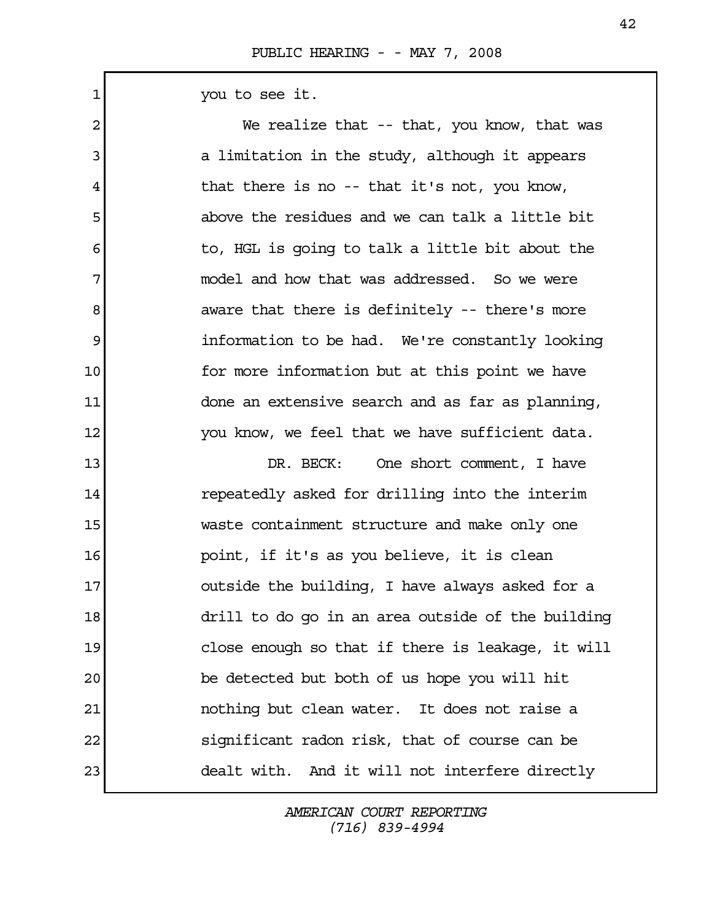you to see it.

We realize that -- that, you know, that was a limitation in the study, although it appears that there is no -- that it's not, you know, above the residues and we can talk a little bit to, HGL is going to talk a little bit about the model and how that was addressed. So we were aware that there is definitely -- there's more information to be had. We're constantly looking for more information but at this point we have done an extensive search and as far as planning, you know, we feel that we have sufficient data.

DR. BECK: One short comment, I have repeatedly asked for drilling into the interim waste containment structure and make only one point, if it's as you believe, it is clean outside the building, I have always asked for a drill to do go in an area outside of the building close enough so that if there is leakage, it will be detected but both of us hope you will hit nothing but clean water. It does not raise a significant radon risk, that of course can be dealt with. And it will not interfere directly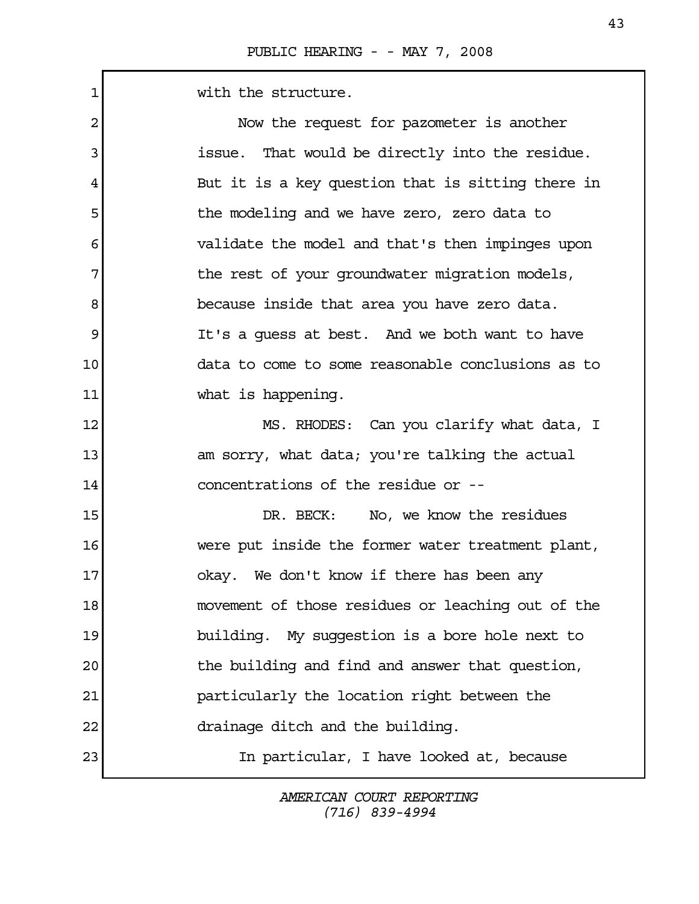with the structure.

Now the request for pazometer is another issue. That would be directly into the residue. But it is a key question that is sitting there in the modeling and we have zero, zero data to validate the model and that's then impinges upon the rest of your groundwater migration models, because inside that area you have zero data. It's a guess at best. And we both want to have data to come to some reasonable conclusions as to what is happening.

MS. RHODES: Can you clarify what data, I am sorry, what data; you're talking the actual concentrations of the residue or --

DR. BECK: No, we know the residues were put inside the former water treatment plant, okay. We don't know if there has been any movement of those residues or leaching out of the building. My suggestion is a bore hole next to the building and find and answer that question, particularly the location right between the drainage ditch and the building.

In particular, I have looked at, because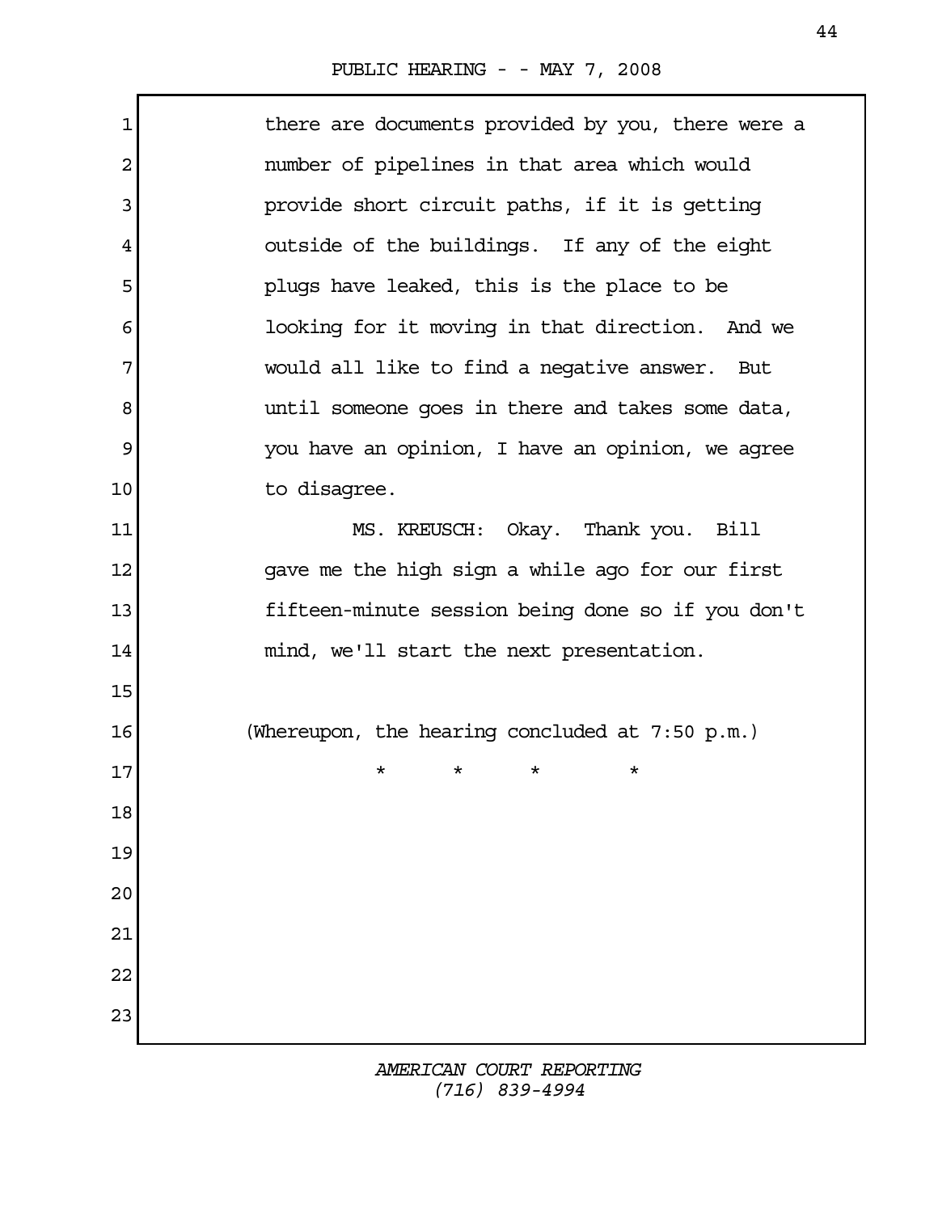there are documents provided by you, there were a number of pipelines in that area which would provide short circuit paths, if it is getting outside of the buildings. If any of the eight plugs have leaked, this is the place to be looking for it moving in that direction. And we would all like to find a negative answer. But until someone goes in there and takes some data, you have an opinion, I have an opinion, we agree to disagree.

MS. KREUSCH: Okay. Thank you. Bill gave me the high sign a while ago for our first fifteen-minute session being done so if you don't mind, we'll start the next presentation.

(Whereupon, the hearing concluded at 7:50 p.m.)

\* \* \* \*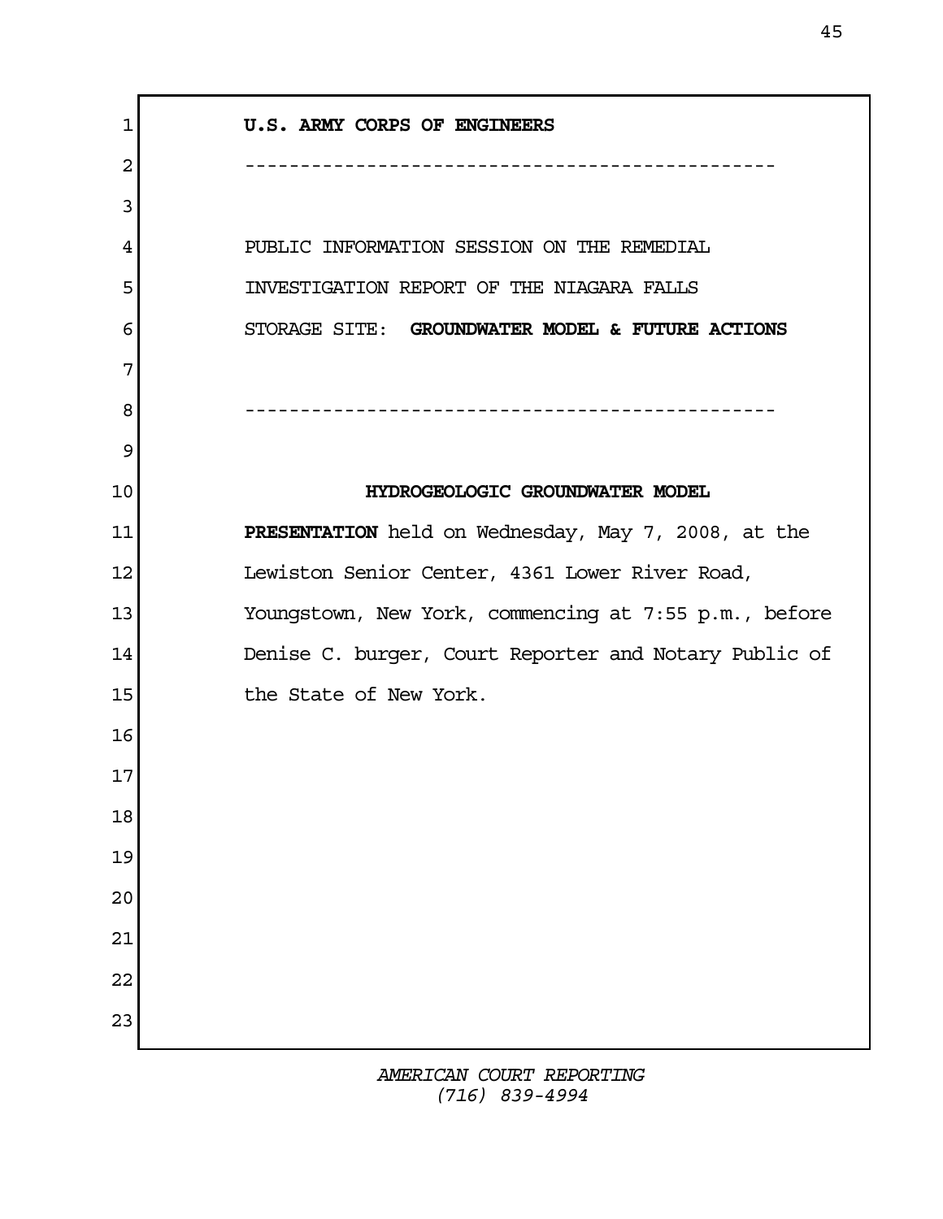**U.S. ARMY CORPS OF ENGINEERS**

-----------------------------------------------

PUBLIC INFORMATION SESSION ON THE REMEDIAL INVESTIGATION REPORT OF THE NIAGARA FALLS STORAGE SITE: **GROUNDWATER MODEL & FUTURE ACTIONS**

-----------------------------------------------

**HYDROGEOLOGIC GROUNDWATER MODEL**

**PRESENTATION** held on Wednesday, May 7, 2008, at the Lewiston Senior Center, 4361 Lower River Road, Youngstown, New York, commencing at 7:55 p.m., before Denise C. burger, Court Reporter and Notary Public of the State of New York.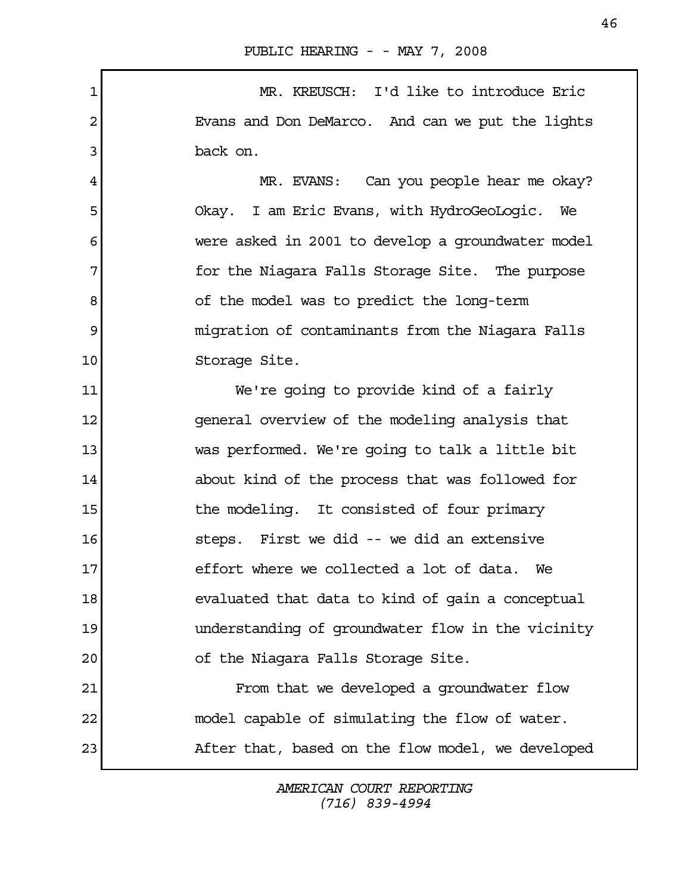MR. KREUSCH: I'd like to introduce Eric Evans and Don DeMarco. And can we put the lights back on.

MR. EVANS: Can you people hear me okay? Okay. I am Eric Evans, with HydroGeoLogic. We were asked in 2001 to develop a groundwater model for the Niagara Falls Storage Site. The purpose of the model was to predict the long-term migration of contaminants from the Niagara Falls Storage Site.

We're going to provide kind of a fairly general overview of the modeling analysis that was performed. We're going to talk a little bit about kind of the process that was followed for the modeling. It consisted of four primary steps. First we did -- we did an extensive effort where we collected a lot of data. We evaluated that data to kind of gain a conceptual understanding of groundwater flow in the vicinity of the Niagara Falls Storage Site.

From that we developed a groundwater flow model capable of simulating the flow of water. After that, based on the flow model, we developed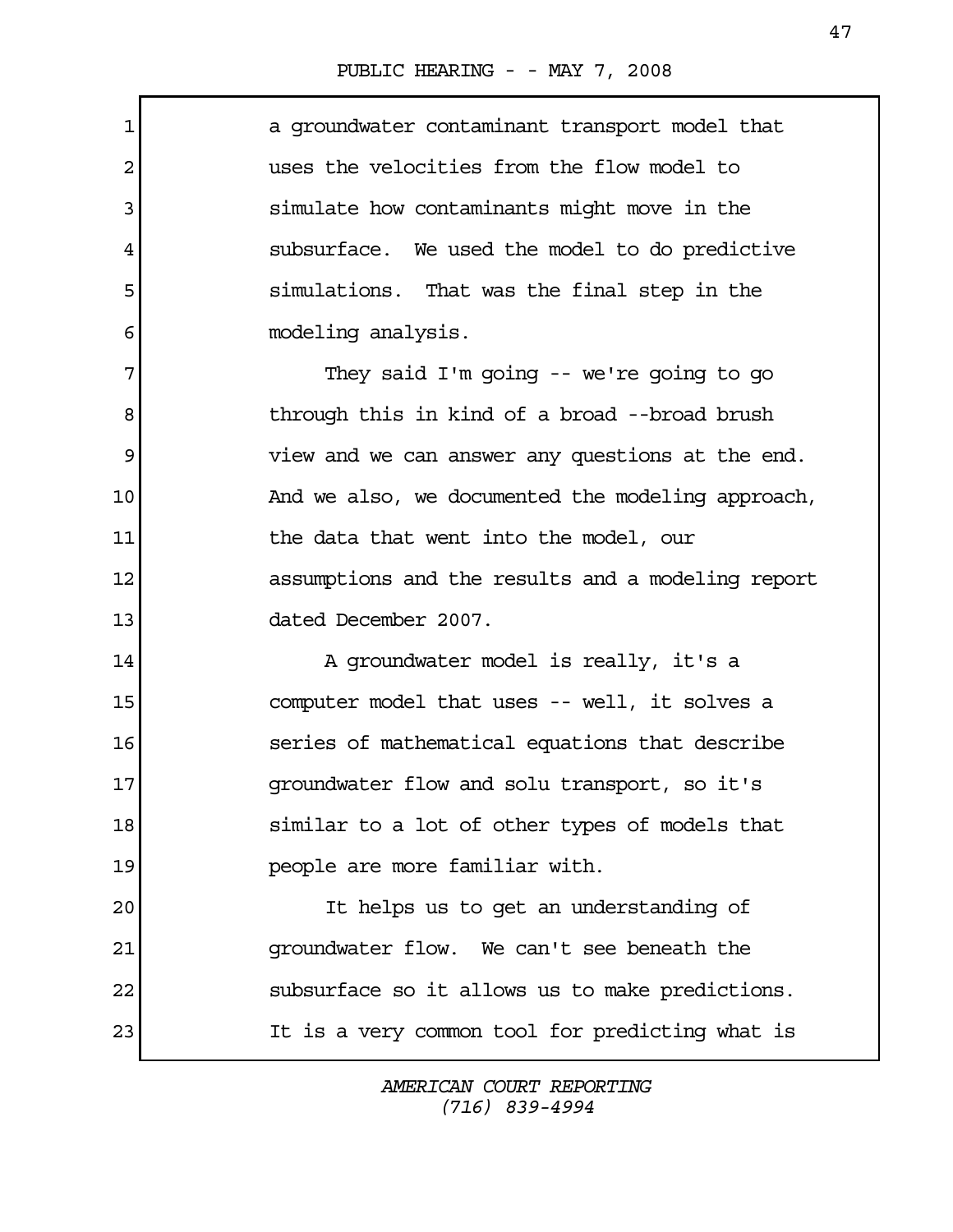a groundwater contaminant transport model that uses the velocities from the flow model to simulate how contaminants might move in the subsurface. We used the model to do predictive simulations. That was the final step in the modeling analysis.

They said I'm going -- we're going to go through this in kind of a broad --broad brush view and we can answer any questions at the end. And we also, we documented the modeling approach, the data that went into the model, our assumptions and the results and a modeling report dated December 2007.

A groundwater model is really, it's a computer model that uses -- well, it solves a series of mathematical equations that describe groundwater flow and solu transport, so it's similar to a lot of other types of models that people are more familiar with.

It helps us to get an understanding of groundwater flow. We can't see beneath the subsurface so it allows us to make predictions. It is a very common tool for predicting what is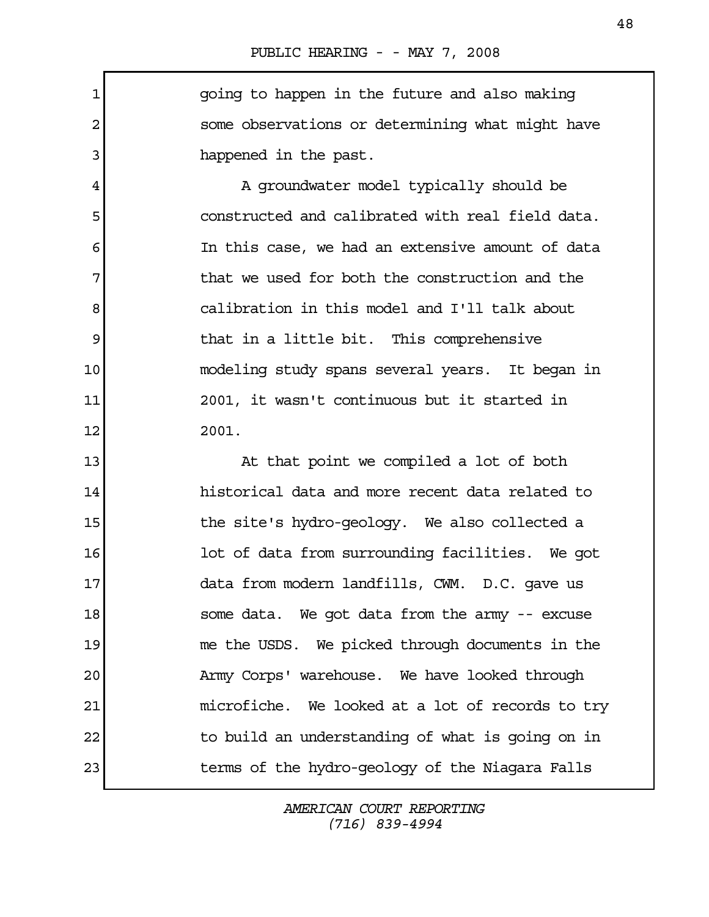going to happen in the future and also making some observations or determining what might have happened in the past.

A groundwater model typically should be constructed and calibrated with real field data. In this case, we had an extensive amount of data that we used for both the construction and the calibration in this model and I'll talk about that in a little bit. This comprehensive modeling study spans several years. It began in 2001, it wasn't continuous but it started in 2001.

At that point we compiled a lot of both historical data and more recent data related to the site's hydro-geology. We also collected a lot of data from surrounding facilities. We got data from modern landfills, CWM. D.C. gave us some data. We got data from the army -- excuse me the USDS. We picked through documents in the Army Corps' warehouse. We have looked through microfiche. We looked at a lot of records to try to build an understanding of what is going on in terms of the hydro-geology of the Niagara Falls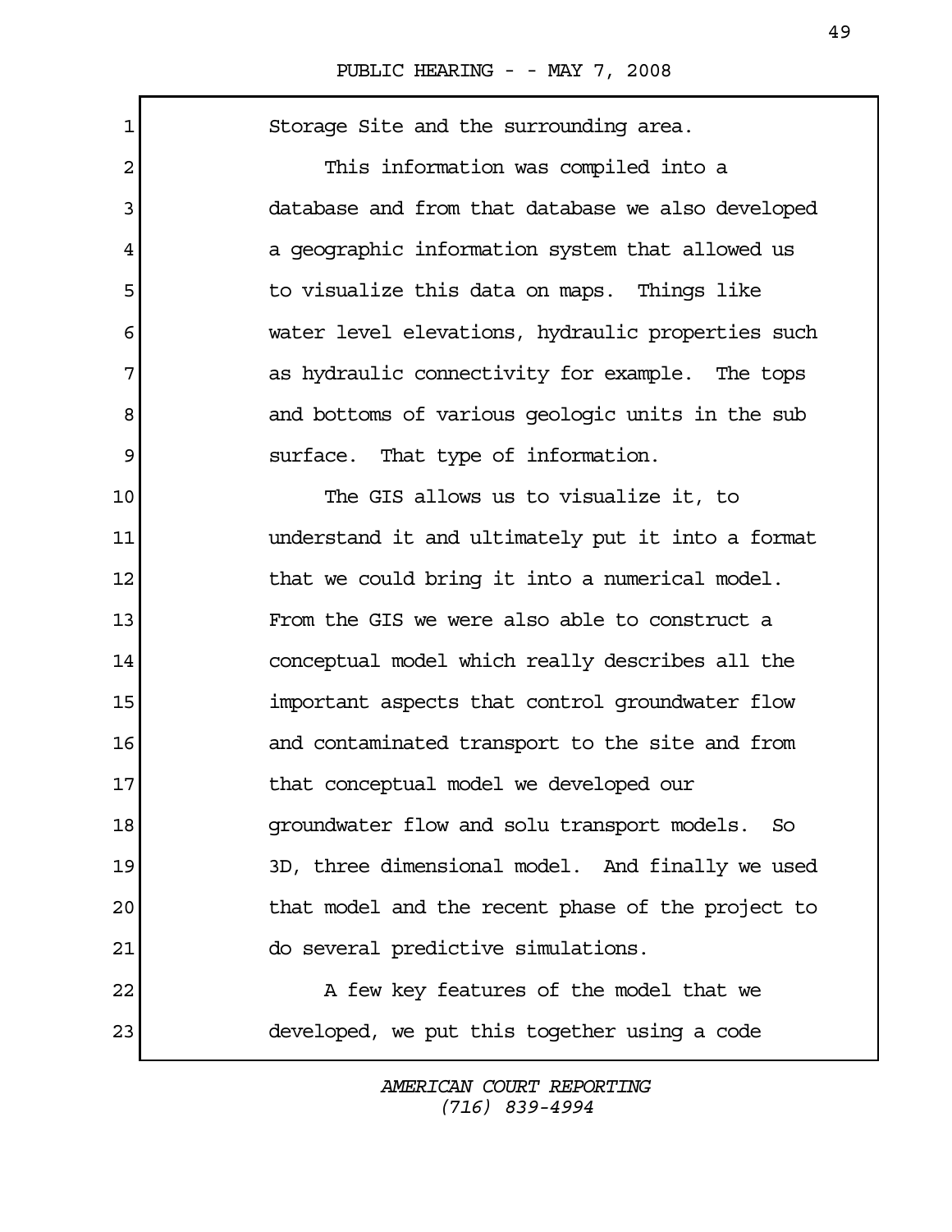Storage Site and the surrounding area.

This information was compiled into a database and from that database we also developed a geographic information system that allowed us to visualize this data on maps. Things like water level elevations, hydraulic properties such as hydraulic connectivity for example. The tops and bottoms of various geologic units in the sub surface. That type of information.

The GIS allows us to visualize it, to understand it and ultimately put it into a format that we could bring it into a numerical model. From the GIS we were also able to construct a conceptual model which really describes all the important aspects that control groundwater flow and contaminated transport to the site and from that conceptual model we developed our groundwater flow and solu transport models. So 3D, three dimensional model. And finally we used that model and the recent phase of the project to do several predictive simulations.

A few key features of the model that we developed, we put this together using a code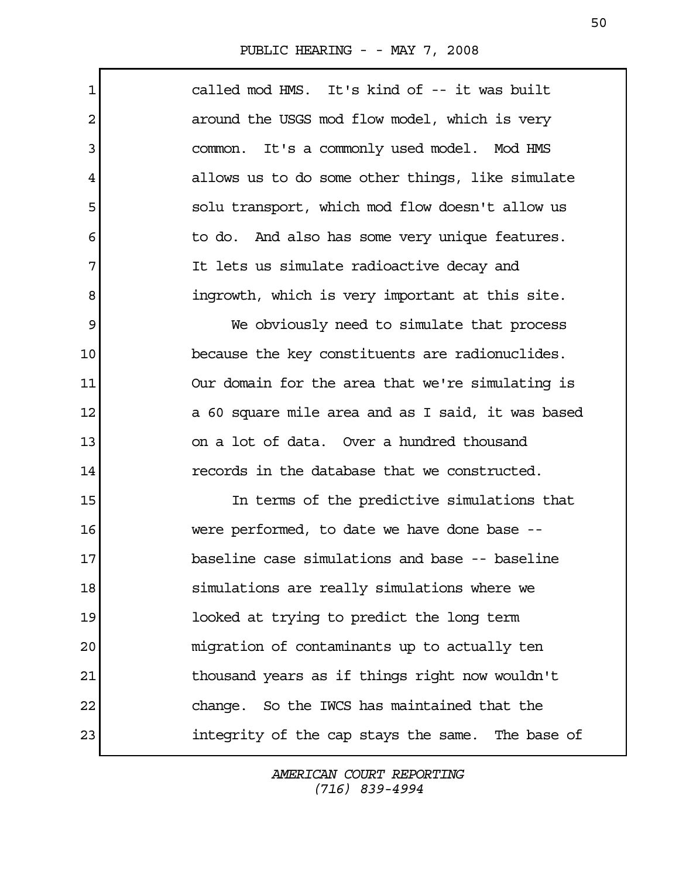called mod HMS. It's kind of -- it was built around the USGS mod flow model, which is very common. It's a commonly used model. Mod HMS allows us to do some other things, like simulate solu transport, which mod flow doesn't allow us to do. And also has some very unique features. It lets us simulate radioactive decay and ingrowth, which is very important at this site.

We obviously need to simulate that process because the key constituents are radionuclides. Our domain for the area that we're simulating is a 60 square mile area and as I said, it was based on a lot of data. Over a hundred thousand records in the database that we constructed.

In terms of the predictive simulations that were performed, to date we have done base -- baseline case simulations and base -- baseline simulations are really simulations where we looked at trying to predict the long term migration of contaminants up to actually ten thousand years as if things right now wouldn't change. So the IWCS has maintained that the integrity of the cap stays the same. The base of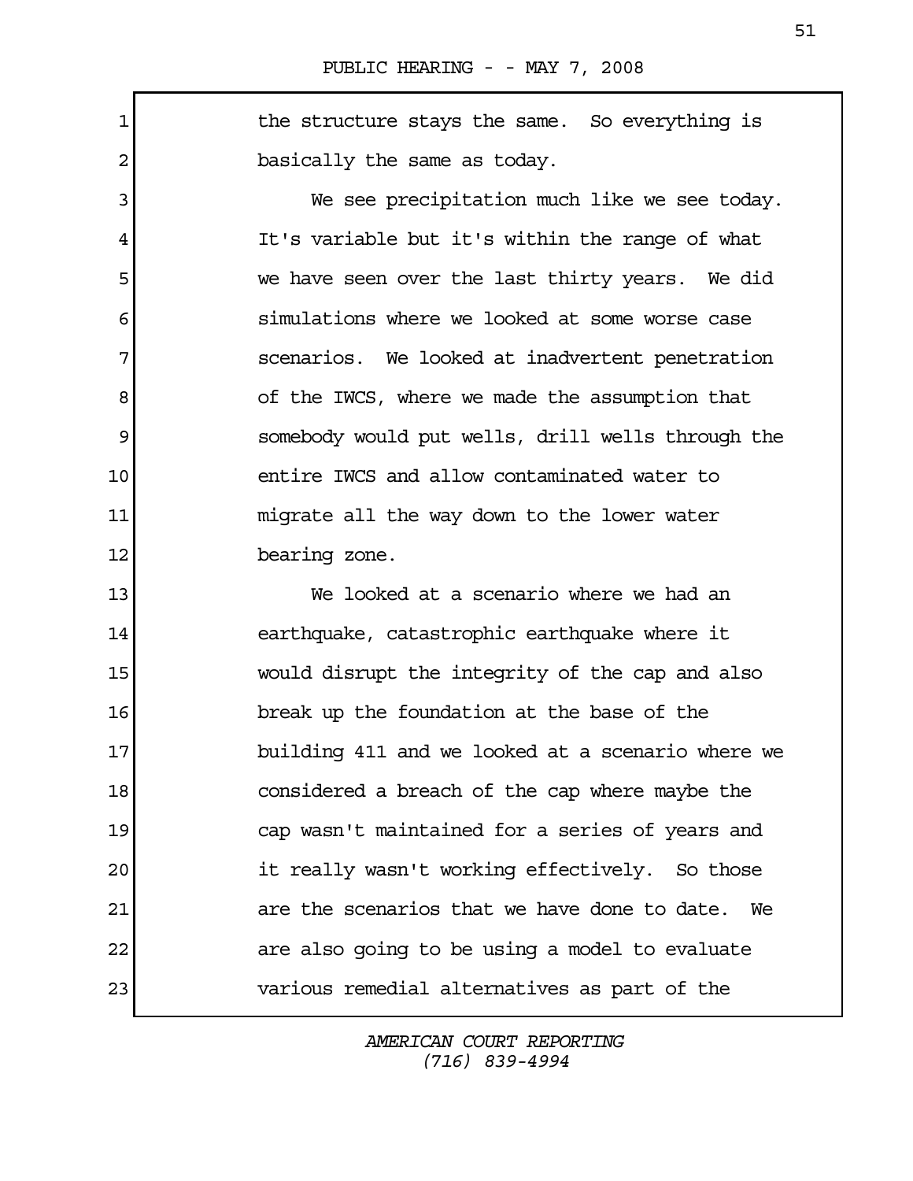the structure stays the same. So everything is basically the same as today.

We see precipitation much like we see today. It's variable but it's within the range of what we have seen over the last thirty years. We did simulations where we looked at some worse case scenarios. We looked at inadvertent penetration of the IWCS, where we made the assumption that somebody would put wells, drill wells through the entire IWCS and allow contaminated water to migrate all the way down to the lower water bearing zone.

We looked at a scenario where we had an earthquake, catastrophic earthquake where it would disrupt the integrity of the cap and also break up the foundation at the base of the building 411 and we looked at a scenario where we considered a breach of the cap where maybe the cap wasn't maintained for a series of years and it really wasn't working effectively. So those are the scenarios that we have done to date. We are also going to be using a model to evaluate various remedial alternatives as part of the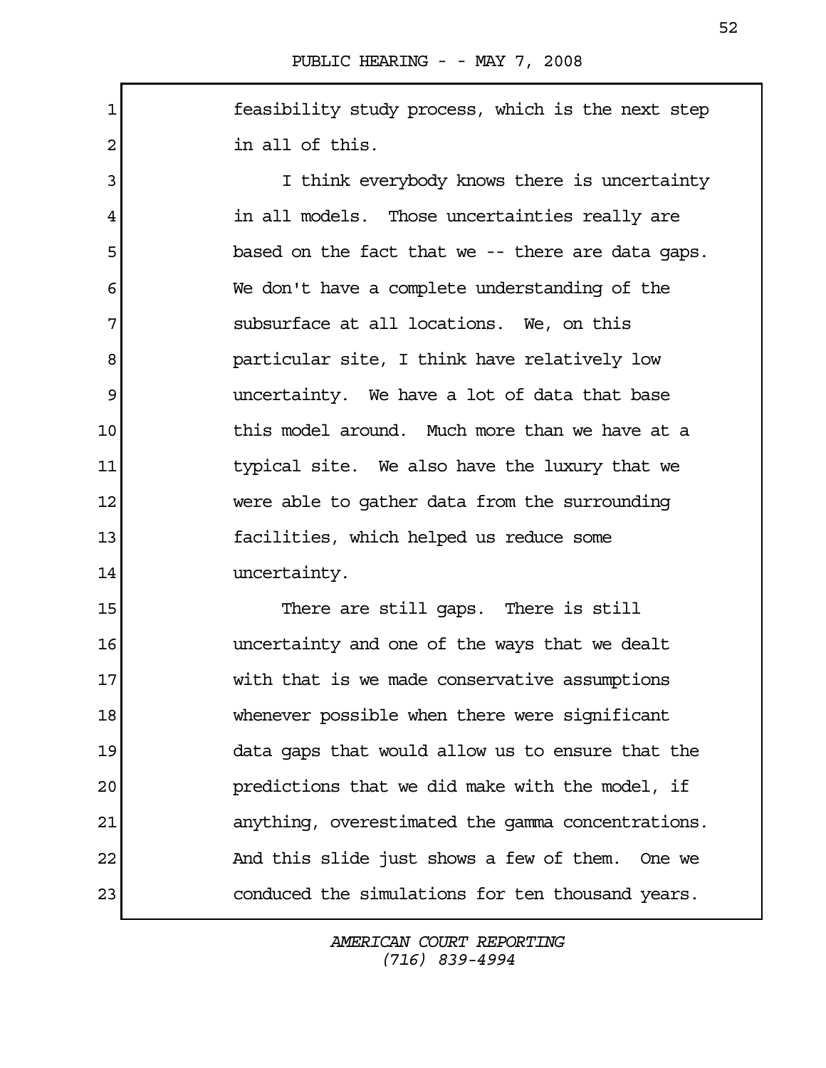feasibility study process, which is the next step in all of this.

I think everybody knows there is uncertainty in all models. Those uncertainties really are based on the fact that we -- there are data gaps. We don't have a complete understanding of the subsurface at all locations. We, on this particular site, I think have relatively low uncertainty. We have a lot of data that base this model around. Much more than we have at a typical site. We also have the luxury that we were able to gather data from the surrounding facilities, which helped us reduce some uncertainty.

There are still gaps. There is still uncertainty and one of the ways that we dealt with that is we made conservative assumptions whenever possible when there were significant data gaps that would allow us to ensure that the predictions that we did make with the model, if anything, overestimated the gamma concentrations. And this slide just shows a few of them. One we conduced the simulations for ten thousand years.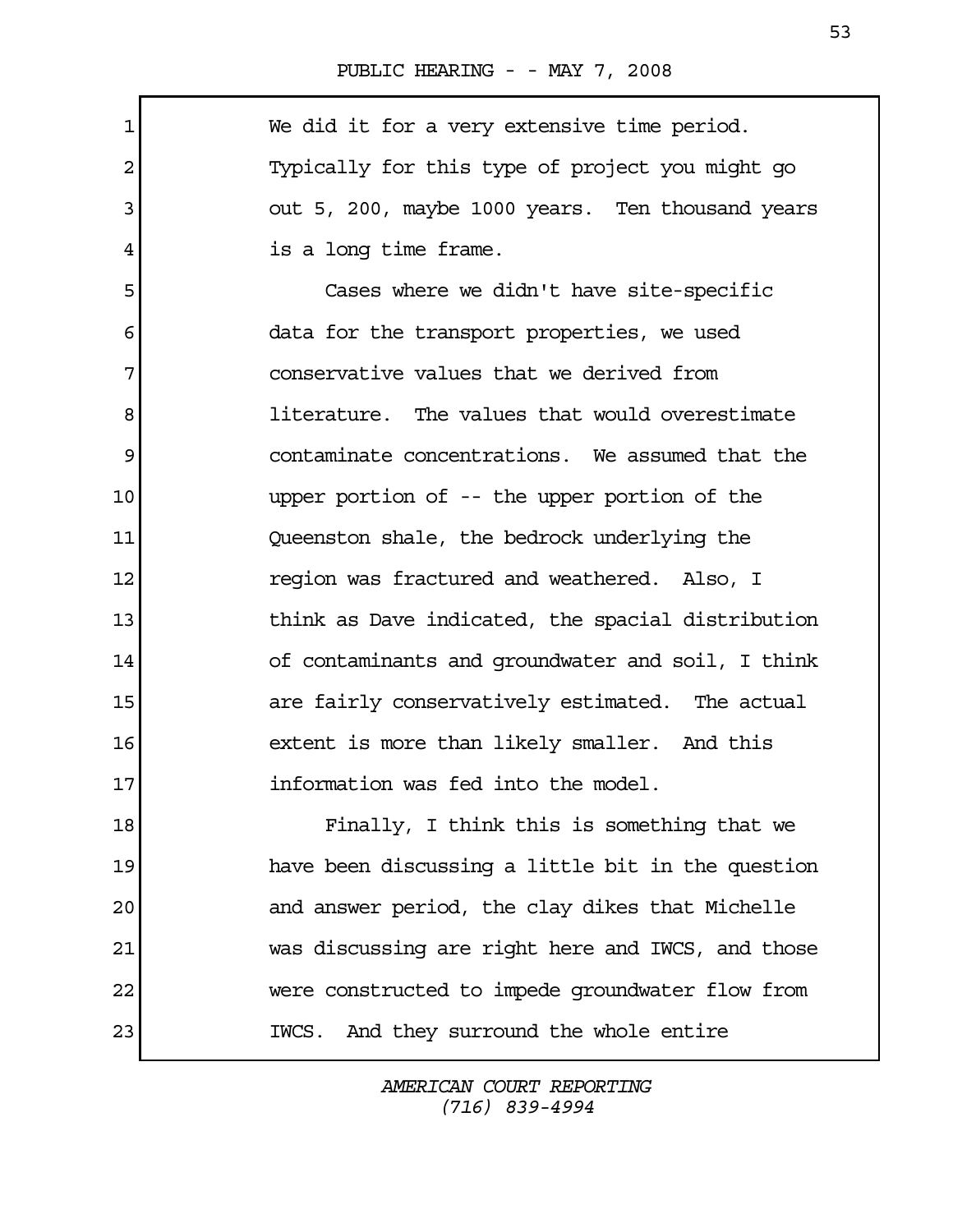We did it for a very extensive time period. Typically for this type of project you might go out 5, 200, maybe 1000 years. Ten thousand years is a long time frame.

Cases where we didn't have site-specific data for the transport properties, we used conservative values that we derived from literature. The values that would overestimate contaminate concentrations. We assumed that the upper portion of -- the upper portion of the Queenston shale, the bedrock underlying the region was fractured and weathered. Also, I think as Dave indicated, the spacial distribution of contaminants and groundwater and soil, I think are fairly conservatively estimated. The actual extent is more than likely smaller. And this information was fed into the model.

Finally, I think this is something that we have been discussing a little bit in the question and answer period, the clay dikes that Michelle was discussing are right here and IWCS, and those were constructed to impede groundwater flow from IWCS. And they surround the whole entire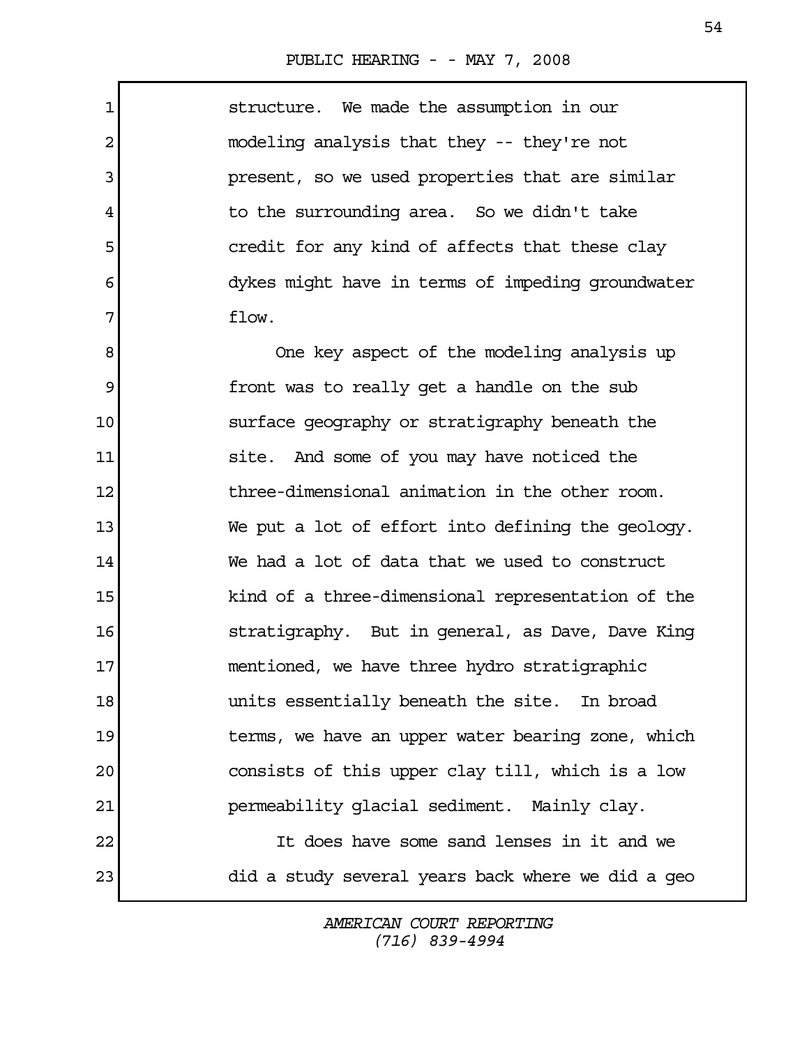structure. We made the assumption in our modeling analysis that they -- they're not present, so we used properties that are similar to the surrounding area. So we didn't take credit for any kind of affects that these clay dykes might have in terms of impeding groundwater flow.

One key aspect of the modeling analysis up front was to really get a handle on the sub surface geography or stratigraphy beneath the site. And some of you may have noticed the three-dimensional animation in the other room. We put a lot of effort into defining the geology. We had a lot of data that we used to construct kind of a three-dimensional representation of the stratigraphy. But in general, as Dave, Dave King mentioned, we have three hydro stratigraphic units essentially beneath the site. In broad terms, we have an upper water bearing zone, which consists of this upper clay till, which is a low permeability glacial sediment. Mainly clay.

It does have some sand lenses in it and we did a study several years back where we did a geo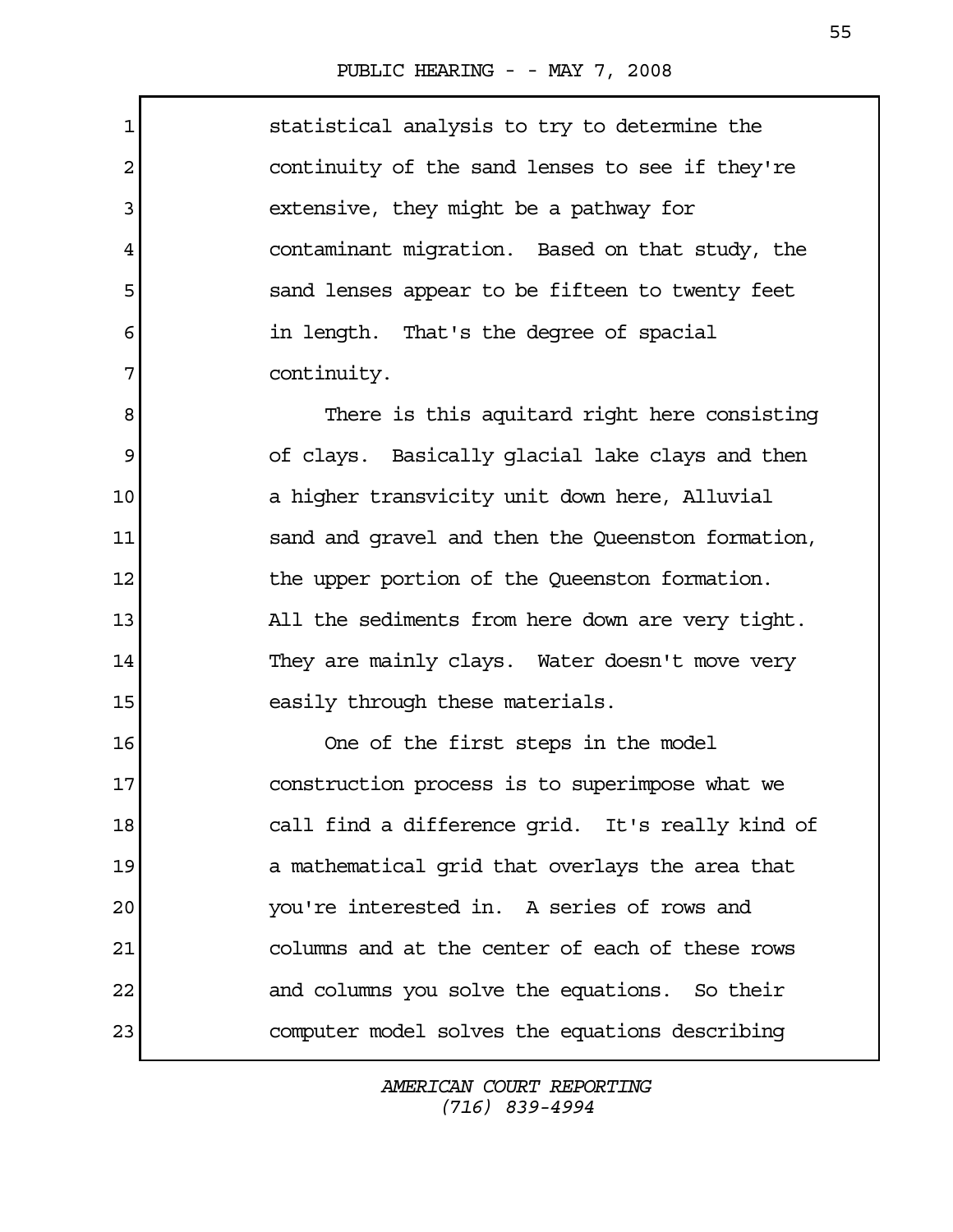statistical analysis to try to determine the continuity of the sand lenses to see if they're extensive, they might be a pathway for contaminant migration. Based on that study, the sand lenses appear to be fifteen to twenty feet in length. That's the degree of spacial continuity.

There is this aquitard right here consisting of clays. Basically glacial lake clays and then a higher transvicity unit down here, Alluvial sand and gravel and then the Queenston formation, the upper portion of the Queenston formation. All the sediments from here down are very tight. They are mainly clays. Water doesn't move very easily through these materials.

One of the first steps in the model construction process is to superimpose what we call find a difference grid. It's really kind of a mathematical grid that overlays the area that you're interested in. A series of rows and columns and at the center of each of these rows and columns you solve the equations. So their computer model solves the equations describing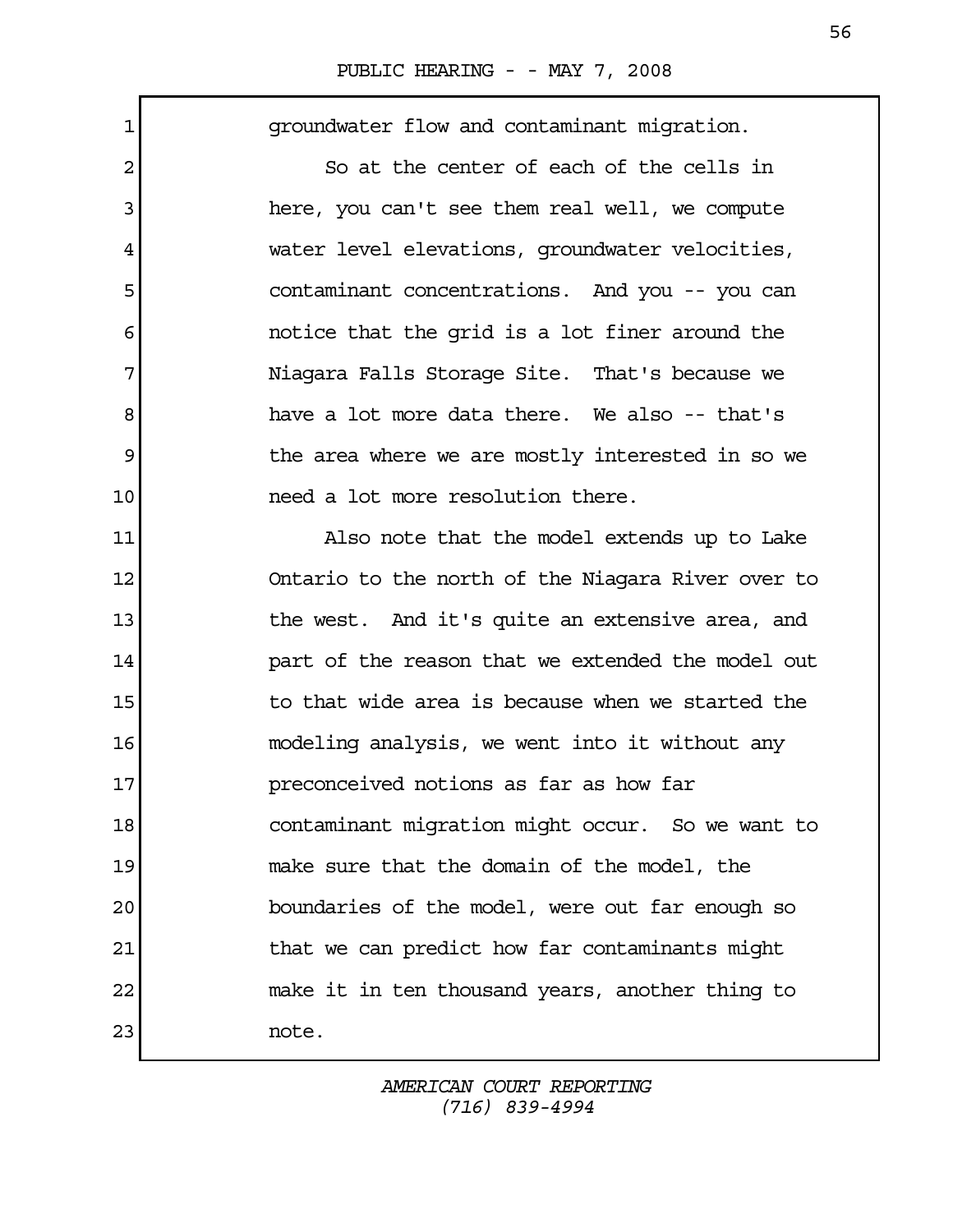groundwater flow and contaminant migration.

So at the center of each of the cells in here, you can't see them real well, we compute water level elevations, groundwater velocities, contaminant concentrations. And you -- you can notice that the grid is a lot finer around the Niagara Falls Storage Site. That's because we have a lot more data there. We also -- that's the area where we are mostly interested in so we need a lot more resolution there.

Also note that the model extends up to Lake Ontario to the north of the Niagara River over to the west. And it's quite an extensive area, and part of the reason that we extended the model out to that wide area is because when we started the modeling analysis, we went into it without any preconceived notions as far as how far contaminant migration might occur. So we want to make sure that the domain of the model, the boundaries of the model, were out far enough so that we can predict how far contaminants might make it in ten thousand years, another thing to note.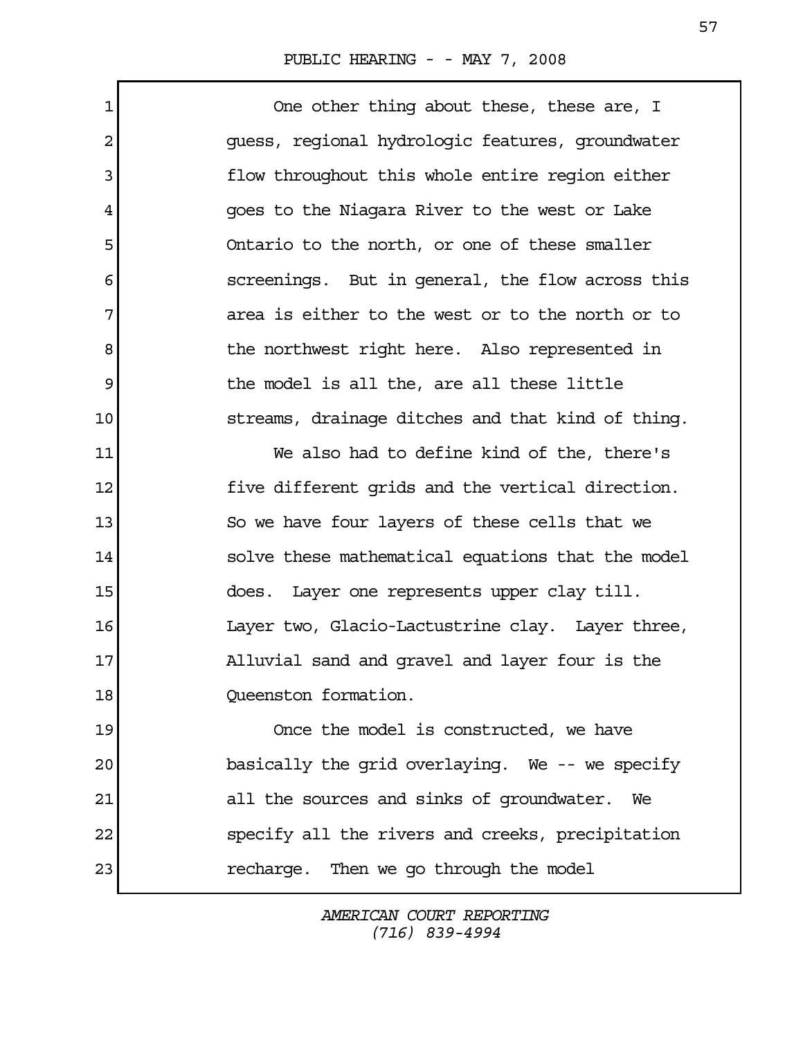One other thing about these, these are, I guess, regional hydrologic features, groundwater flow throughout this whole entire region either goes to the Niagara River to the west or Lake Ontario to the north, or one of these smaller screenings. But in general, the flow across this area is either to the west or to the north or to the northwest right here. Also represented in the model is all the, are all these little streams, drainage ditches and that kind of thing.

We also had to define kind of the, there's five different grids and the vertical direction. So we have four layers of these cells that we solve these mathematical equations that the model does. Layer one represents upper clay till. Layer two, Glacio-Lactustrine clay. Layer three, Alluvial sand and gravel and layer four is the Queenston formation.

Once the model is constructed, we have basically the grid overlaying. We -- we specify all the sources and sinks of groundwater. We specify all the rivers and creeks, precipitation recharge. Then we go through the model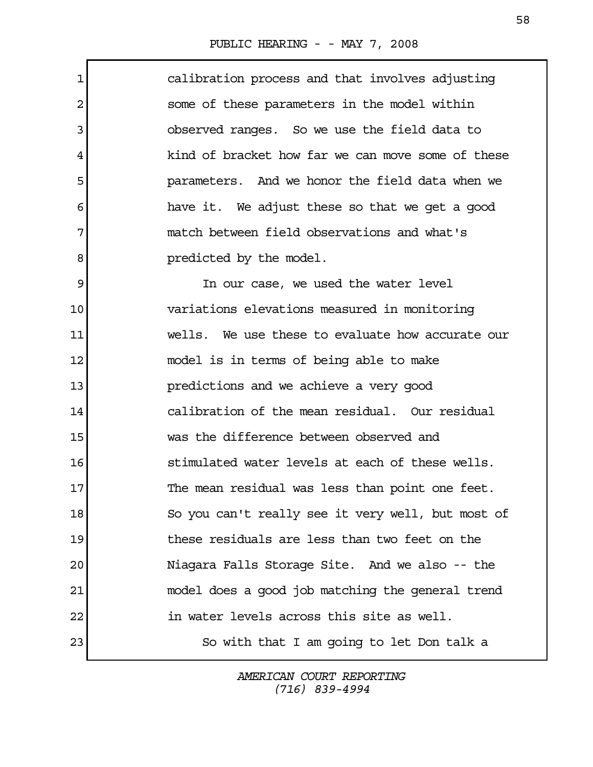calibration process and that involves adjusting some of these parameters in the model within observed ranges. So we use the field data to kind of bracket how far we can move some of these parameters. And we honor the field data when we have it. We adjust these so that we get a good match between field observations and what's predicted by the model.

In our case, we used the water level variations elevations measured in monitoring wells. We use these to evaluate how accurate our model is in terms of being able to make predictions and we achieve a very good calibration of the mean residual. Our residual was the difference between observed and stimulated water levels at each of these wells. The mean residual was less than point one feet. So you can't really see it very well, but most of these residuals are less than two feet on the Niagara Falls Storage Site. And we also -- the model does a good job matching the general trend in water levels across this site as well.

So with that I am going to let Don talk a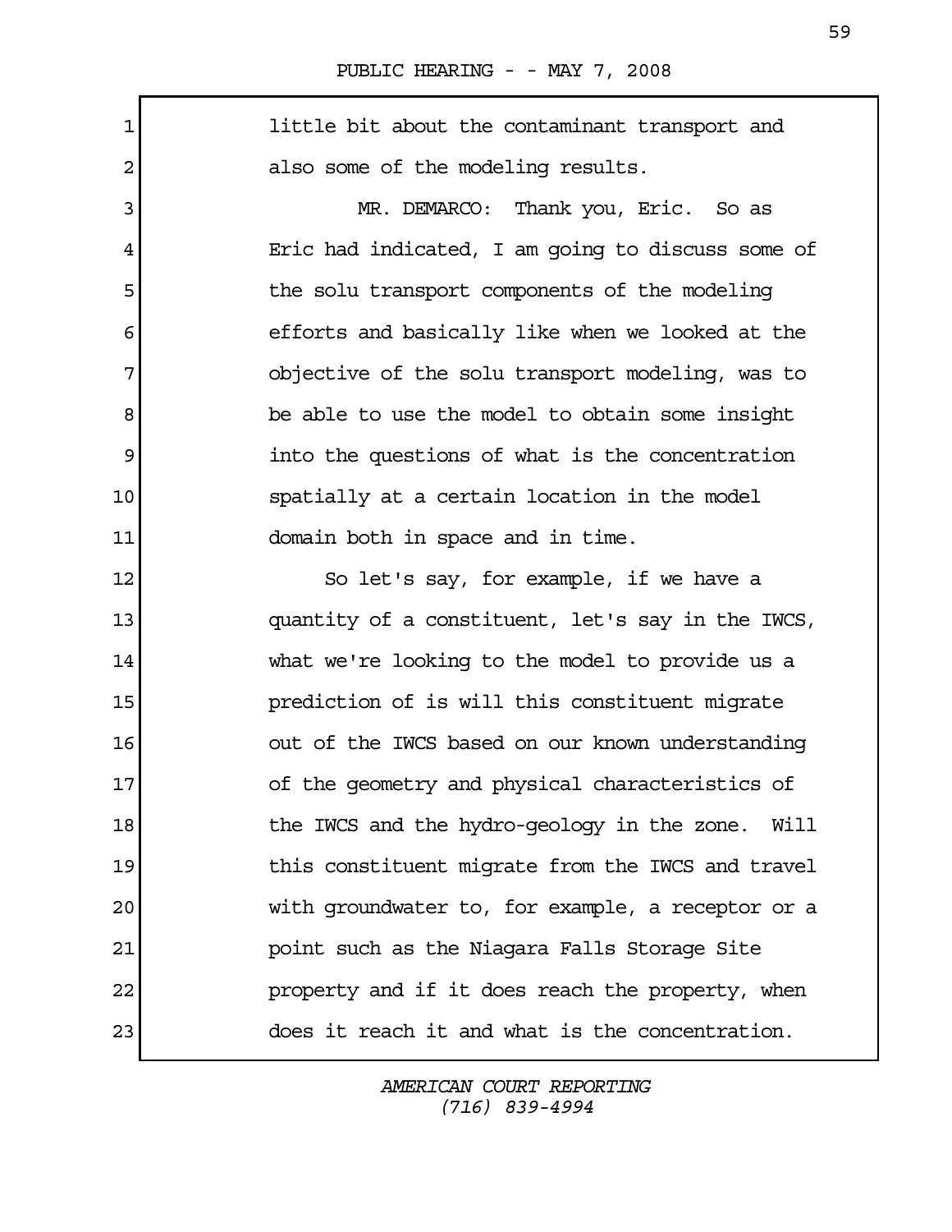little bit about the contaminant transport and also some of the modeling results.

MR. DEMARCO: Thank you, Eric. So as Eric had indicated, I am going to discuss some of the solu transport components of the modeling efforts and basically like when we looked at the objective of the solu transport modeling, was to be able to use the model to obtain some insight into the questions of what is the concentration spatially at a certain location in the model domain both in space and in time.

So let's say, for example, if we have a quantity of a constituent, let's say in the IWCS, what we're looking to the model to provide us a prediction of is will this constituent migrate out of the IWCS based on our known understanding of the geometry and physical characteristics of the IWCS and the hydro-geology in the zone. Will this constituent migrate from the IWCS and travel with groundwater to, for example, a receptor or a point such as the Niagara Falls Storage Site property and if it does reach the property, when does it reach it and what is the concentration.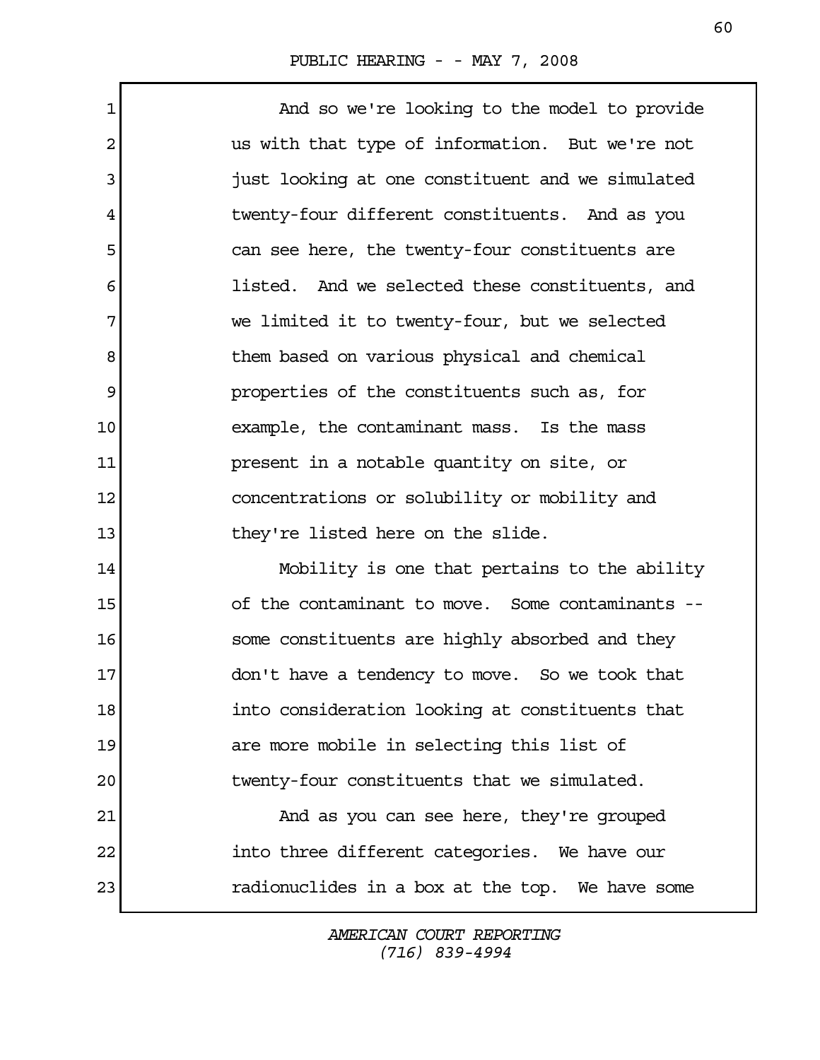And so we're looking to the model to provide us with that type of information. But we're not just looking at one constituent and we simulated twenty-four different constituents. And as you can see here, the twenty-four constituents are listed. And we selected these constituents, and we limited it to twenty-four, but we selected them based on various physical and chemical properties of the constituents such as, for example, the contaminant mass. Is the mass present in a notable quantity on site, or concentrations or solubility or mobility and they're listed here on the slide.

Mobility is one that pertains to the ability of the contaminant to move. Some contaminants -- some constituents are highly absorbed and they don't have a tendency to move. So we took that into consideration looking at constituents that are more mobile in selecting this list of twenty-four constituents that we simulated.

And as you can see here, they're grouped into three different categories. We have our radionuclides in a box at the top. We have some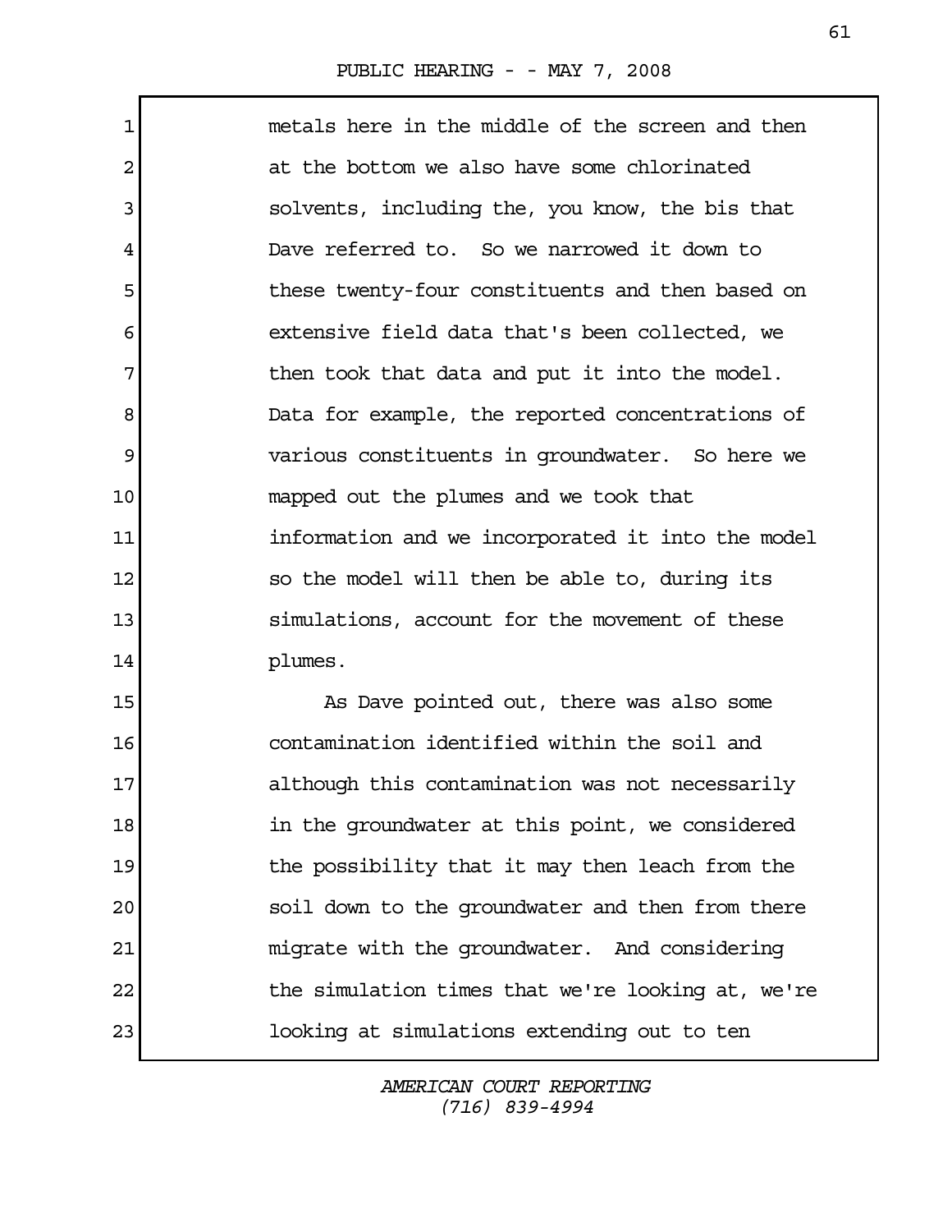metals here in the middle of the screen and then at the bottom we also have some chlorinated solvents, including the, you know, the bis that Dave referred to. So we narrowed it down to these twenty-four constituents and then based on extensive field data that's been collected, we then took that data and put it into the model. Data for example, the reported concentrations of various constituents in groundwater. So here we mapped out the plumes and we took that information and we incorporated it into the model so the model will then be able to, during its simulations, account for the movement of these plumes.

As Dave pointed out, there was also some contamination identified within the soil and although this contamination was not necessarily in the groundwater at this point, we considered the possibility that it may then leach from the soil down to the groundwater and then from there migrate with the groundwater. And considering the simulation times that we're looking at, we're looking at simulations extending out to ten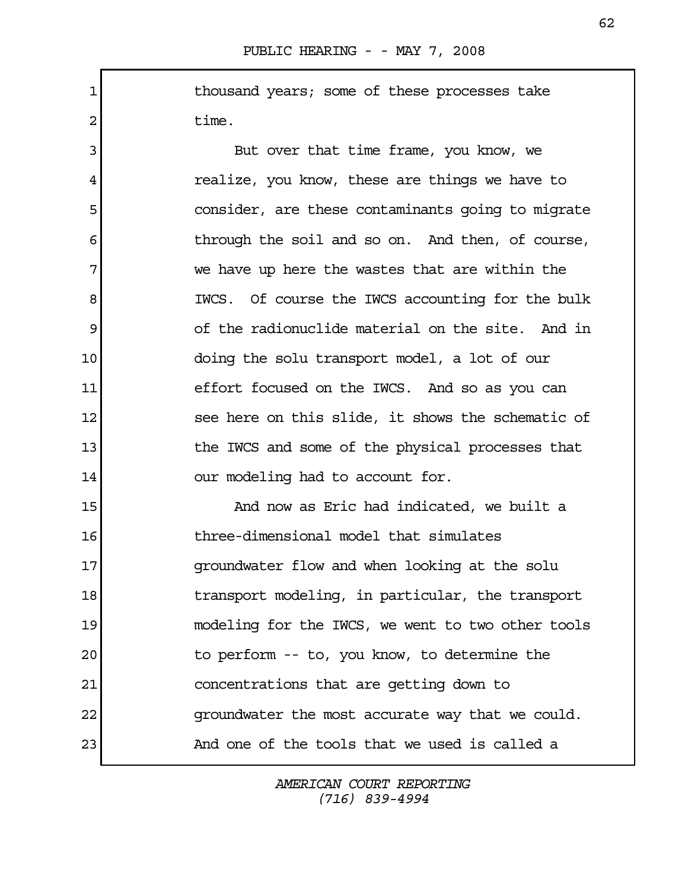thousand years; some of these processes take time.

But over that time frame, you know, we realize, you know, these are things we have to consider, are these contaminants going to migrate through the soil and so on. And then, of course, we have up here the wastes that are within the IWCS. Of course the IWCS accounting for the bulk of the radionuclide material on the site. And in doing the solu transport model, a lot of our effort focused on the IWCS. And so as you can see here on this slide, it shows the schematic of the IWCS and some of the physical processes that our modeling had to account for.

And now as Eric had indicated, we built a three-dimensional model that simulates groundwater flow and when looking at the solu transport modeling, in particular, the transport modeling for the IWCS, we went to two other tools to perform -- to, you know, to determine the concentrations that are getting down to groundwater the most accurate way that we could. And one of the tools that we used is called a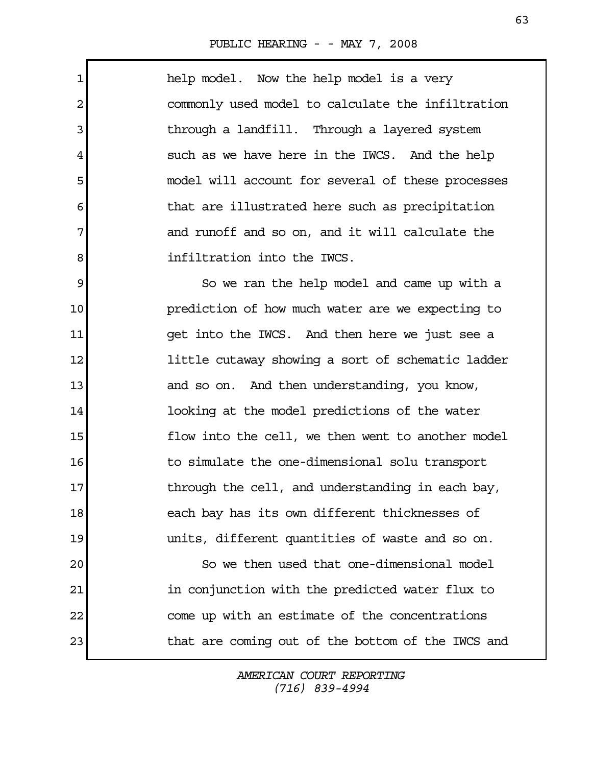help model. Now the help model is a very commonly used model to calculate the infiltration through a landfill. Through a layered system such as we have here in the IWCS. And the help model will account for several of these processes that are illustrated here such as precipitation and runoff and so on, and it will calculate the infiltration into the IWCS.

So we ran the help model and came up with a prediction of how much water are we expecting to get into the IWCS. And then here we just see a little cutaway showing a sort of schematic ladder and so on. And then understanding, you know, looking at the model predictions of the water flow into the cell, we then went to another model to simulate the one-dimensional solu transport through the cell, and understanding in each bay, each bay has its own different thicknesses of units, different quantities of waste and so on.

So we then used that one-dimensional model in conjunction with the predicted water flux to come up with an estimate of the concentrations that are coming out of the bottom of the IWCS and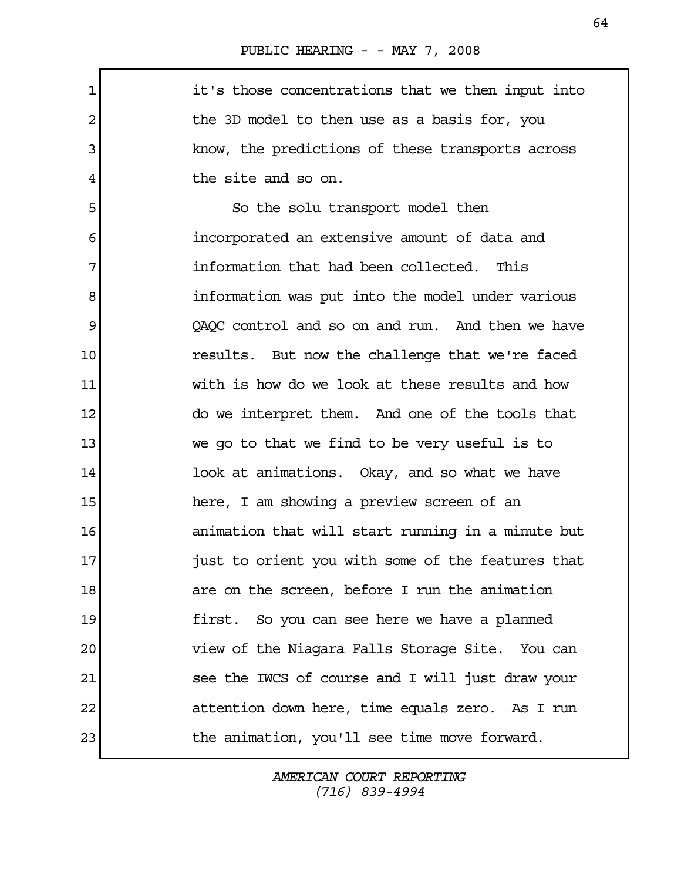it's those concentrations that we then input into the 3D model to then use as a basis for, you know, the predictions of these transports across the site and so on.

So the solu transport model then incorporated an extensive amount of data and information that had been collected. This information was put into the model under various QAQC control and so on and run. And then we have results. But now the challenge that we're faced with is how do we look at these results and how do we interpret them. And one of the tools that we go to that we find to be very useful is to look at animations. Okay, and so what we have here, I am showing a preview screen of an animation that will start running in a minute but just to orient you with some of the features that are on the screen, before I run the animation first. So you can see here we have a planned view of the Niagara Falls Storage Site. You can see the IWCS of course and I will just draw your attention down here, time equals zero. As I run the animation, you'll see time move forward.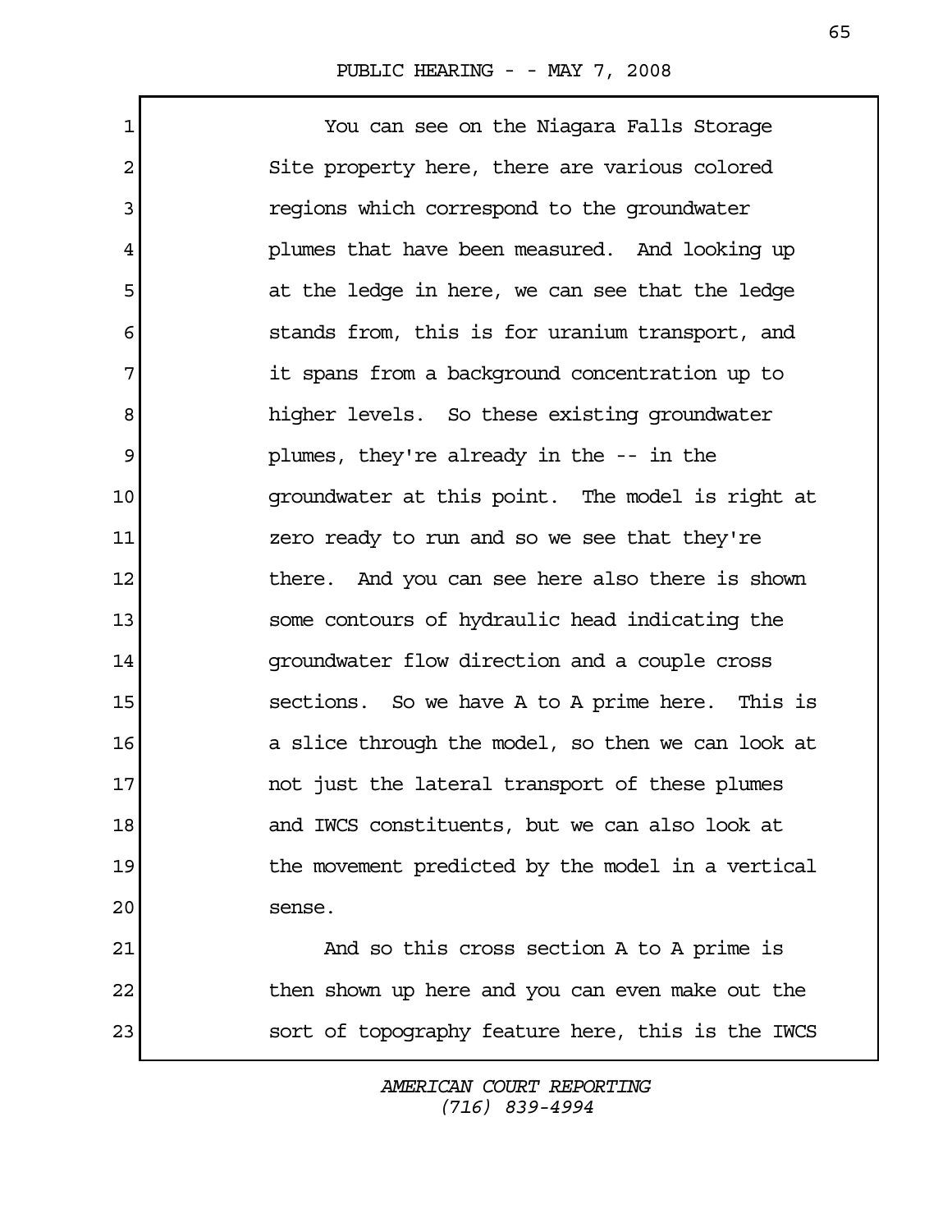You can see on the Niagara Falls Storage Site property here, there are various colored regions which correspond to the groundwater plumes that have been measured. And looking up at the ledge in here, we can see that the ledge stands from, this is for uranium transport, and it spans from a background concentration up to higher levels. So these existing groundwater plumes, they're already in the -- in the groundwater at this point. The model is right at zero ready to run and so we see that they're there. And you can see here also there is shown some contours of hydraulic head indicating the groundwater flow direction and a couple cross sections. So we have A to A prime here. This is a slice through the model, so then we can look at not just the lateral transport of these plumes and IWCS constituents, but we can also look at the movement predicted by the model in a vertical sense.

And so this cross section A to A prime is then shown up here and you can even make out the sort of topography feature here, this is the IWCS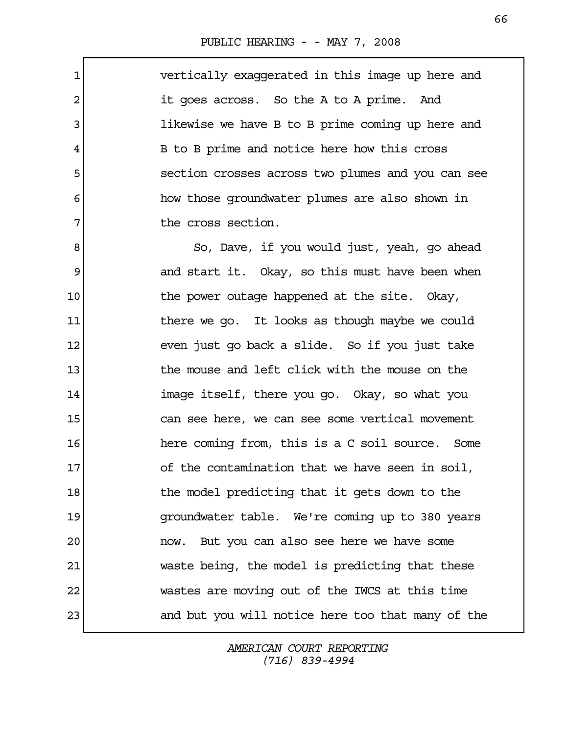vertically exaggerated in this image up here and it goes across. So the A to A prime. And likewise we have B to B prime coming up here and B to B prime and notice here how this cross section crosses across two plumes and you can see how those groundwater plumes are also shown in the cross section.

So, Dave, if you would just, yeah, go ahead and start it. Okay, so this must have been when the power outage happened at the site. Okay, there we go. It looks as though maybe we could even just go back a slide. So if you just take the mouse and left click with the mouse on the image itself, there you go. Okay, so what you can see here, we can see some vertical movement here coming from, this is a C soil source. Some of the contamination that we have seen in soil, the model predicting that it gets down to the groundwater table. We're coming up to 380 years now. But you can also see here we have some waste being, the model is predicting that these wastes are moving out of the IWCS at this time and but you will notice here too that many of the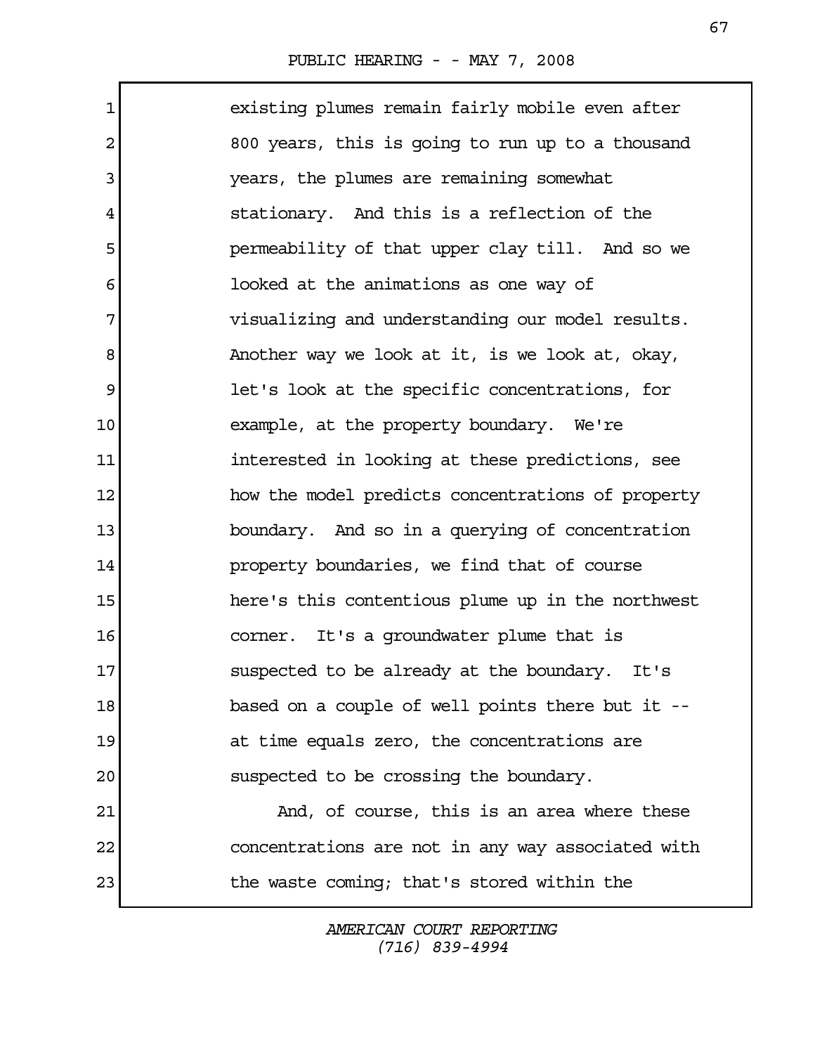existing plumes remain fairly mobile even after 800 years, this is going to run up to a thousand years, the plumes are remaining somewhat stationary. And this is a reflection of the permeability of that upper clay till. And so we looked at the animations as one way of visualizing and understanding our model results. Another way we look at it, is we look at, okay, let's look at the specific concentrations, for example, at the property boundary. We're interested in looking at these predictions, see how the model predicts concentrations of property boundary. And so in a querying of concentration property boundaries, we find that of course here's this contentious plume up in the northwest corner. It's a groundwater plume that is suspected to be already at the boundary. It's based on a couple of well points there but it -- at time equals zero, the concentrations are suspected to be crossing the boundary.

And, of course, this is an area where these concentrations are not in any way associated with the waste coming; that's stored within the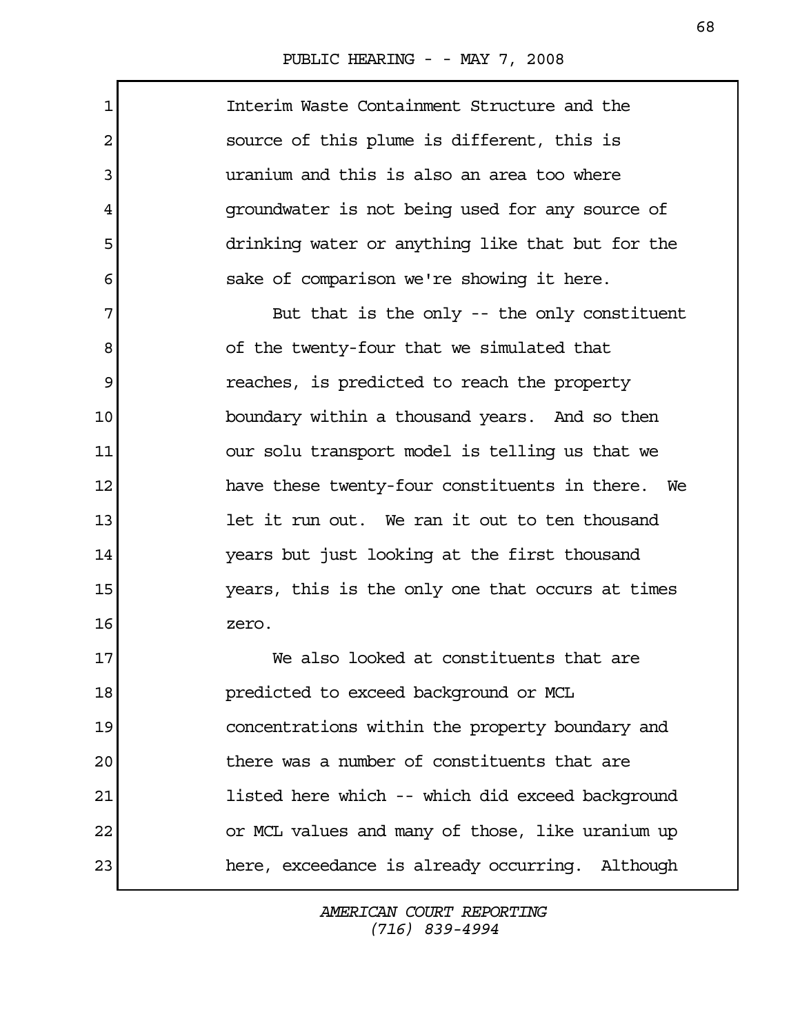Interim Waste Containment Structure and the source of this plume is different, this is uranium and this is also an area too where groundwater is not being used for any source of drinking water or anything like that but for the sake of comparison we're showing it here.

But that is the only -- the only constituent of the twenty-four that we simulated that reaches, is predicted to reach the property boundary within a thousand years. And so then our solu transport model is telling us that we have these twenty-four constituents in there. We let it run out. We ran it out to ten thousand years but just looking at the first thousand years, this is the only one that occurs at times zero.

We also looked at constituents that are predicted to exceed background or MCL concentrations within the property boundary and there was a number of constituents that are listed here which -- which did exceed background or MCL values and many of those, like uranium up here, exceedance is already occurring. Although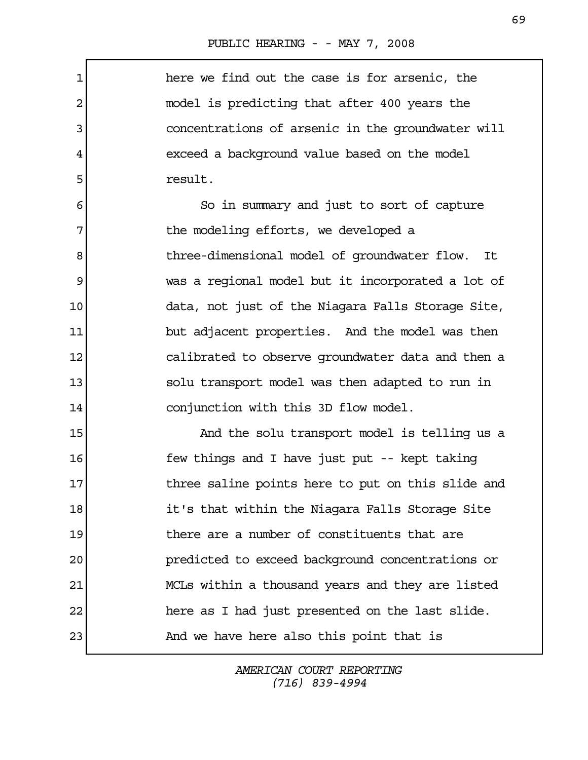here we find out the case is for arsenic, the model is predicting that after 400 years the concentrations of arsenic in the groundwater will exceed a background value based on the model result.

So in summary and just to sort of capture the modeling efforts, we developed a three-dimensional model of groundwater flow. It was a regional model but it incorporated a lot of data, not just of the Niagara Falls Storage Site, but adjacent properties. And the model was then calibrated to observe groundwater data and then a solu transport model was then adapted to run in conjunction with this 3D flow model.

And the solu transport model is telling us a few things and I have just put -- kept taking three saline points here to put on this slide and it's that within the Niagara Falls Storage Site there are a number of constituents that are predicted to exceed background concentrations or MCLs within a thousand years and they are listed here as I had just presented on the last slide. And we have here also this point that is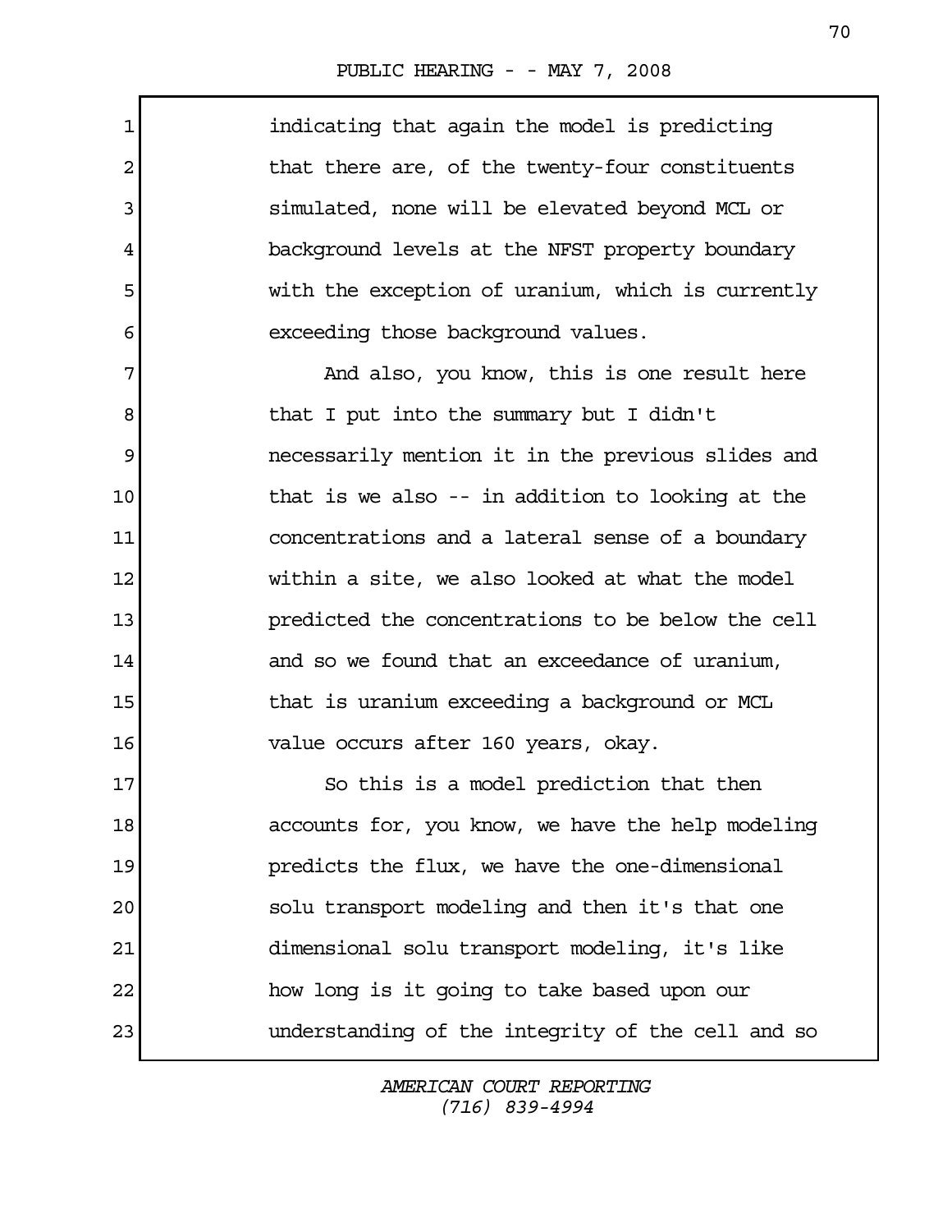indicating that again the model is predicting that there are, of the twenty-four constituents simulated, none will be elevated beyond MCL or background levels at the NFST property boundary with the exception of uranium, which is currently exceeding those background values.

And also, you know, this is one result here that I put into the summary but I didn't necessarily mention it in the previous slides and that is we also -- in addition to looking at the concentrations and a lateral sense of a boundary within a site, we also looked at what the model predicted the concentrations to be below the cell and so we found that an exceedance of uranium, that is uranium exceeding a background or MCL value occurs after 160 years, okay.

So this is a model prediction that then accounts for, you know, we have the help modeling predicts the flux, we have the one-dimensional solu transport modeling and then it's that one dimensional solu transport modeling, it's like how long is it going to take based upon our understanding of the integrity of the cell and so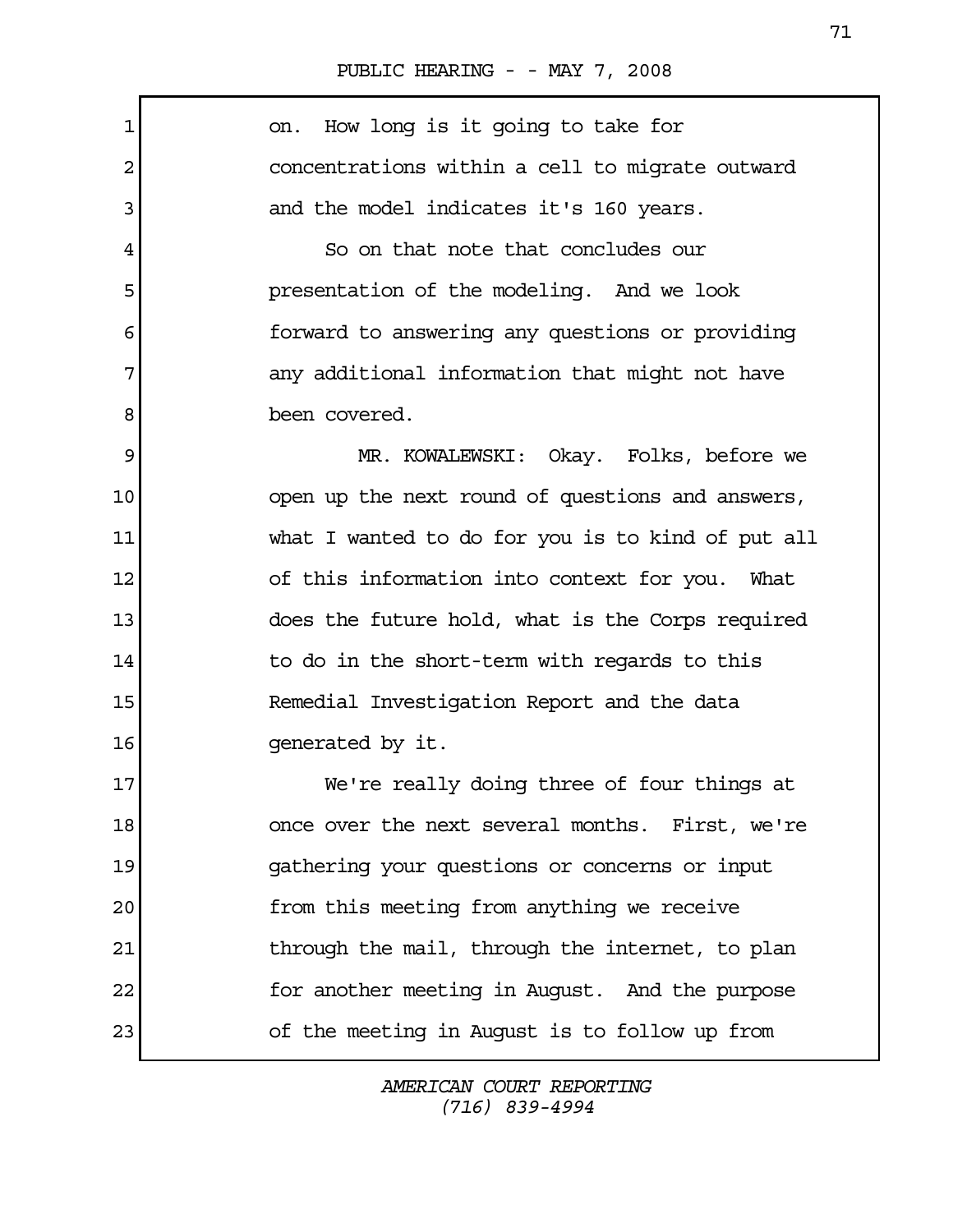on. How long is it going to take for concentrations within a cell to migrate outward and the model indicates it's 160 years.

So on that note that concludes our presentation of the modeling. And we look forward to answering any questions or providing any additional information that might not have been covered.

MR. KOWALEWSKI: Okay. Folks, before we open up the next round of questions and answers, what I wanted to do for you is to kind of put all of this information into context for you. What does the future hold, what is the Corps required to do in the short-term with regards to this Remedial Investigation Report and the data generated by it.

We're really doing three of four things at once over the next several months. First, we're gathering your questions or concerns or input from this meeting from anything we receive through the mail, through the internet, to plan for another meeting in August. And the purpose of the meeting in August is to follow up from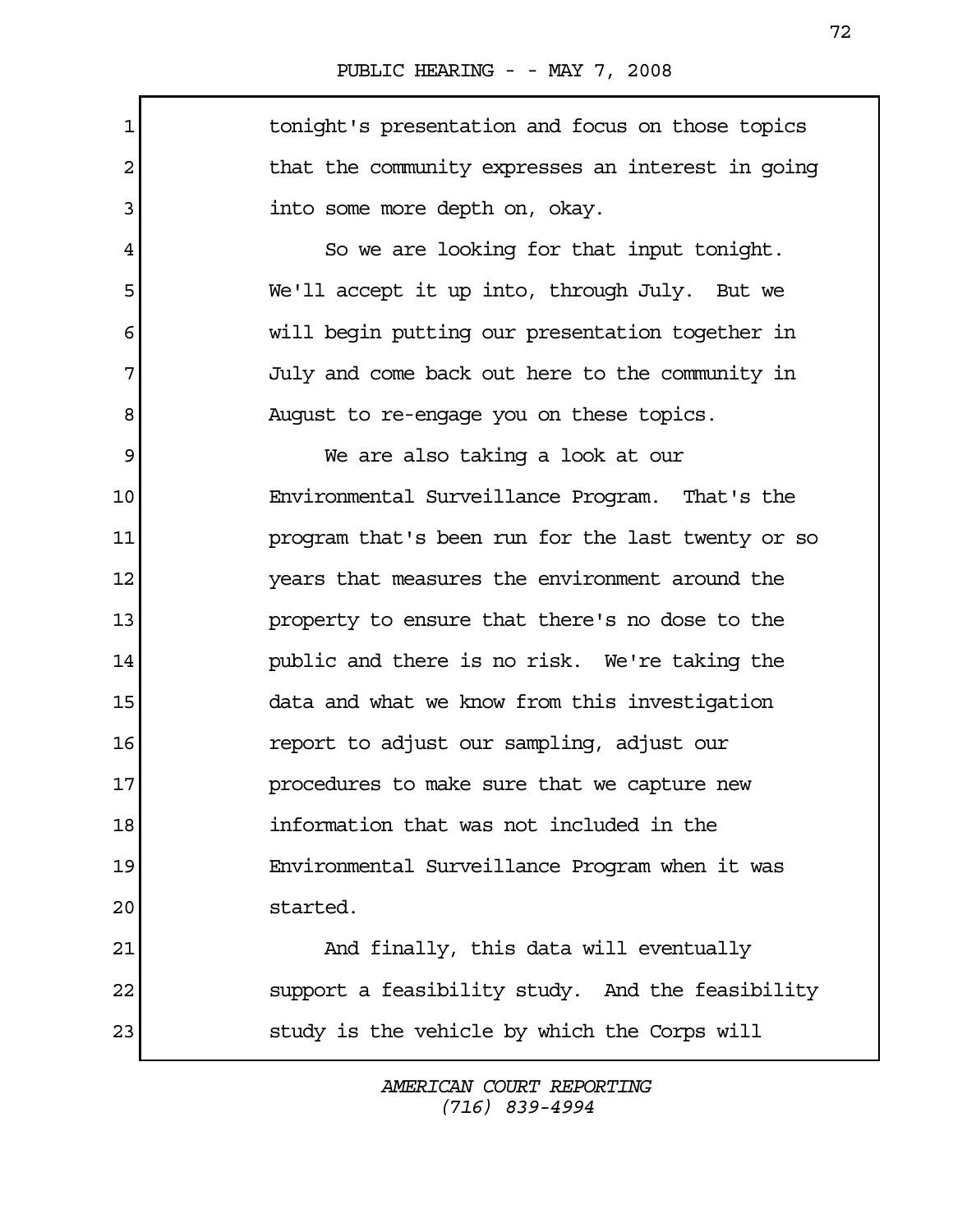tonight's presentation and focus on those topics that the community expresses an interest in going into some more depth on, okay.

So we are looking for that input tonight. We'll accept it up into, through July. But we will begin putting our presentation together in July and come back out here to the community in August to re-engage you on these topics.

We are also taking a look at our Environmental Surveillance Program. That's the program that's been run for the last twenty or so years that measures the environment around the property to ensure that there's no dose to the public and there is no risk. We're taking the data and what we know from this investigation report to adjust our sampling, adjust our procedures to make sure that we capture new information that was not included in the Environmental Surveillance Program when it was started.

And finally, this data will eventually support a feasibility study. And the feasibility study is the vehicle by which the Corps will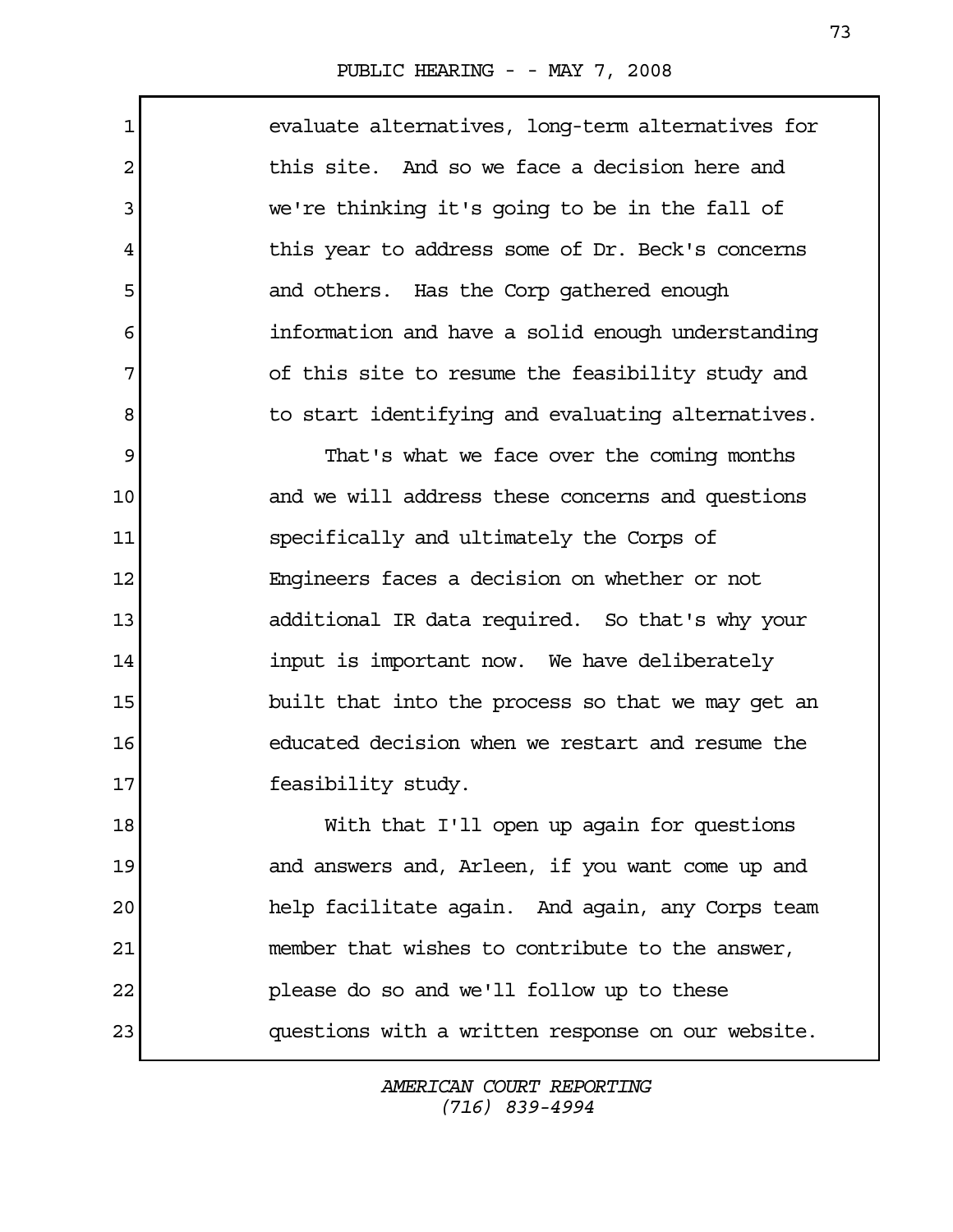evaluate alternatives, long-term alternatives for this site. And so we face a decision here and we're thinking it's going to be in the fall of this year to address some of Dr. Beck's concerns and others. Has the Corp gathered enough information and have a solid enough understanding of this site to resume the feasibility study and to start identifying and evaluating alternatives.

That's what we face over the coming months and we will address these concerns and questions specifically and ultimately the Corps of Engineers faces a decision on whether or not additional IR data required. So that's why your input is important now. We have deliberately built that into the process so that we may get an educated decision when we restart and resume the feasibility study.

With that I'll open up again for questions and answers and, Arleen, if you want come up and help facilitate again. And again, any Corps team member that wishes to contribute to the answer, please do so and we'll follow up to these questions with a written response on our website.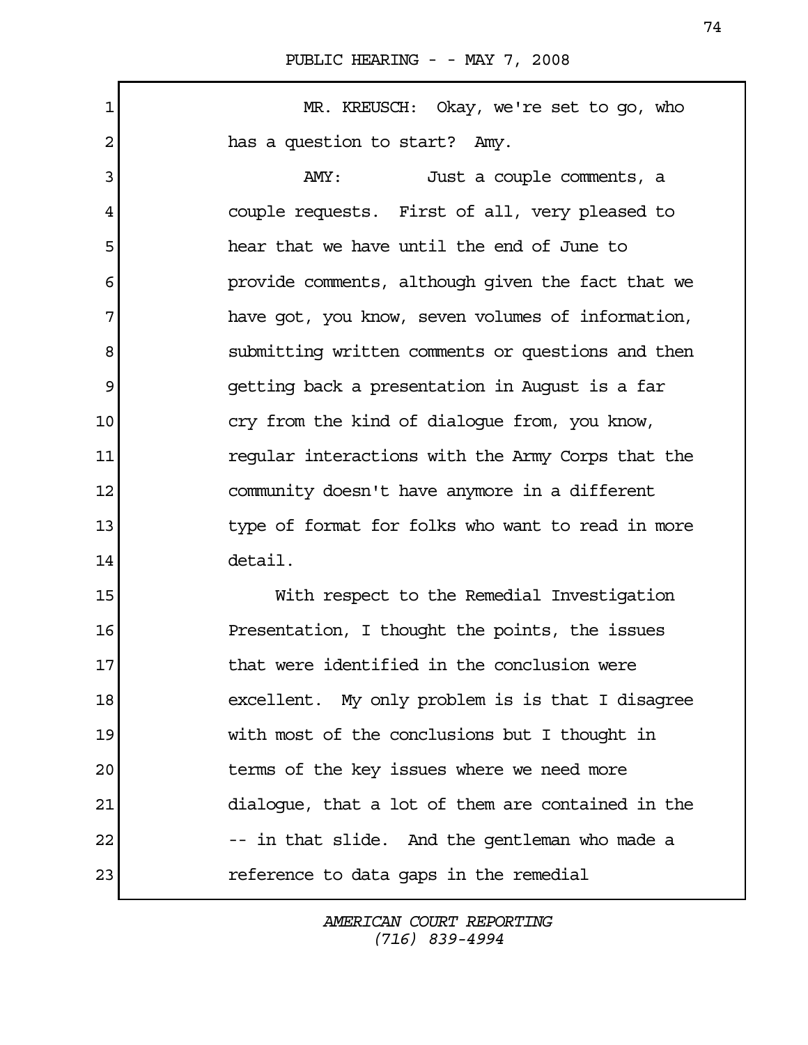MR. KREUSCH: Okay, we're set to go, who has a question to start? Amy.

AMY: Just a couple comments, a couple requests. First of all, very pleased to hear that we have until the end of June to provide comments, although given the fact that we have got, you know, seven volumes of information, submitting written comments or questions and then getting back a presentation in August is a far cry from the kind of dialogue from, you know, regular interactions with the Army Corps that the community doesn't have anymore in a different type of format for folks who want to read in more detail.

With respect to the Remedial Investigation Presentation, I thought the points, the issues that were identified in the conclusion were excellent. My only problem is is that I disagree with most of the conclusions but I thought in terms of the key issues where we need more dialogue, that a lot of them are contained in the -- in that slide. And the gentleman who made a reference to data gaps in the remedial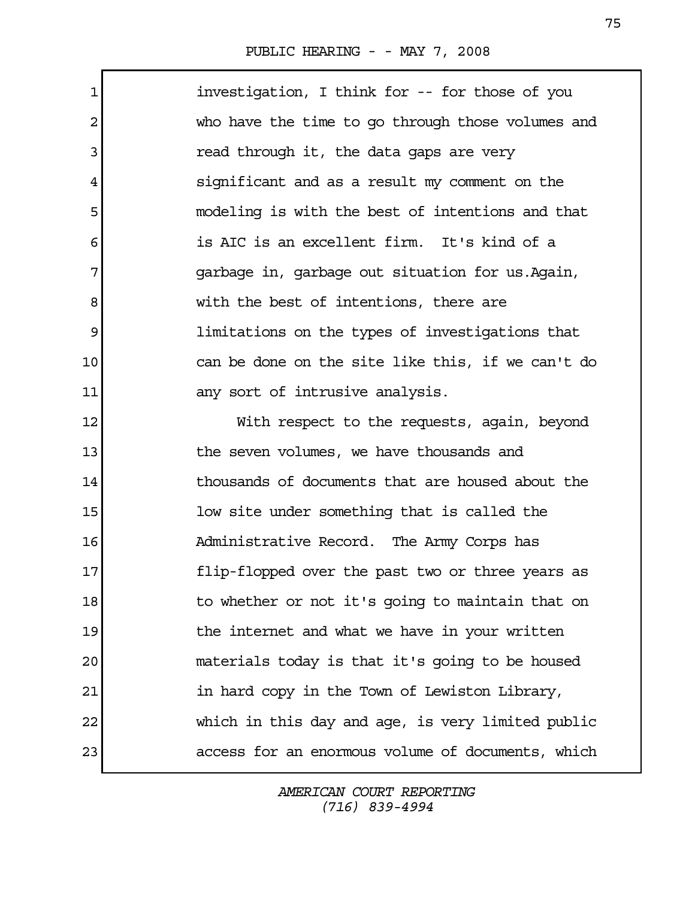investigation, I think for -- for those of you who have the time to go through those volumes and read through it, the data gaps are very significant and as a result my comment on the modeling is with the best of intentions and that is AIC is an excellent firm. It's kind of a garbage in, garbage out situation for us.Again, with the best of intentions, there are limitations on the types of investigations that can be done on the site like this, if we can't do any sort of intrusive analysis.

With respect to the requests, again, beyond the seven volumes, we have thousands and thousands of documents that are housed about the low site under something that is called the Administrative Record. The Army Corps has flip-flopped over the past two or three years as to whether or not it's going to maintain that on the internet and what we have in your written materials today is that it's going to be housed in hard copy in the Town of Lewiston Library, which in this day and age, is very limited public access for an enormous volume of documents, which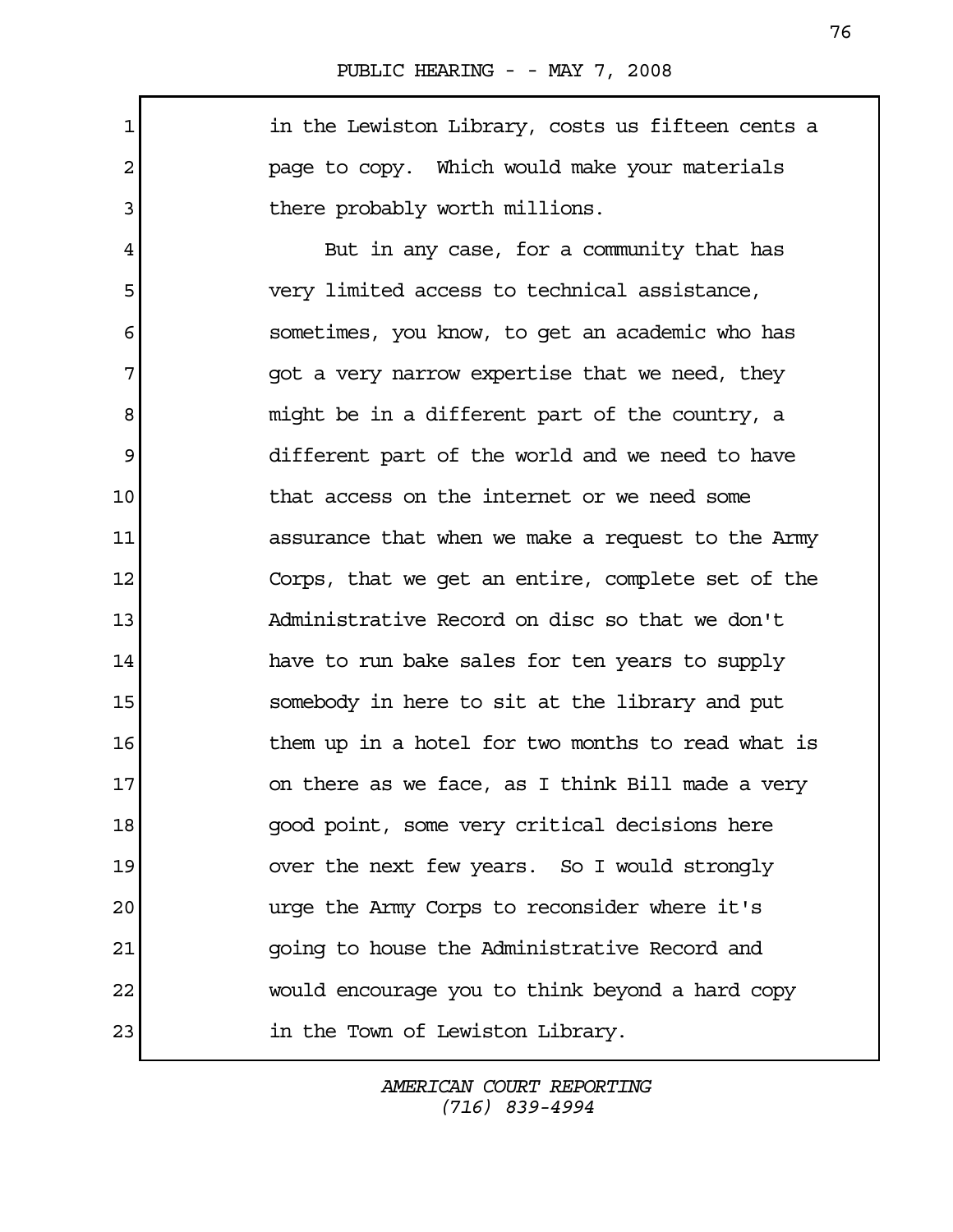in the Lewiston Library, costs us fifteen cents a page to copy. Which would make your materials there probably worth millions.

But in any case, for a community that has very limited access to technical assistance, sometimes, you know, to get an academic who has got a very narrow expertise that we need, they might be in a different part of the country, a different part of the world and we need to have that access on the internet or we need some assurance that when we make a request to the Army Corps, that we get an entire, complete set of the Administrative Record on disc so that we don't have to run bake sales for ten years to supply somebody in here to sit at the library and put them up in a hotel for two months to read what is on there as we face, as I think Bill made a very good point, some very critical decisions here over the next few years. So I would strongly urge the Army Corps to reconsider where it's going to house the Administrative Record and would encourage you to think beyond a hard copy in the Town of Lewiston Library.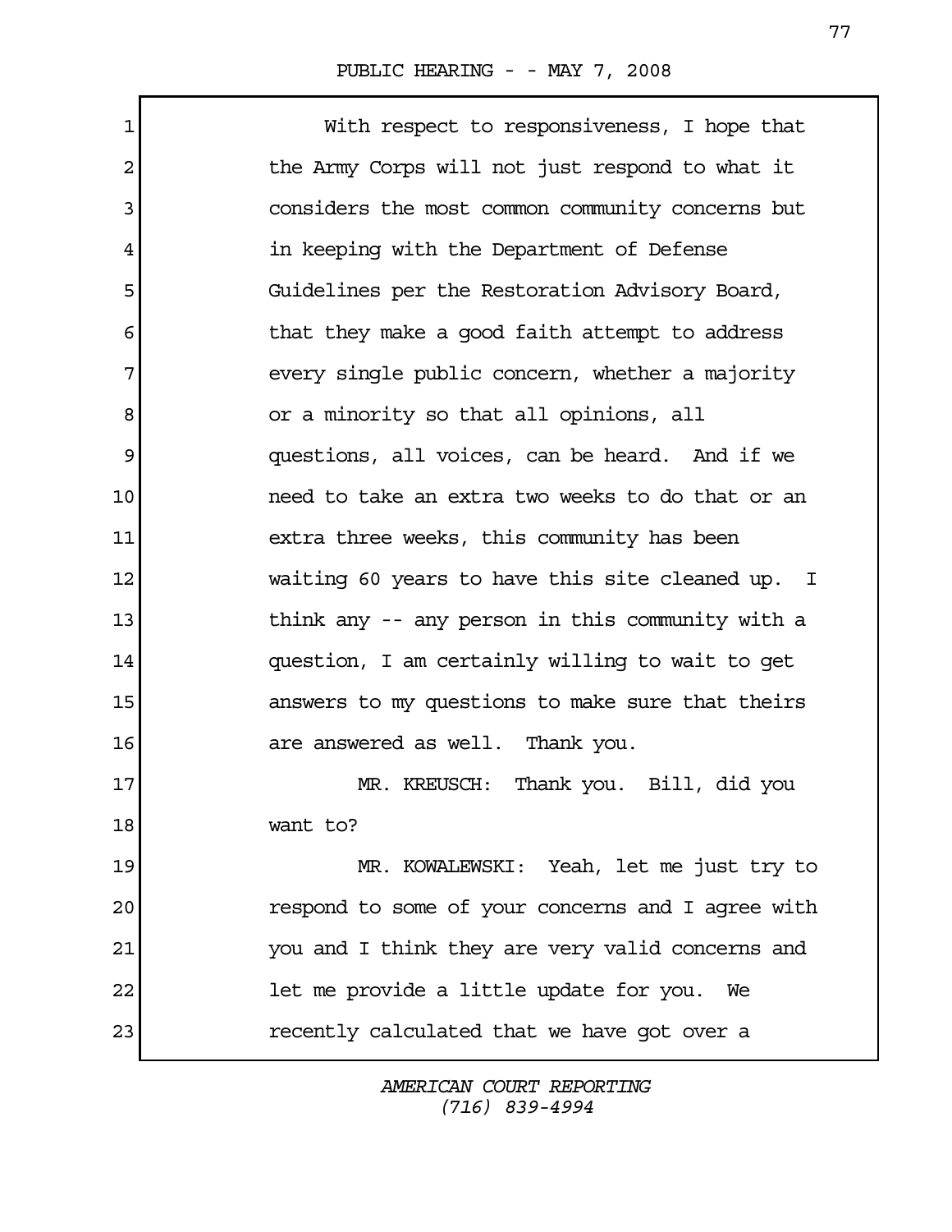With respect to responsiveness, I hope that the Army Corps will not just respond to what it considers the most common community concerns but in keeping with the Department of Defense Guidelines per the Restoration Advisory Board, that they make a good faith attempt to address every single public concern, whether a majority or a minority so that all opinions, all questions, all voices, can be heard. And if we need to take an extra two weeks to do that or an extra three weeks, this community has been waiting 60 years to have this site cleaned up. I think any -- any person in this community with a question, I am certainly willing to wait to get answers to my questions to make sure that theirs are answered as well. Thank you.

MR. KREUSCH: Thank you. Bill, did you want to?

MR. KOWALEWSKI: Yeah, let me just try to respond to some of your concerns and I agree with you and I think they are very valid concerns and let me provide a little update for you. We recently calculated that we have got over a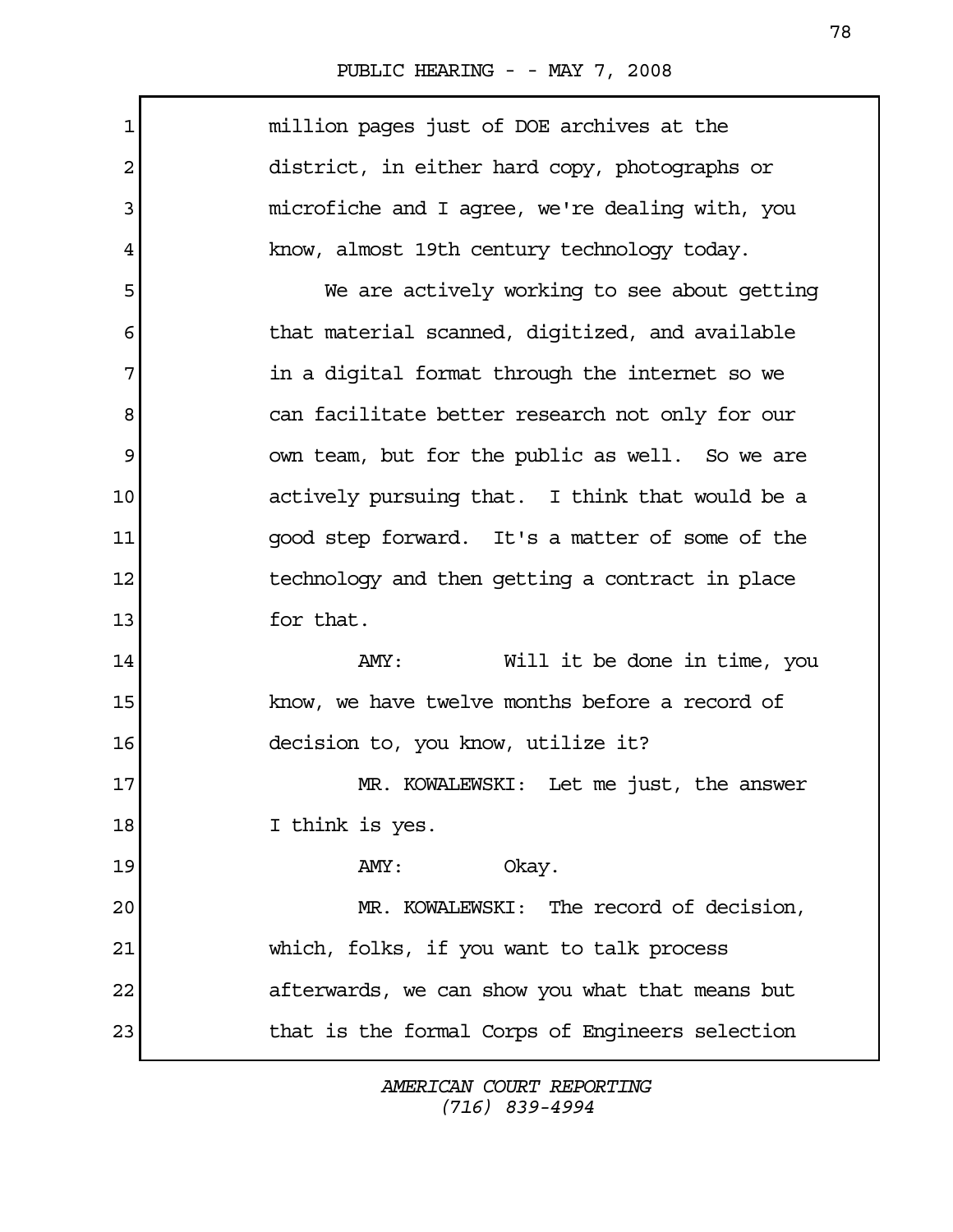million pages just of DOE archives at the district, in either hard copy, photographs or microfiche and I agree, we're dealing with, you know, almost 19th century technology today.

We are actively working to see about getting that material scanned, digitized, and available in a digital format through the internet so we can facilitate better research not only for our own team, but for the public as well. So we are actively pursuing that. I think that would be a good step forward. It's a matter of some of the technology and then getting a contract in place for that.

AMY: Will it be done in time, you know, we have twelve months before a record of decision to, you know, utilize it?

MR. KOWALEWSKI: Let me just, the answer I think is yes.

AMY: Okay.

MR. KOWALEWSKI: The record of decision, which, folks, if you want to talk process afterwards, we can show you what that means but that is the formal Corps of Engineers selection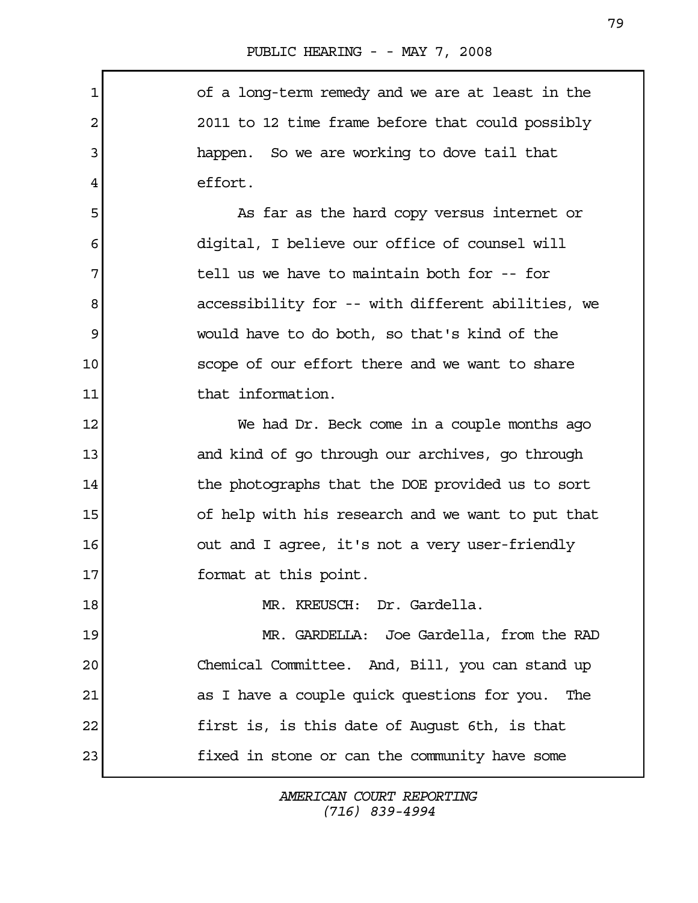of a long-term remedy and we are at least in the 2011 to 12 time frame before that could possibly happen. So we are working to dove tail that effort.

As far as the hard copy versus internet or digital, I believe our office of counsel will tell us we have to maintain both for -- for accessibility for -- with different abilities, we would have to do both, so that's kind of the scope of our effort there and we want to share that information.

We had Dr. Beck come in a couple months ago and kind of go through our archives, go through the photographs that the DOE provided us to sort of help with his research and we want to put that out and I agree, it's not a very user-friendly format at this point.

MR. KREUSCH: Dr. Gardella.

MR. GARDELLA: Joe Gardella, from the RAD Chemical Committee. And, Bill, you can stand up as I have a couple quick questions for you. The first is, is this date of August 6th, is that fixed in stone or can the community have some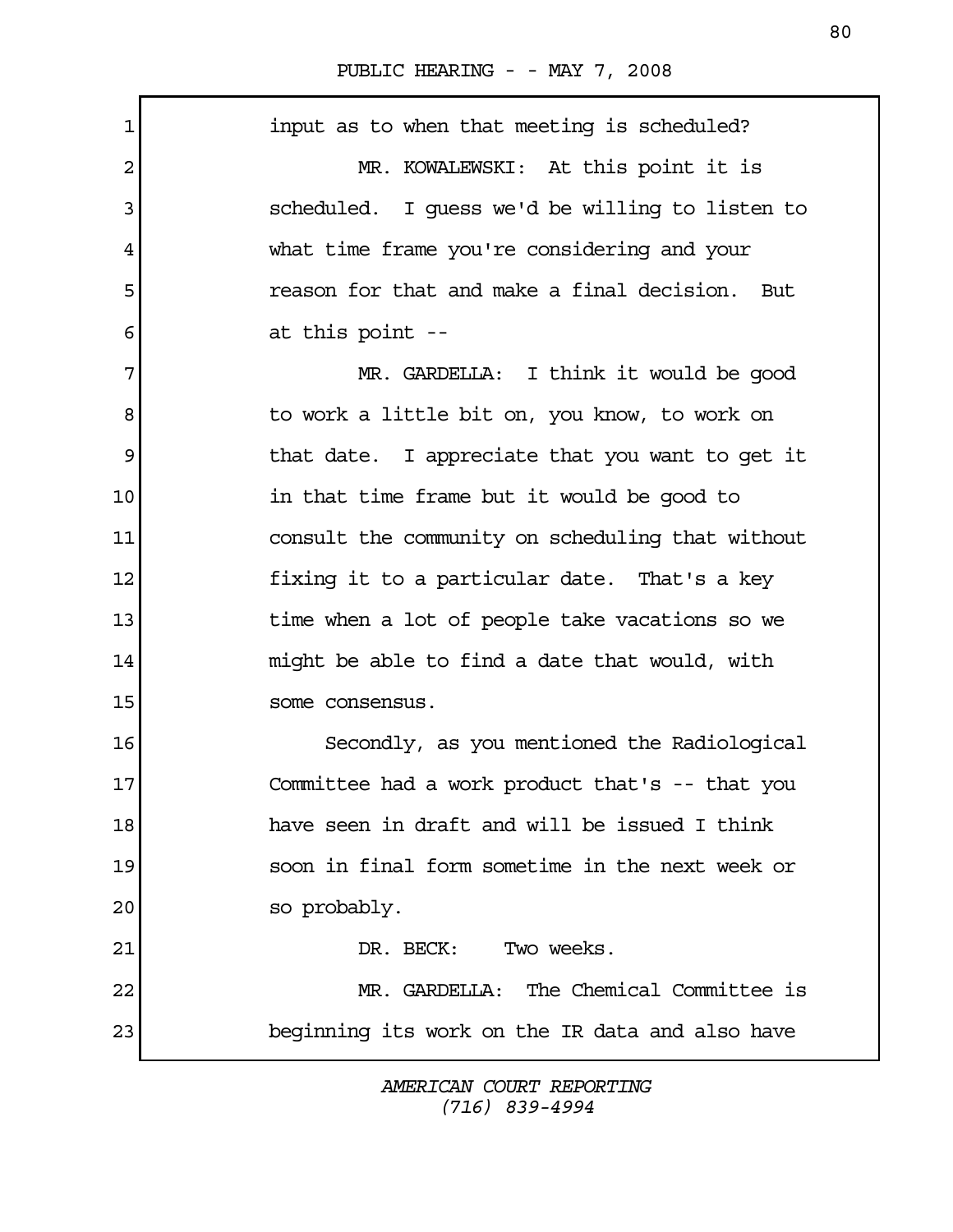input as to when that meeting is scheduled?

MR. KOWALEWSKI: At this point it is scheduled. I guess we'd be willing to listen to what time frame you're considering and your reason for that and make a final decision. But at this point --

MR. GARDELLA: I think it would be good to work a little bit on, you know, to work on that date. I appreciate that you want to get it in that time frame but it would be good to consult the community on scheduling that without fixing it to a particular date. That's a key time when a lot of people take vacations so we might be able to find a date that would, with some consensus.

Secondly, as you mentioned the Radiological Committee had a work product that's -- that you have seen in draft and will be issued I think soon in final form sometime in the next week or so probably.

DR. BECK: Two weeks.

MR. GARDELLA: The Chemical Committee is beginning its work on the IR data and also have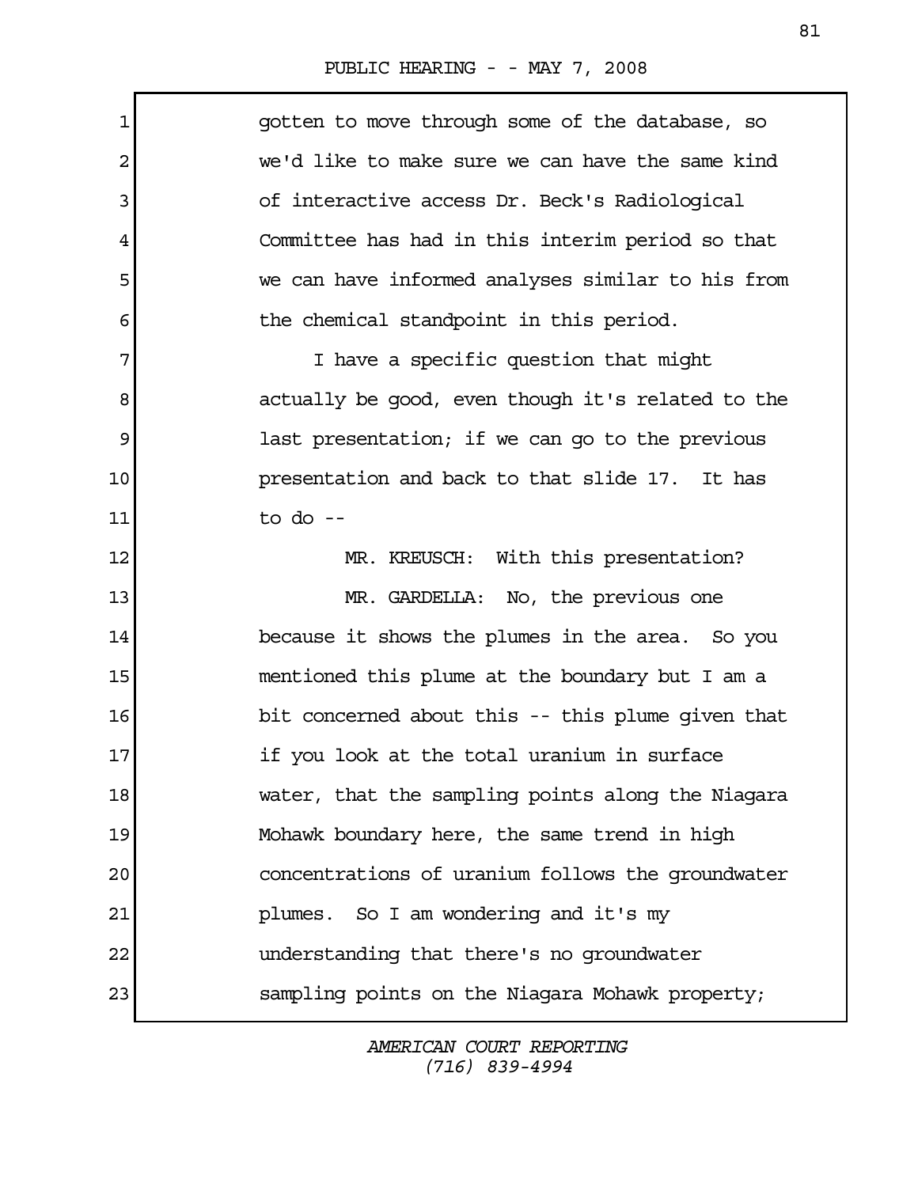gotten to move through some of the database, so we'd like to make sure we can have the same kind of interactive access Dr. Beck's Radiological Committee has had in this interim period so that we can have informed analyses similar to his from the chemical standpoint in this period.

I have a specific question that might actually be good, even though it's related to the last presentation; if we can go to the previous presentation and back to that slide 17. It has to do --

MR. KREUSCH: With this presentation?

MR. GARDELLA: No, the previous one because it shows the plumes in the area. So you mentioned this plume at the boundary but I am a bit concerned about this -- this plume given that if you look at the total uranium in surface water, that the sampling points along the Niagara Mohawk boundary here, the same trend in high concentrations of uranium follows the groundwater plumes. So I am wondering and it's my understanding that there's no groundwater sampling points on the Niagara Mohawk property;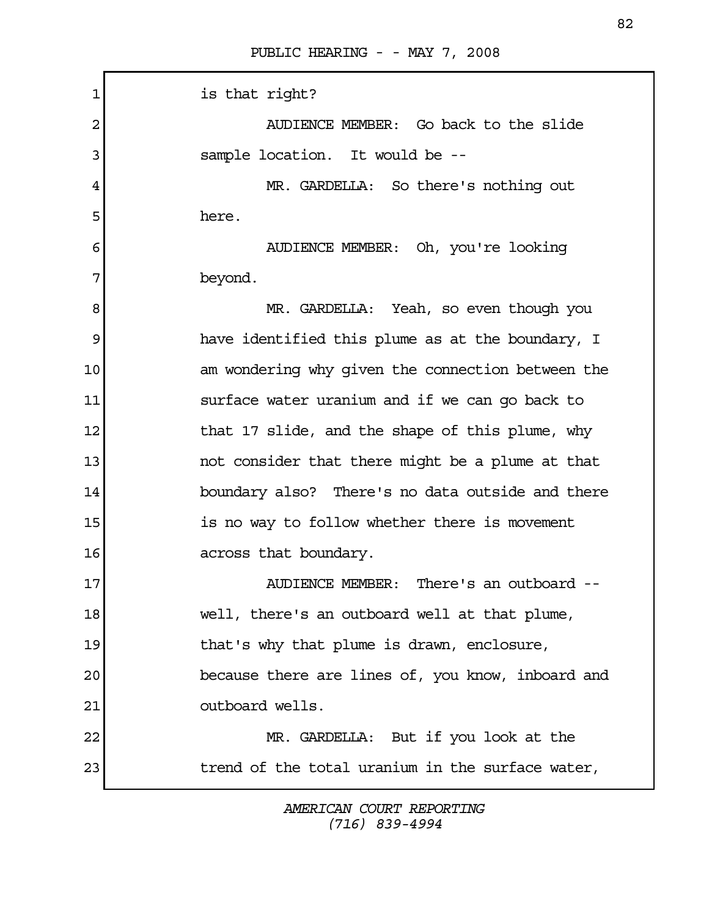is that right?

AUDIENCE MEMBER: Go back to the slide sample location. It would be --

MR. GARDELLA: So there's nothing out here.

AUDIENCE MEMBER: Oh, you're looking beyond.

MR. GARDELLA: Yeah, so even though you have identified this plume as at the boundary, I am wondering why given the connection between the surface water uranium and if we can go back to that 17 slide, and the shape of this plume, why not consider that there might be a plume at that boundary also? There's no data outside and there is no way to follow whether there is movement across that boundary.

AUDIENCE MEMBER: There's an outboard -- well, there's an outboard well at that plume, that's why that plume is drawn, enclosure, because there are lines of, you know, inboard and outboard wells.

MR. GARDELLA: But if you look at the trend of the total uranium in the surface water,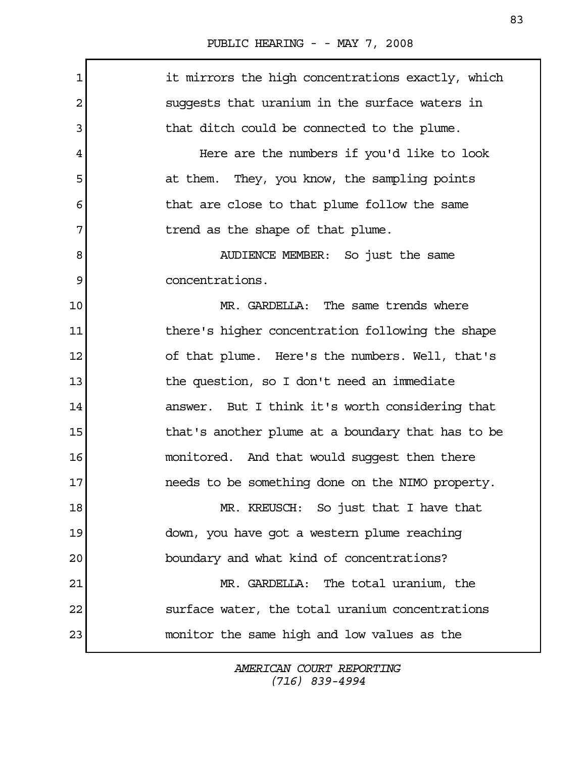it mirrors the high concentrations exactly, which suggests that uranium in the surface waters in that ditch could be connected to the plume.

Here are the numbers if you'd like to look at them. They, you know, the sampling points that are close to that plume follow the same trend as the shape of that plume.

AUDIENCE MEMBER: So just the same concentrations.

MR. GARDELLA: The same trends where there's higher concentration following the shape of that plume. Here's the numbers. Well, that's the question, so I don't need an immediate answer. But I think it's worth considering that that's another plume at a boundary that has to be monitored. And that would suggest then there needs to be something done on the NIMO property.

MR. KREUSCH: So just that I have that down, you have got a western plume reaching boundary and what kind of concentrations?

MR. GARDELLA: The total uranium, the surface water, the total uranium concentrations monitor the same high and low values as the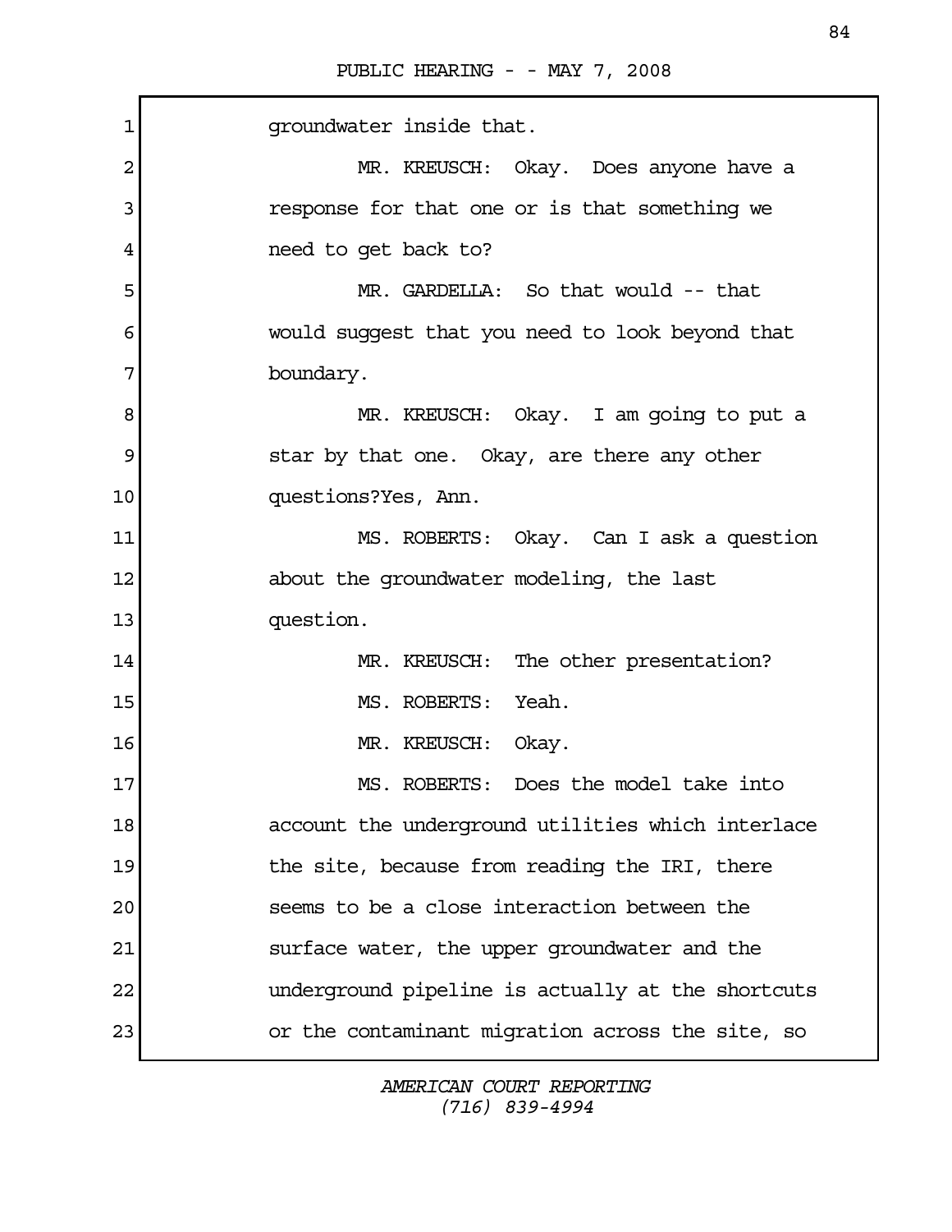groundwater inside that.

MR. KREUSCH: Okay. Does anyone have a response for that one or is that something we need to get back to?

MR. GARDELLA: So that would -- that would suggest that you need to look beyond that boundary.

MR. KREUSCH: Okay. I am going to put a star by that one. Okay, are there any other questions?Yes, Ann.

MS. ROBERTS: Okay. Can I ask a question about the groundwater modeling, the last question.

MR. KREUSCH: The other presentation?

MS. ROBERTS: Yeah.

MR. KREUSCH: Okay.

MS. ROBERTS: Does the model take into account the underground utilities which interlace the site, because from reading the IRI, there seems to be a close interaction between the surface water, the upper groundwater and the underground pipeline is actually at the shortcuts or the contaminant migration across the site, so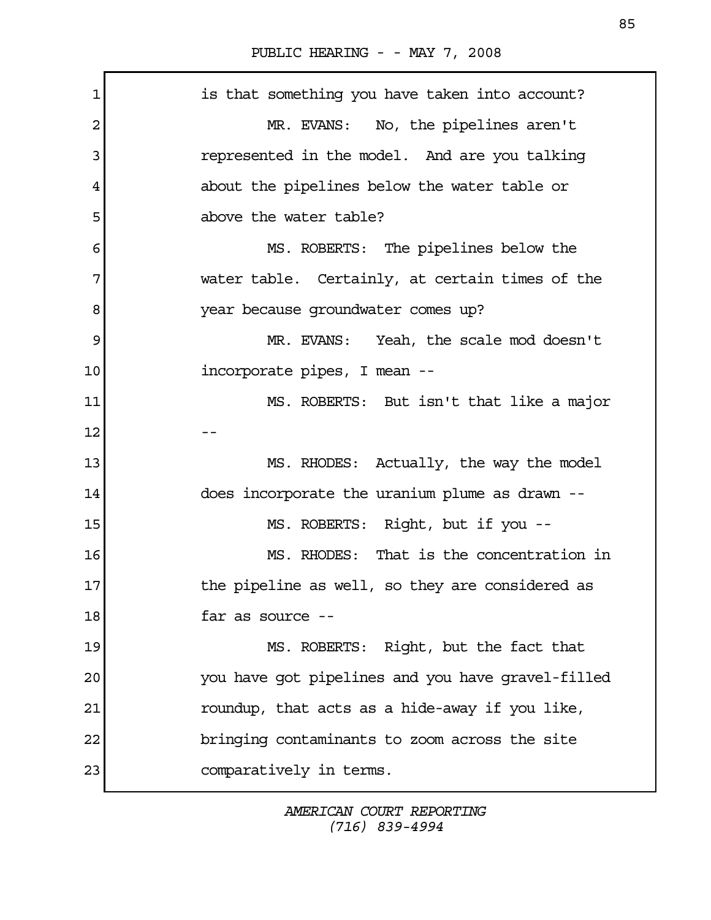is that something you have taken into account?

MR. EVANS: No, the pipelines aren't represented in the model. And are you talking about the pipelines below the water table or above the water table?

MS. ROBERTS: The pipelines below the water table. Certainly, at certain times of the year because groundwater comes up?

MR. EVANS: Yeah, the scale mod doesn't incorporate pipes, I mean --

MS. ROBERTS: But isn't that like a major --

MS. RHODES: Actually, the way the model does incorporate the uranium plume as drawn --

MS. ROBERTS: Right, but if you --

MS. RHODES: That is the concentration in the pipeline as well, so they are considered as far as source --

MS. ROBERTS: Right, but the fact that you have got pipelines and you have gravel-filled roundup, that acts as a hide-away if you like, bringing contaminants to zoom across the site comparatively in terms.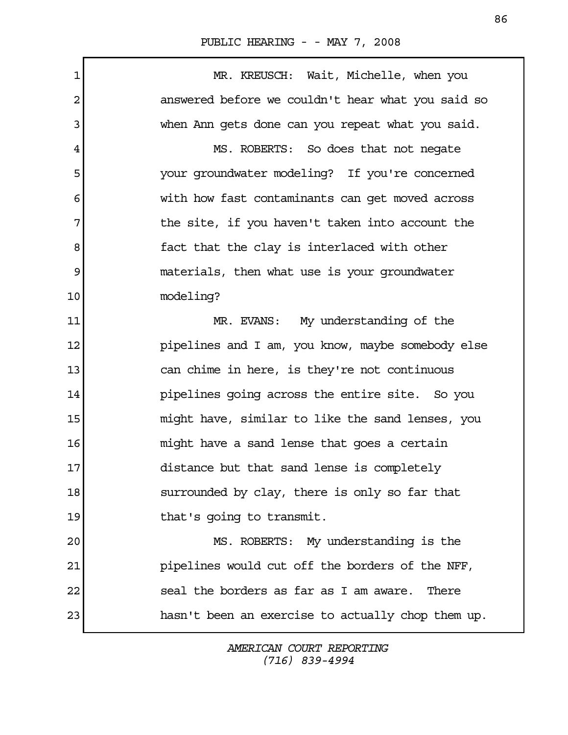MR. KREUSCH: Wait, Michelle, when you answered before we couldn't hear what you said so when Ann gets done can you repeat what you said.

MS. ROBERTS: So does that not negate your groundwater modeling? If you're concerned with how fast contaminants can get moved across the site, if you haven't taken into account the fact that the clay is interlaced with other materials, then what use is your groundwater modeling?

MR. EVANS: My understanding of the pipelines and I am, you know, maybe somebody else can chime in here, is they're not continuous pipelines going across the entire site. So you might have, similar to like the sand lenses, you might have a sand lense that goes a certain distance but that sand lense is completely surrounded by clay, there is only so far that that's going to transmit.

MS. ROBERTS: My understanding is the pipelines would cut off the borders of the NFF, seal the borders as far as I am aware. There hasn't been an exercise to actually chop them up.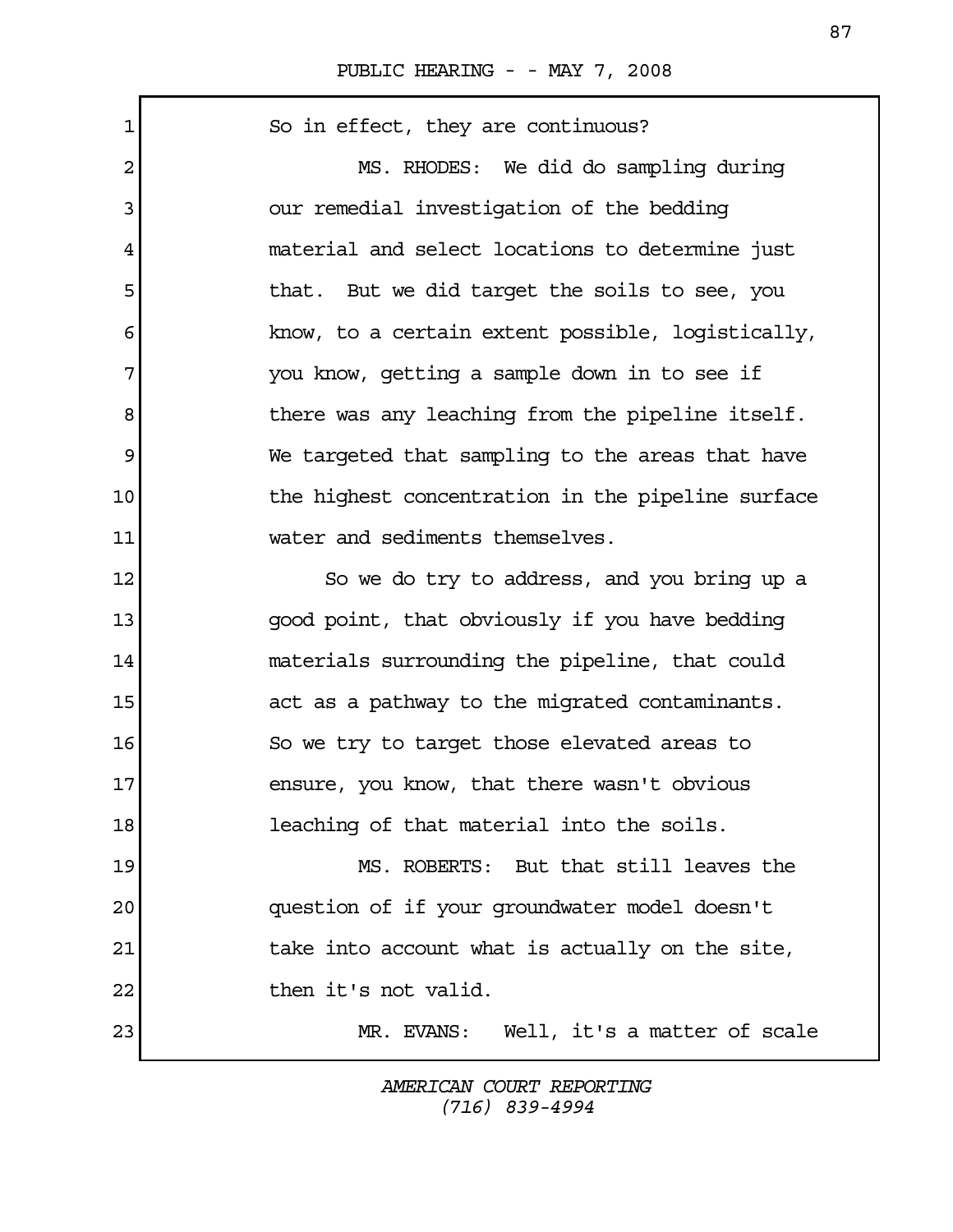So in effect, they are continuous?

MS. RHODES: We did do sampling during our remedial investigation of the bedding material and select locations to determine just that. But we did target the soils to see, you know, to a certain extent possible, logistically, you know, getting a sample down in to see if there was any leaching from the pipeline itself. We targeted that sampling to the areas that have the highest concentration in the pipeline surface water and sediments themselves.

So we do try to address, and you bring up a good point, that obviously if you have bedding materials surrounding the pipeline, that could act as a pathway to the migrated contaminants. So we try to target those elevated areas to ensure, you know, that there wasn't obvious leaching of that material into the soils.

MS. ROBERTS: But that still leaves the question of if your groundwater model doesn't take into account what is actually on the site, then it's not valid.

MR. EVANS: Well, it's a matter of scale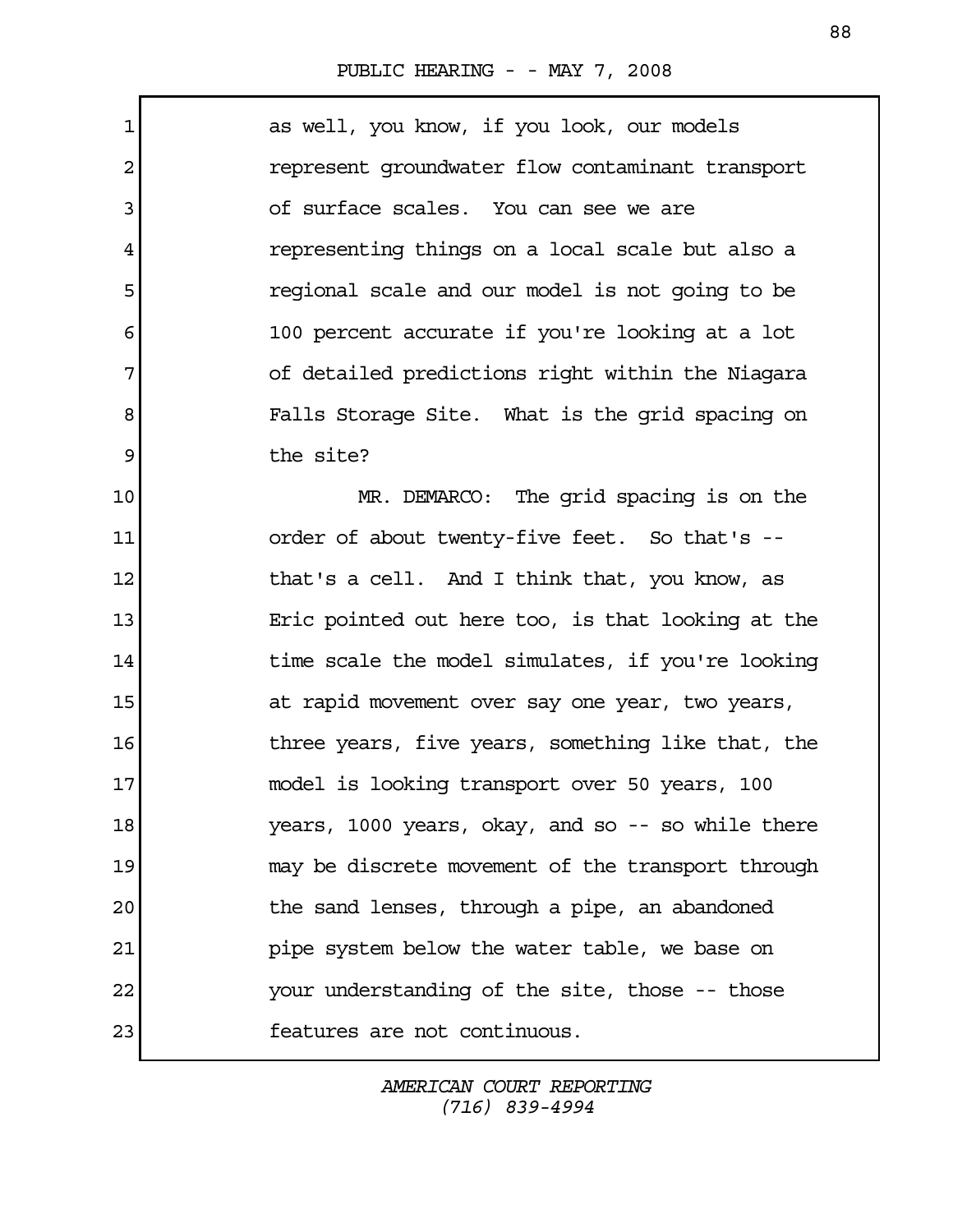as well, you know, if you look, our models represent groundwater flow contaminant transport of surface scales. You can see we are representing things on a local scale but also a regional scale and our model is not going to be 100 percent accurate if you're looking at a lot of detailed predictions right within the Niagara Falls Storage Site. What is the grid spacing on the site?

MR. DEMARCO: The grid spacing is on the order of about twenty-five feet. So that's -- that's a cell. And I think that, you know, as Eric pointed out here too, is that looking at the time scale the model simulates, if you're looking at rapid movement over say one year, two years, three years, five years, something like that, the model is looking transport over 50 years, 100 years, 1000 years, okay, and so -- so while there may be discrete movement of the transport through the sand lenses, through a pipe, an abandoned pipe system below the water table, we base on your understanding of the site, those -- those features are not continuous.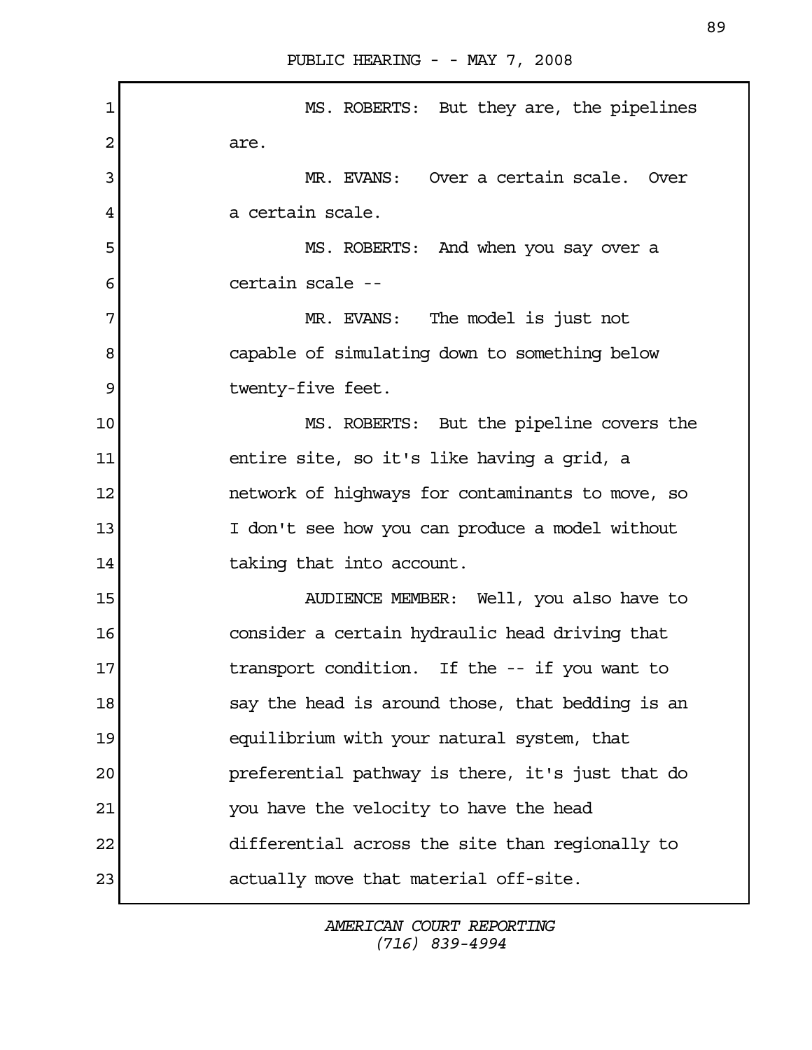MS. ROBERTS: But they are, the pipelines are.

MR. EVANS: Over a certain scale. Over a certain scale.

MS. ROBERTS: And when you say over a certain scale --

MR. EVANS: The model is just not capable of simulating down to something below twenty-five feet.

MS. ROBERTS: But the pipeline covers the entire site, so it's like having a grid, a network of highways for contaminants to move, so I don't see how you can produce a model without taking that into account.

AUDIENCE MEMBER: Well, you also have to consider a certain hydraulic head driving that transport condition. If the -- if you want to say the head is around those, that bedding is an equilibrium with your natural system, that preferential pathway is there, it's just that do you have the velocity to have the head differential across the site than regionally to actually move that material off-site.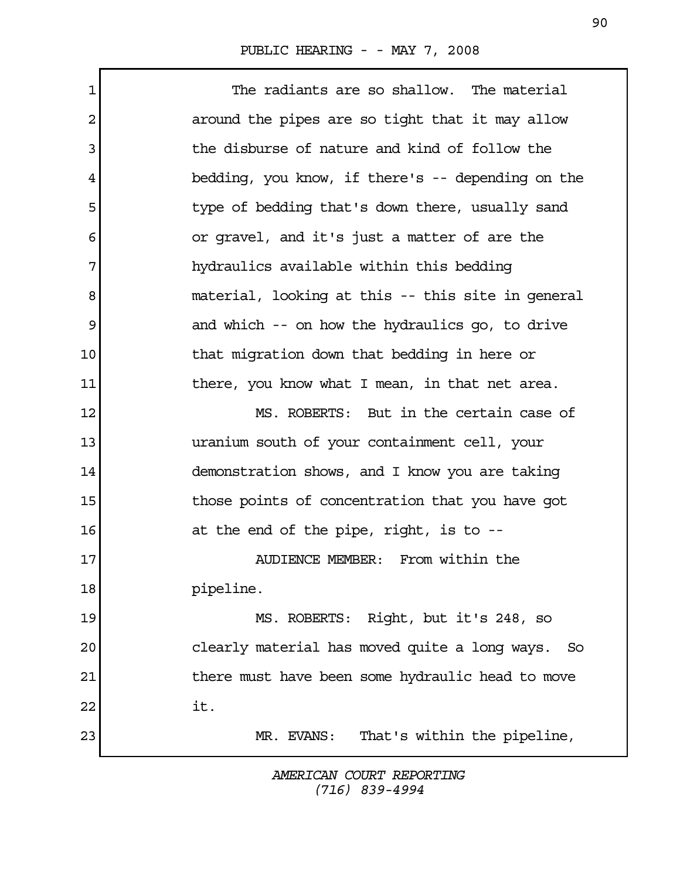The radiants are so shallow. The material around the pipes are so tight that it may allow the disburse of nature and kind of follow the bedding, you know, if there's -- depending on the type of bedding that's down there, usually sand or gravel, and it's just a matter of are the hydraulics available within this bedding material, looking at this -- this site in general and which -- on how the hydraulics go, to drive that migration down that bedding in here or there, you know what I mean, in that net area.

MS. ROBERTS: But in the certain case of uranium south of your containment cell, your demonstration shows, and I know you are taking those points of concentration that you have got at the end of the pipe, right, is to --

AUDIENCE MEMBER: From within the pipeline.

MS. ROBERTS: Right, but it's 248, so clearly material has moved quite a long ways. So there must have been some hydraulic head to move it.

MR. EVANS: That's within the pipeline,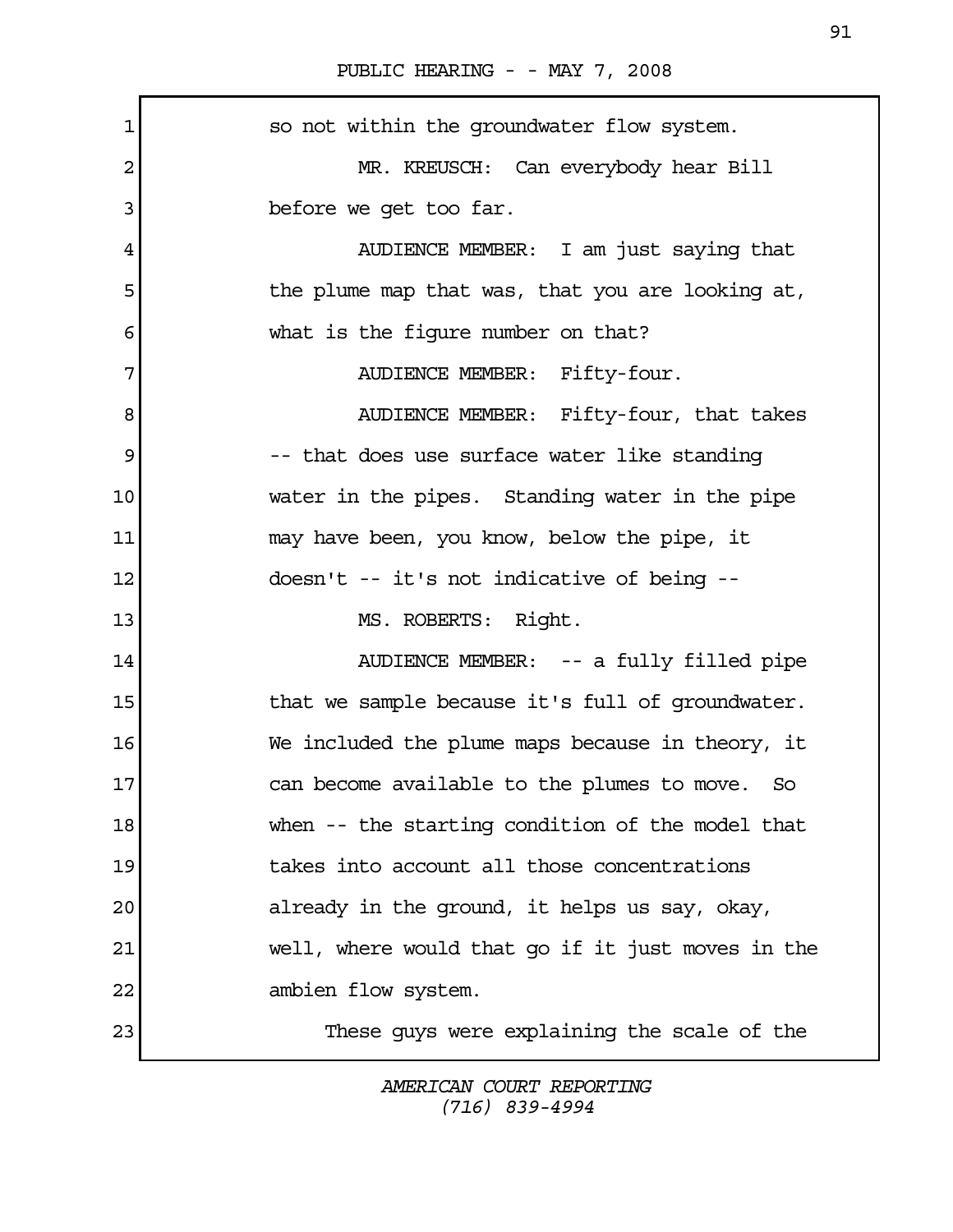so not within the groundwater flow system.

MR. KREUSCH: Can everybody hear Bill before we get too far.

AUDIENCE MEMBER: I am just saying that the plume map that was, that you are looking at, what is the figure number on that?

AUDIENCE MEMBER: Fifty-four.

AUDIENCE MEMBER: Fifty-four, that takes -- that does use surface water like standing water in the pipes. Standing water in the pipe may have been, you know, below the pipe, it doesn't -- it's not indicative of being --

MS. ROBERTS: Right.

AUDIENCE MEMBER: -- a fully filled pipe that we sample because it's full of groundwater. We included the plume maps because in theory, it can become available to the plumes to move. So when -- the starting condition of the model that takes into account all those concentrations already in the ground, it helps us say, okay, well, where would that go if it just moves in the ambien flow system.

These guys were explaining the scale of the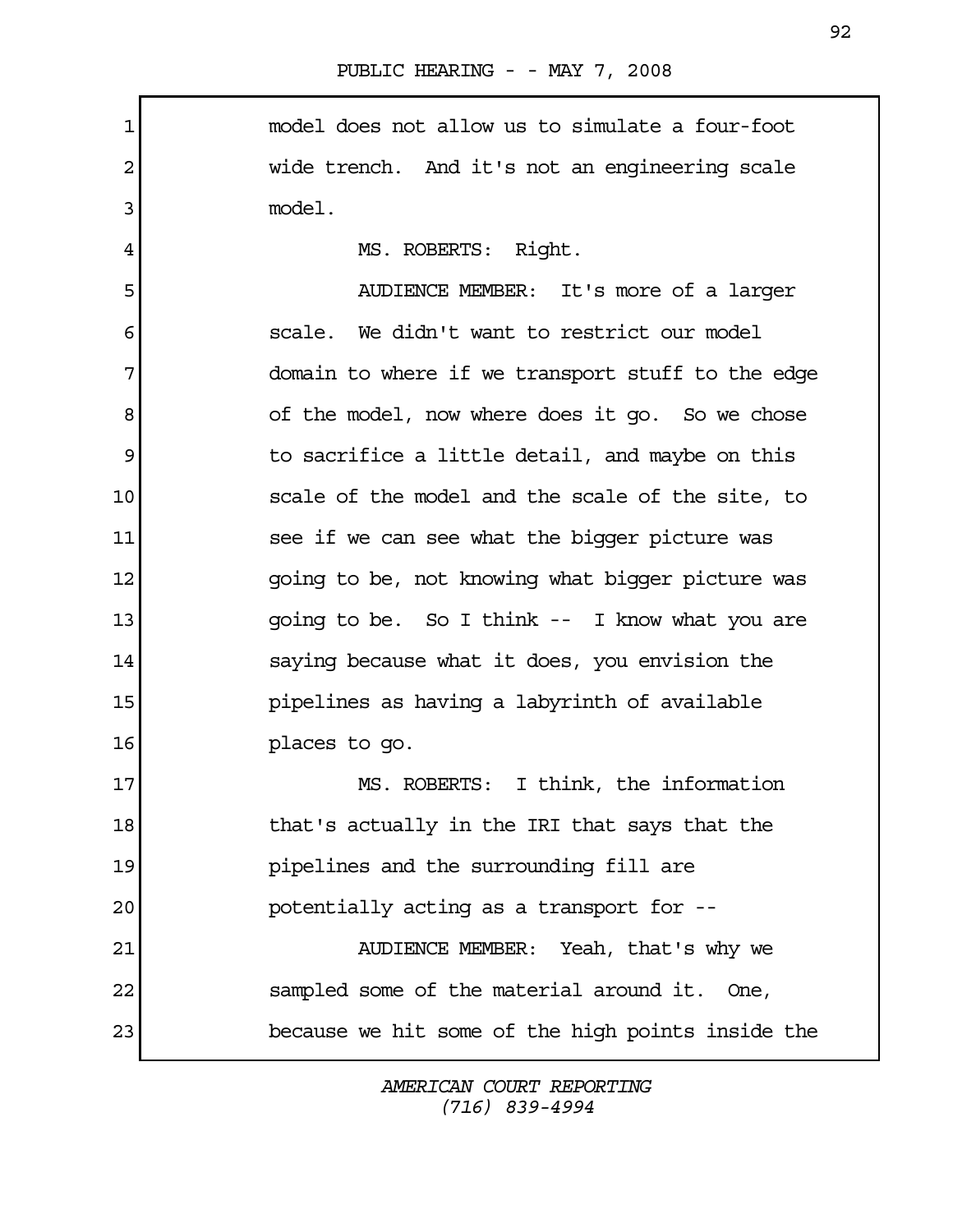model does not allow us to simulate a four-foot wide trench. And it's not an engineering scale model.

MS. ROBERTS: Right.

AUDIENCE MEMBER: It's more of a larger scale. We didn't want to restrict our model domain to where if we transport stuff to the edge of the model, now where does it go. So we chose to sacrifice a little detail, and maybe on this scale of the model and the scale of the site, to see if we can see what the bigger picture was going to be, not knowing what bigger picture was going to be. So I think -- I know what you are saying because what it does, you envision the pipelines as having a labyrinth of available places to go.

MS. ROBERTS: I think, the information that's actually in the IRI that says that the pipelines and the surrounding fill are potentially acting as a transport for --

AUDIENCE MEMBER: Yeah, that's why we sampled some of the material around it. One, because we hit some of the high points inside the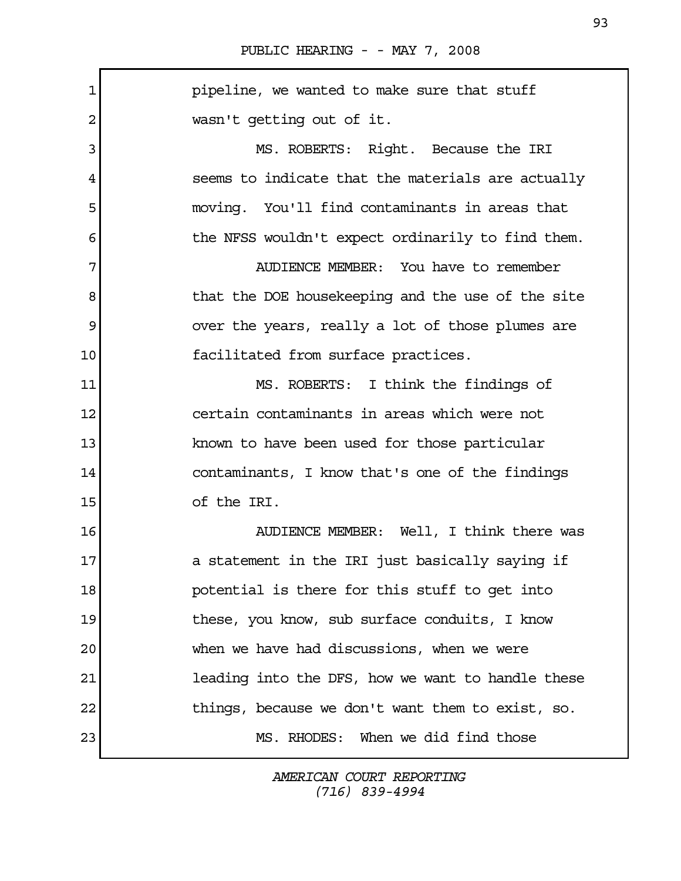pipeline, we wanted to make sure that stuff wasn't getting out of it.

MS. ROBERTS: Right. Because the IRI seems to indicate that the materials are actually moving. You'll find contaminants in areas that the NFSS wouldn't expect ordinarily to find them.

AUDIENCE MEMBER: You have to remember that the DOE housekeeping and the use of the site over the years, really a lot of those plumes are facilitated from surface practices.

MS. ROBERTS: I think the findings of certain contaminants in areas which were not known to have been used for those particular contaminants, I know that's one of the findings of the IRI.

AUDIENCE MEMBER: Well, I think there was a statement in the IRI just basically saying if potential is there for this stuff to get into these, you know, sub surface conduits, I know when we have had discussions, when we were leading into the DFS, how we want to handle these things, because we don't want them to exist, so.

MS. RHODES: When we did find those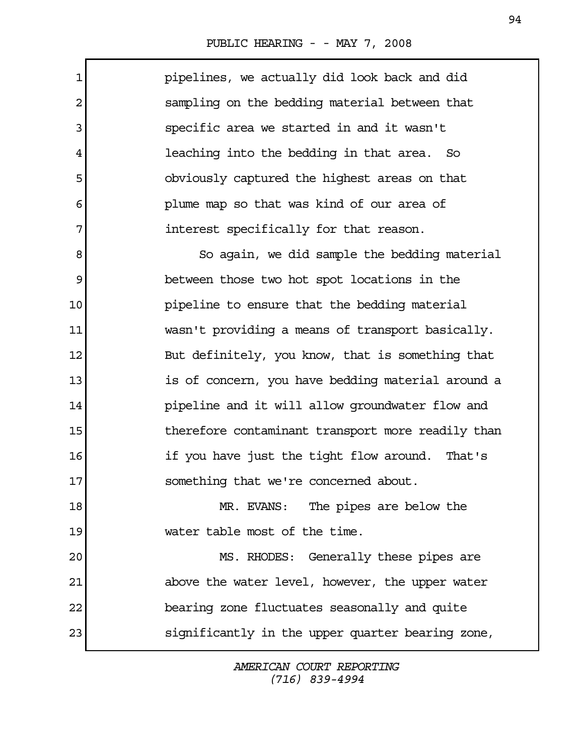pipelines, we actually did look back and did sampling on the bedding material between that specific area we started in and it wasn't leaching into the bedding in that area. So obviously captured the highest areas on that plume map so that was kind of our area of interest specifically for that reason.

So again, we did sample the bedding material between those two hot spot locations in the pipeline to ensure that the bedding material wasn't providing a means of transport basically. But definitely, you know, that is something that is of concern, you have bedding material around a pipeline and it will allow groundwater flow and therefore contaminant transport more readily than if you have just the tight flow around. That's something that we're concerned about.

MR. EVANS: The pipes are below the water table most of the time.

MS. RHODES: Generally these pipes are above the water level, however, the upper water bearing zone fluctuates seasonally and quite significantly in the upper quarter bearing zone,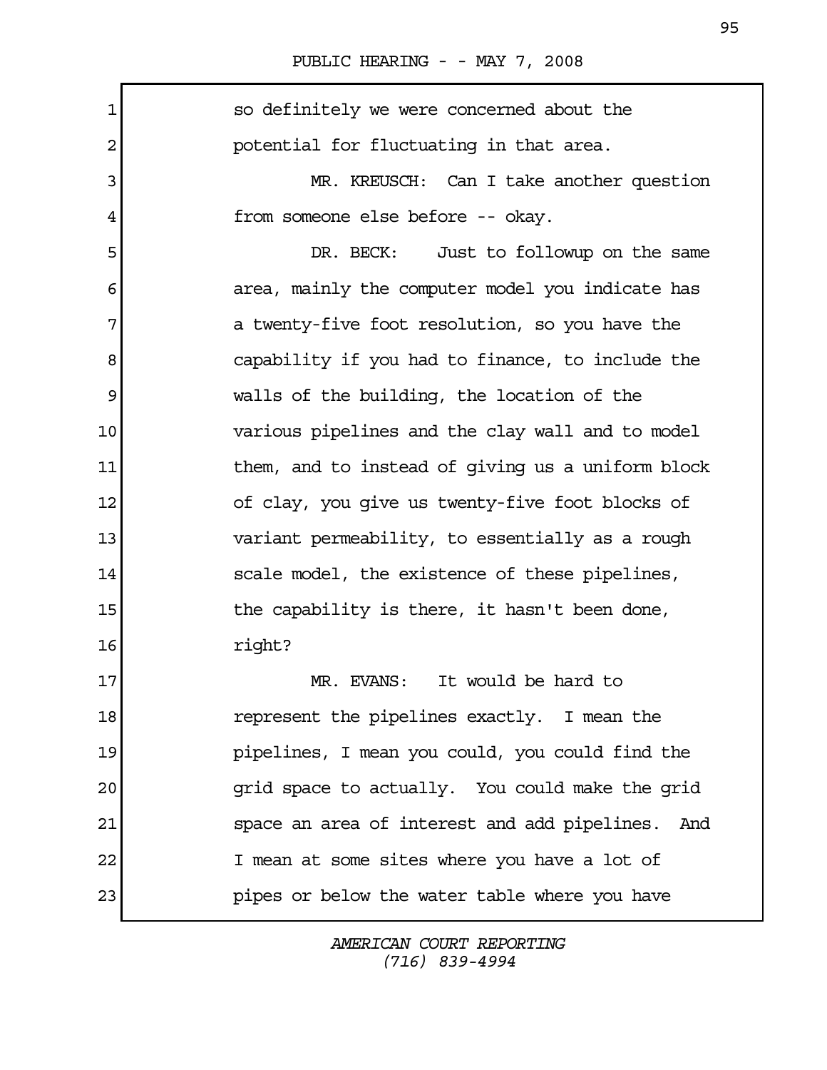so definitely we were concerned about the potential for fluctuating in that area.

MR. KREUSCH: Can I take another question from someone else before -- okay.

DR. BECK: Just to followup on the same area, mainly the computer model you indicate has a twenty-five foot resolution, so you have the capability if you had to finance, to include the walls of the building, the location of the various pipelines and the clay wall and to model them, and to instead of giving us a uniform block of clay, you give us twenty-five foot blocks of variant permeability, to essentially as a rough scale model, the existence of these pipelines, the capability is there, it hasn't been done, right?

MR. EVANS: It would be hard to represent the pipelines exactly. I mean the pipelines, I mean you could, you could find the grid space to actually. You could make the grid space an area of interest and add pipelines. And I mean at some sites where you have a lot of pipes or below the water table where you have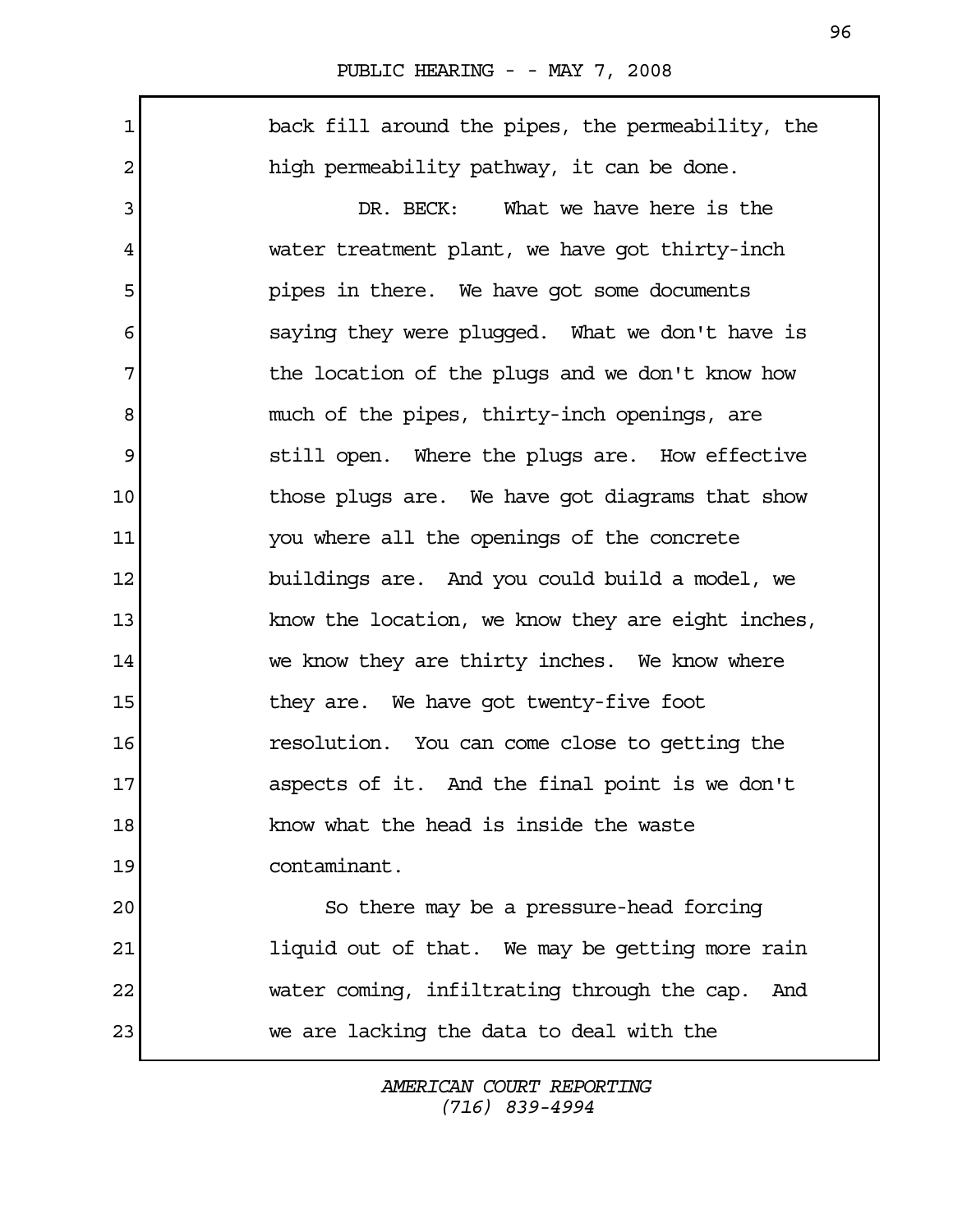back fill around the pipes, the permeability, the high permeability pathway, it can be done.

DR. BECK: What we have here is the water treatment plant, we have got thirty-inch pipes in there. We have got some documents saying they were plugged. What we don't have is the location of the plugs and we don't know how much of the pipes, thirty-inch openings, are still open. Where the plugs are. How effective those plugs are. We have got diagrams that show you where all the openings of the concrete buildings are. And you could build a model, we know the location, we know they are eight inches, we know they are thirty inches. We know where they are. We have got twenty-five foot resolution. You can come close to getting the aspects of it. And the final point is we don't know what the head is inside the waste contaminant.

So there may be a pressure-head forcing liquid out of that. We may be getting more rain water coming, infiltrating through the cap. And we are lacking the data to deal with the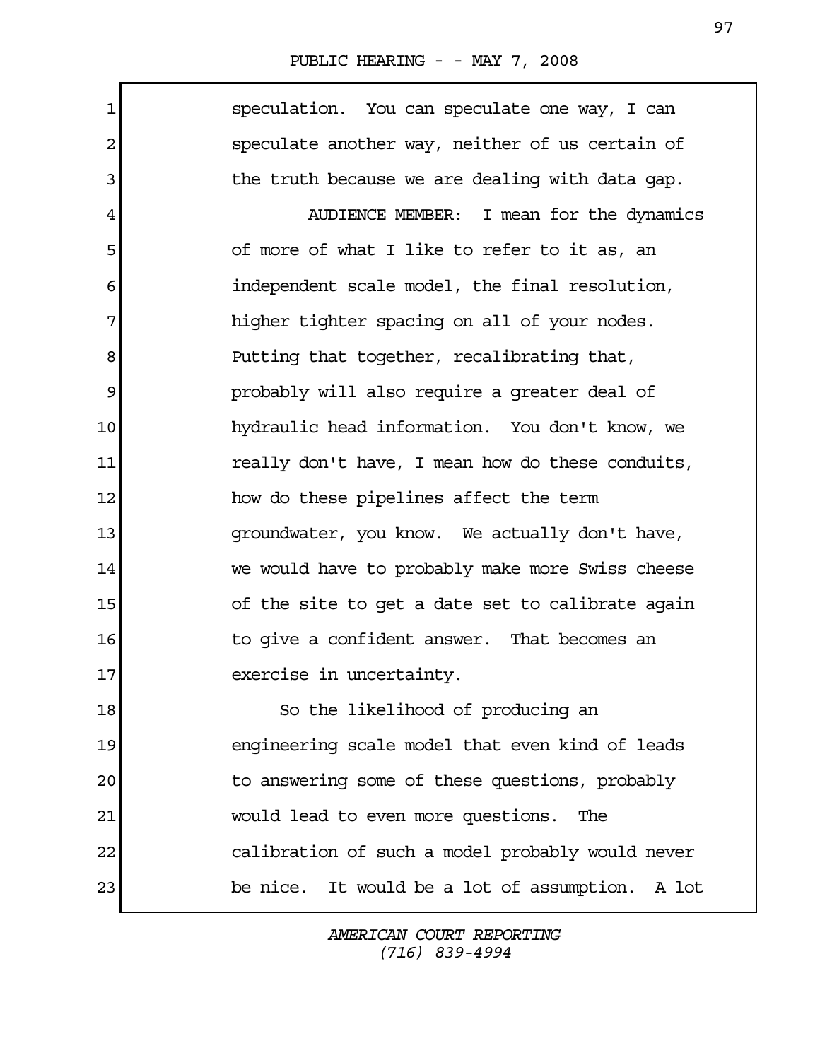speculation. You can speculate one way, I can speculate another way, neither of us certain of the truth because we are dealing with data gap.

AUDIENCE MEMBER: I mean for the dynamics of more of what I like to refer to it as, an independent scale model, the final resolution, higher tighter spacing on all of your nodes. Putting that together, recalibrating that, probably will also require a greater deal of hydraulic head information. You don't know, we really don't have, I mean how do these conduits, how do these pipelines affect the term groundwater, you know. We actually don't have, we would have to probably make more Swiss cheese of the site to get a date set to calibrate again to give a confident answer. That becomes an exercise in uncertainty.

So the likelihood of producing an engineering scale model that even kind of leads to answering some of these questions, probably would lead to even more questions. The calibration of such a model probably would never be nice. It would be a lot of assumption. A lot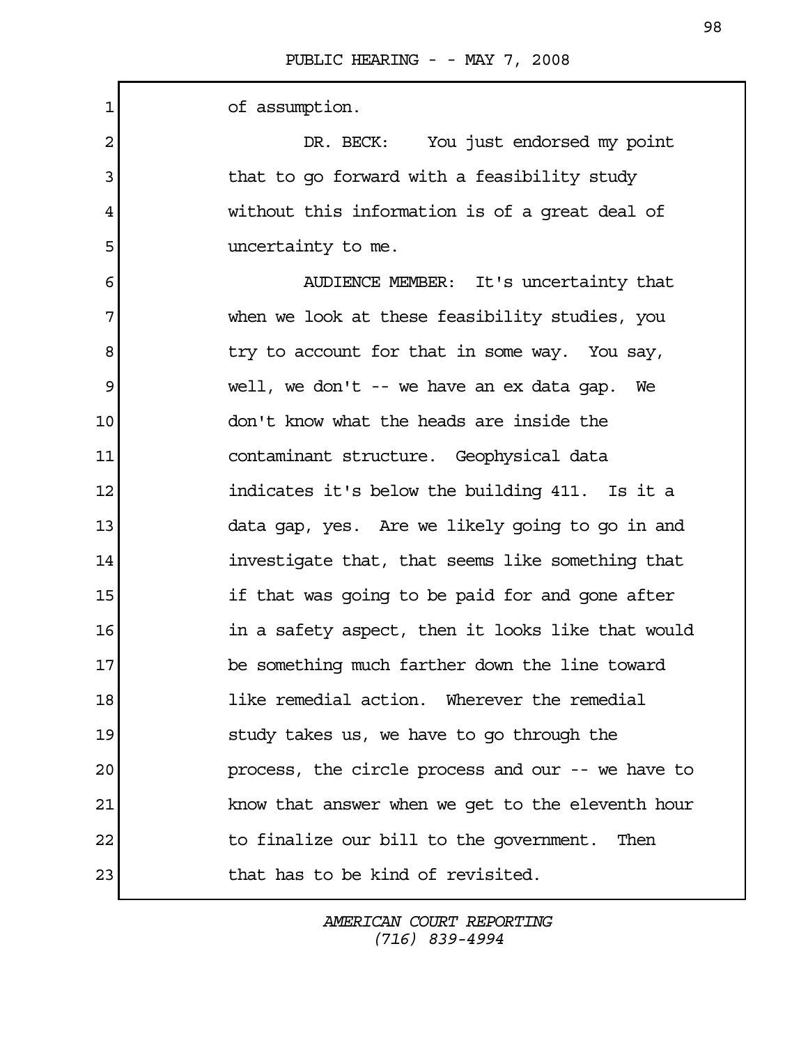of assumption.

DR. BECK: You just endorsed my point that to go forward with a feasibility study without this information is of a great deal of uncertainty to me.

AUDIENCE MEMBER: It's uncertainty that when we look at these feasibility studies, you try to account for that in some way. You say, well, we don't -- we have an ex data gap. We don't know what the heads are inside the contaminant structure. Geophysical data indicates it's below the building 411. Is it a data gap, yes. Are we likely going to go in and investigate that, that seems like something that if that was going to be paid for and gone after in a safety aspect, then it looks like that would be something much farther down the line toward like remedial action. Wherever the remedial study takes us, we have to go through the process, the circle process and our -- we have to know that answer when we get to the eleventh hour to finalize our bill to the government. Then that has to be kind of revisited.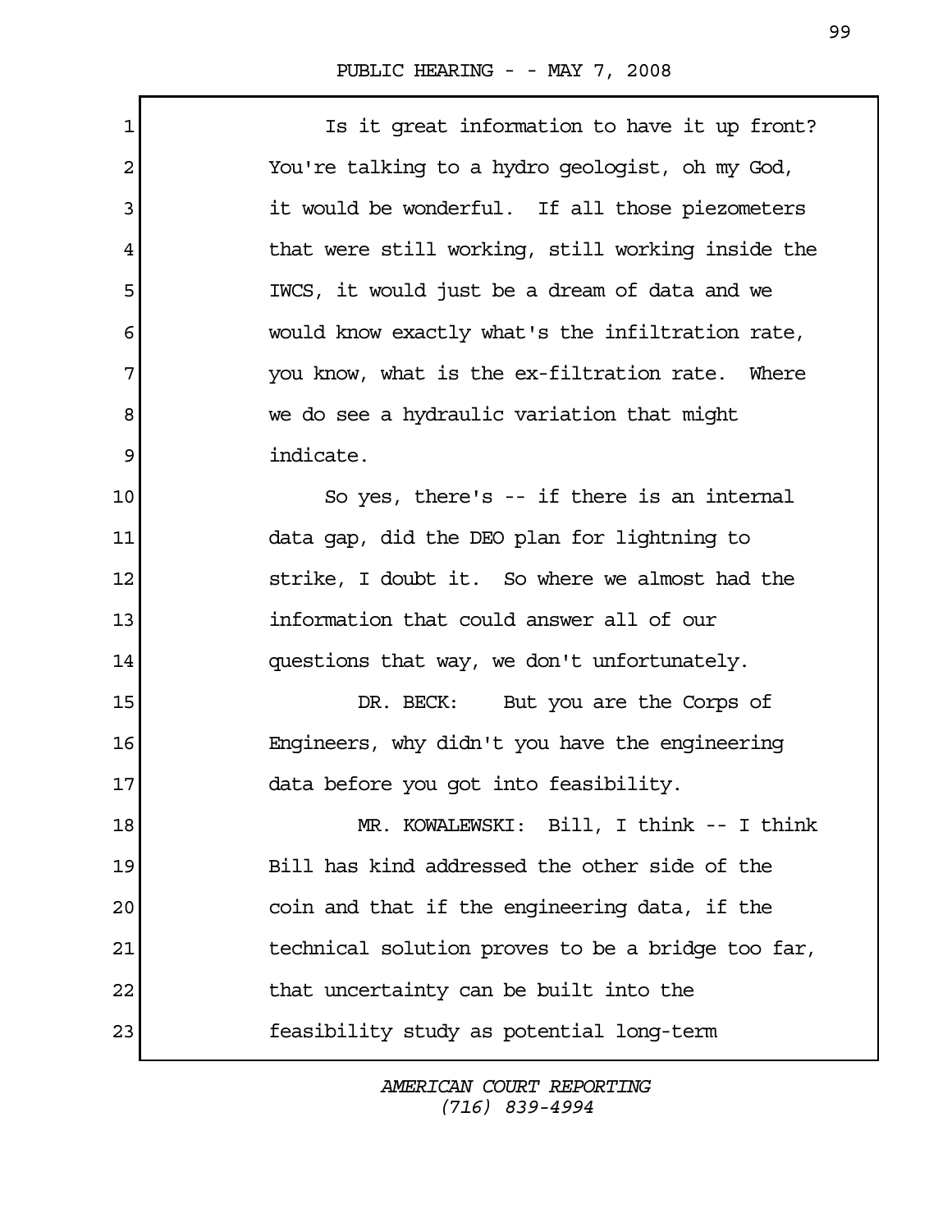Is it great information to have it up front? You're talking to a hydro geologist, oh my God, it would be wonderful. If all those piezometers that were still working, still working inside the IWCS, it would just be a dream of data and we would know exactly what's the infiltration rate, you know, what is the ex-filtration rate. Where we do see a hydraulic variation that might indicate.

So yes, there's -- if there is an internal data gap, did the DEO plan for lightning to strike, I doubt it. So where we almost had the information that could answer all of our questions that way, we don't unfortunately.

DR. BECK: But you are the Corps of Engineers, why didn't you have the engineering data before you got into feasibility.

MR. KOWALEWSKI: Bill, I think -- I think Bill has kind addressed the other side of the coin and that if the engineering data, if the technical solution proves to be a bridge too far, that uncertainty can be built into the feasibility study as potential long-term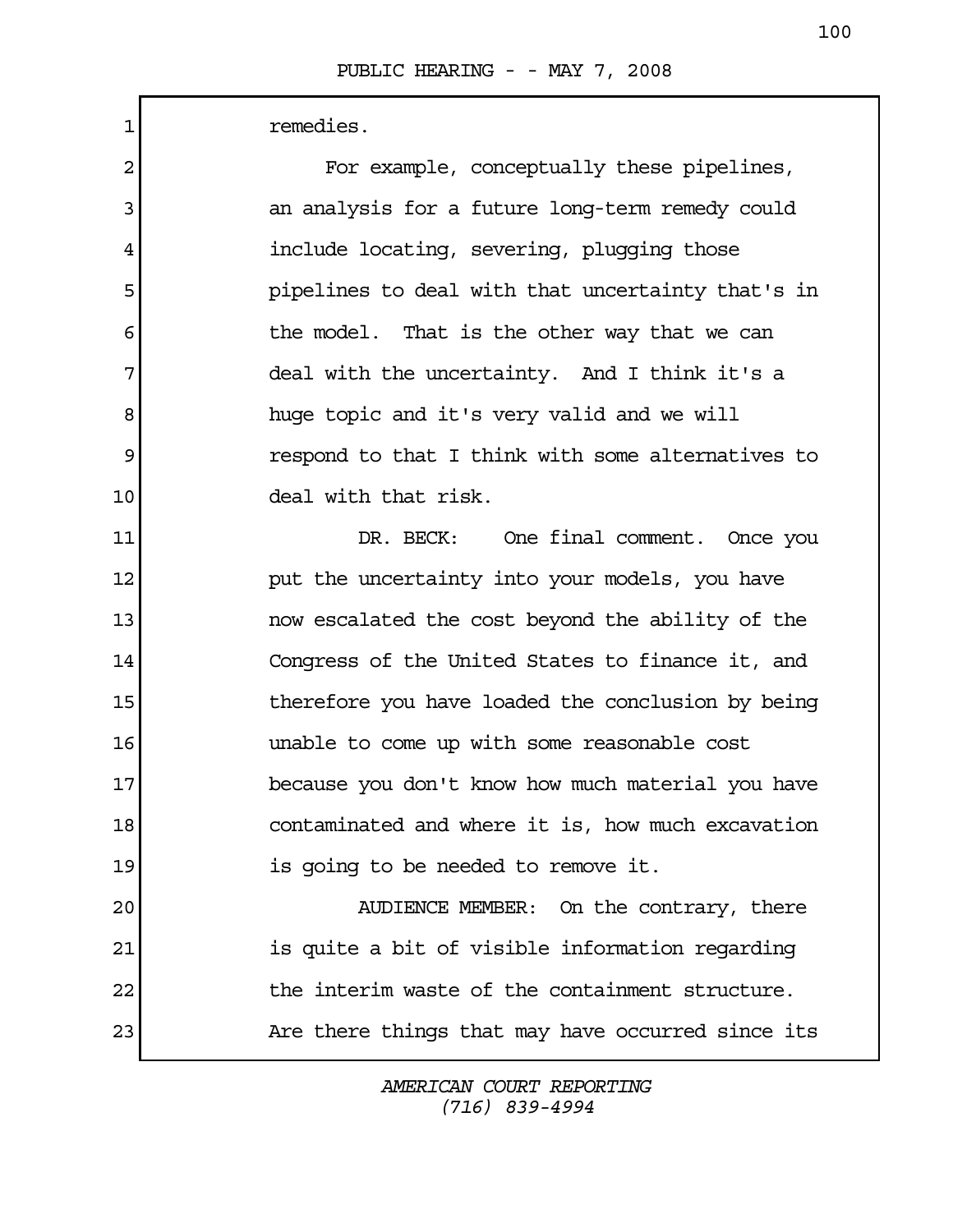remedies.

For example, conceptually these pipelines, an analysis for a future long-term remedy could include locating, severing, plugging those pipelines to deal with that uncertainty that's in the model. That is the other way that we can deal with the uncertainty. And I think it's a huge topic and it's very valid and we will respond to that I think with some alternatives to deal with that risk.

DR. BECK: One final comment. Once you put the uncertainty into your models, you have now escalated the cost beyond the ability of the Congress of the United States to finance it, and therefore you have loaded the conclusion by being unable to come up with some reasonable cost because you don't know how much material you have contaminated and where it is, how much excavation is going to be needed to remove it.

AUDIENCE MEMBER: On the contrary, there is quite a bit of visible information regarding the interim waste of the containment structure. Are there things that may have occurred since its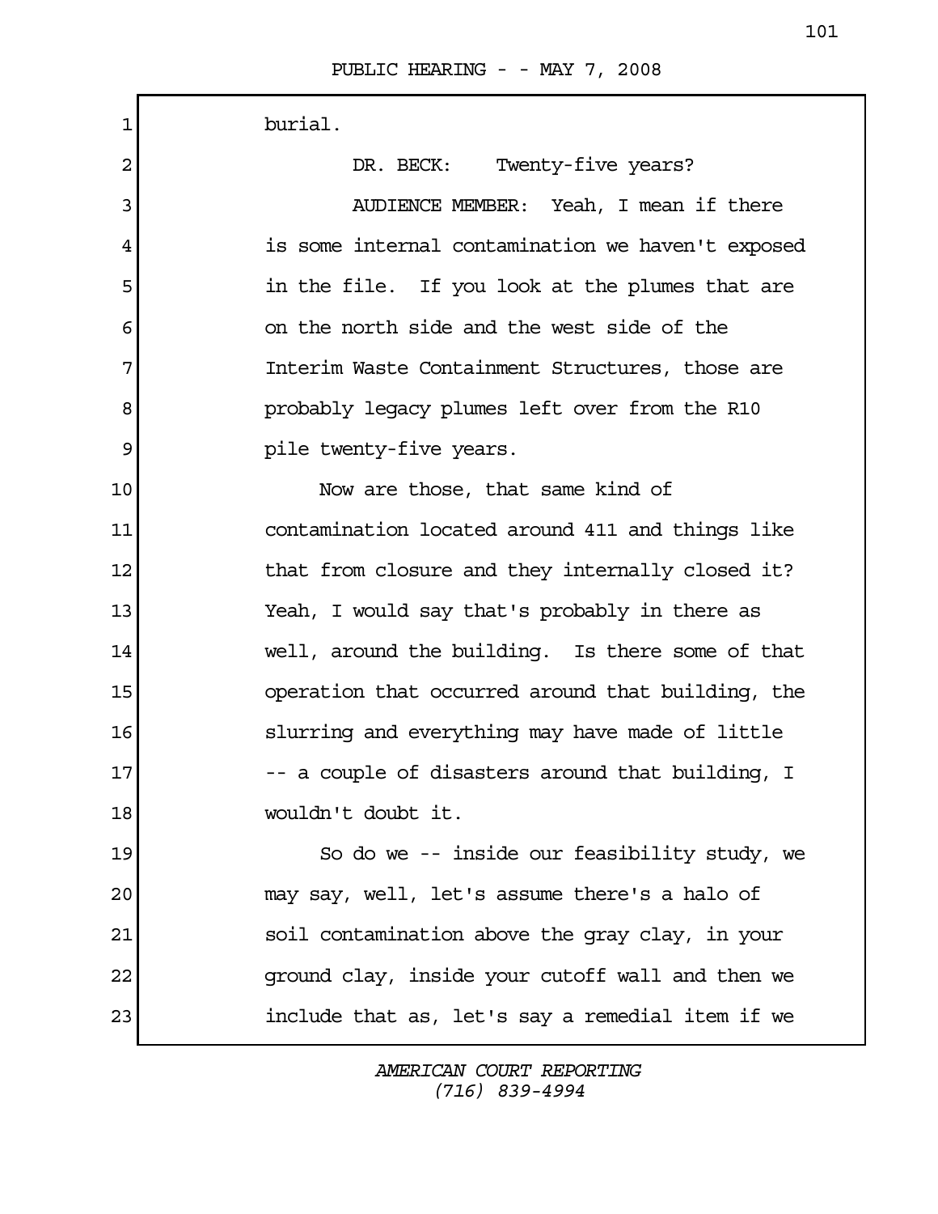burial.

DR. BECK: Twenty-five years?

AUDIENCE MEMBER: Yeah, I mean if there is some internal contamination we haven't exposed in the file. If you look at the plumes that are on the north side and the west side of the Interim Waste Containment Structures, those are probably legacy plumes left over from the R10 pile twenty-five years.

Now are those, that same kind of contamination located around 411 and things like that from closure and they internally closed it? Yeah, I would say that's probably in there as well, around the building. Is there some of that operation that occurred around that building, the slurring and everything may have made of little -- a couple of disasters around that building, I wouldn't doubt it.

So do we -- inside our feasibility study, we may say, well, let's assume there's a halo of soil contamination above the gray clay, in your ground clay, inside your cutoff wall and then we include that as, let's say a remedial item if we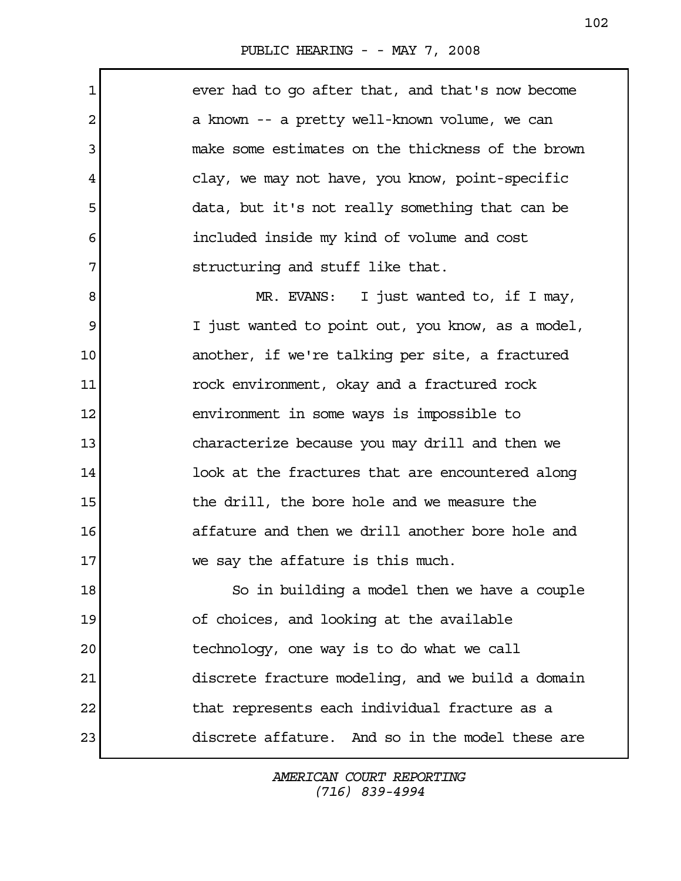ever had to go after that, and that's now become a known -- a pretty well-known volume, we can make some estimates on the thickness of the brown clay, we may not have, you know, point-specific data, but it's not really something that can be included inside my kind of volume and cost structuring and stuff like that.

MR. EVANS: I just wanted to, if I may, I just wanted to point out, you know, as a model, another, if we're talking per site, a fractured rock environment, okay and a fractured rock environment in some ways is impossible to characterize because you may drill and then we look at the fractures that are encountered along the drill, the bore hole and we measure the affature and then we drill another bore hole and we say the affature is this much.

So in building a model then we have a couple of choices, and looking at the available technology, one way is to do what we call discrete fracture modeling, and we build a domain that represents each individual fracture as a discrete affature. And so in the model these are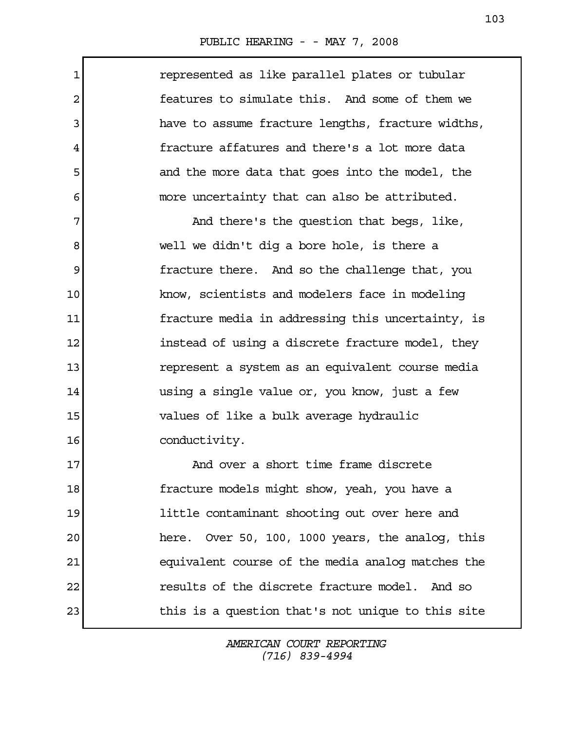represented as like parallel plates or tubular features to simulate this. And some of them we have to assume fracture lengths, fracture widths, fracture affatures and there's a lot more data and the more data that goes into the model, the more uncertainty that can also be attributed.

And there's the question that begs, like, well we didn't dig a bore hole, is there a fracture there. And so the challenge that, you know, scientists and modelers face in modeling fracture media in addressing this uncertainty, is instead of using a discrete fracture model, they represent a system as an equivalent course media using a single value or, you know, just a few values of like a bulk average hydraulic conductivity.

And over a short time frame discrete fracture models might show, yeah, you have a little contaminant shooting out over here and here. Over 50, 100, 1000 years, the analog, this equivalent course of the media analog matches the results of the discrete fracture model. And so this is a question that's not unique to this site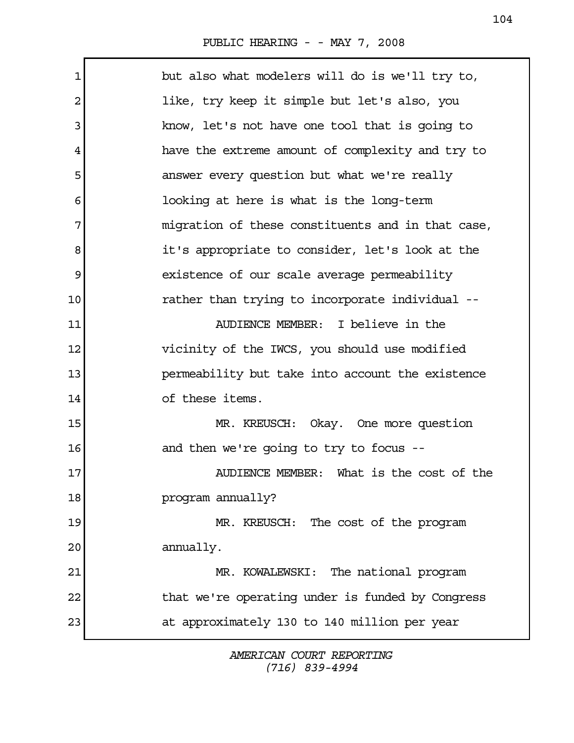but also what modelers will do is we'll try to, like, try keep it simple but let's also, you know, let's not have one tool that is going to have the extreme amount of complexity and try to answer every question but what we're really looking at here is what is the long-term migration of these constituents and in that case, it's appropriate to consider, let's look at the existence of our scale average permeability rather than trying to incorporate individual --

AUDIENCE MEMBER: I believe in the vicinity of the IWCS, you should use modified permeability but take into account the existence of these items.

MR. KREUSCH: Okay. One more question and then we're going to try to focus --

AUDIENCE MEMBER: What is the cost of the program annually?

MR. KREUSCH: The cost of the program annually.

MR. KOWALEWSKI: The national program that we're operating under is funded by Congress at approximately 130 to 140 million per year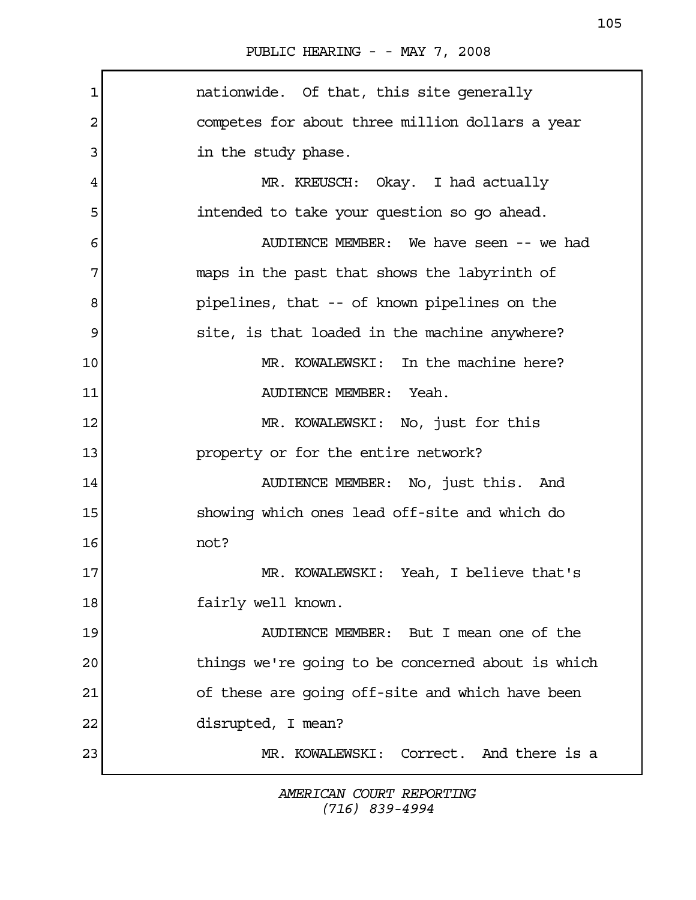nationwide. Of that, this site generally competes for about three million dollars a year in the study phase.

MR. KREUSCH: Okay. I had actually intended to take your question so go ahead.

AUDIENCE MEMBER: We have seen -- we had maps in the past that shows the labyrinth of pipelines, that -- of known pipelines on the site, is that loaded in the machine anywhere?

MR. KOWALEWSKI: In the machine here?

AUDIENCE MEMBER: Yeah.

MR. KOWALEWSKI: No, just for this property or for the entire network?

AUDIENCE MEMBER: No, just this. And showing which ones lead off-site and which do not?

MR. KOWALEWSKI: Yeah, I believe that's fairly well known.

AUDIENCE MEMBER: But I mean one of the things we're going to be concerned about is which of these are going off-site and which have been disrupted, I mean?

MR. KOWALEWSKI: Correct. And there is a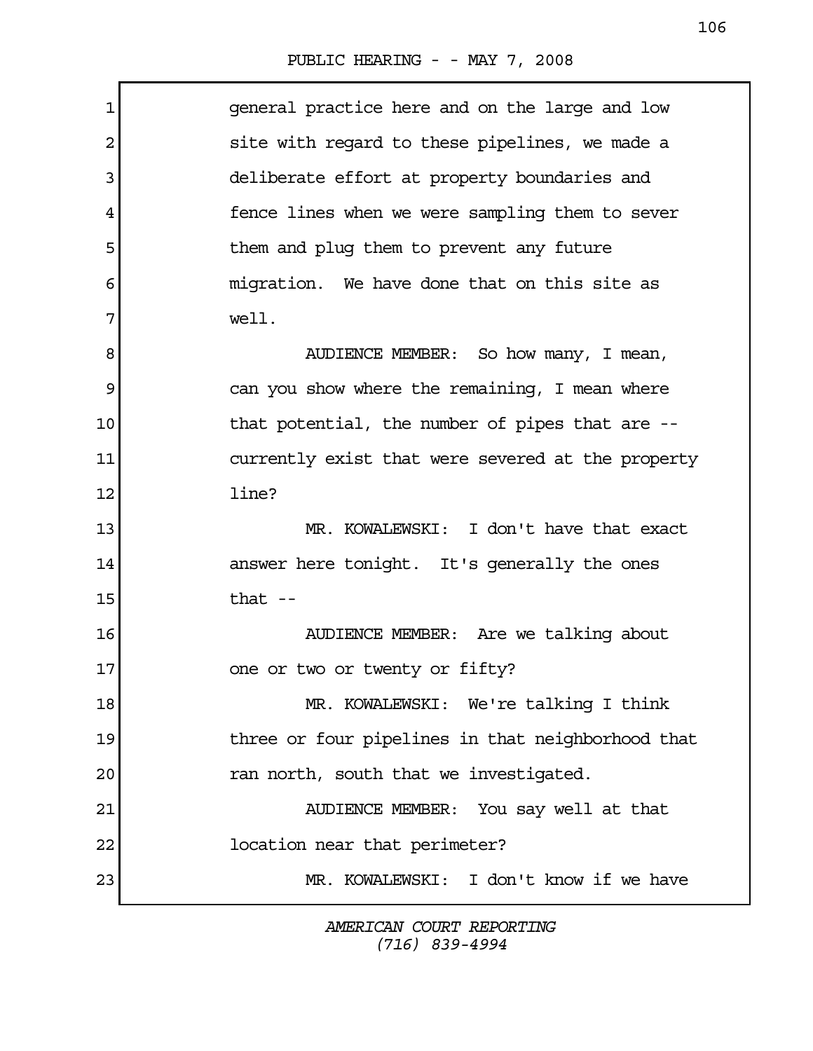general practice here and on the large and low site with regard to these pipelines, we made a deliberate effort at property boundaries and fence lines when we were sampling them to sever them and plug them to prevent any future migration. We have done that on this site as well.

AUDIENCE MEMBER: So how many, I mean, can you show where the remaining, I mean where that potential, the number of pipes that are -- currently exist that were severed at the property line?

MR. KOWALEWSKI: I don't have that exact answer here tonight. It's generally the ones that --

AUDIENCE MEMBER: Are we talking about one or two or twenty or fifty?

MR. KOWALEWSKI: We're talking I think three or four pipelines in that neighborhood that ran north, south that we investigated.

AUDIENCE MEMBER: You say well at that location near that perimeter?

MR. KOWALEWSKI: I don't know if we have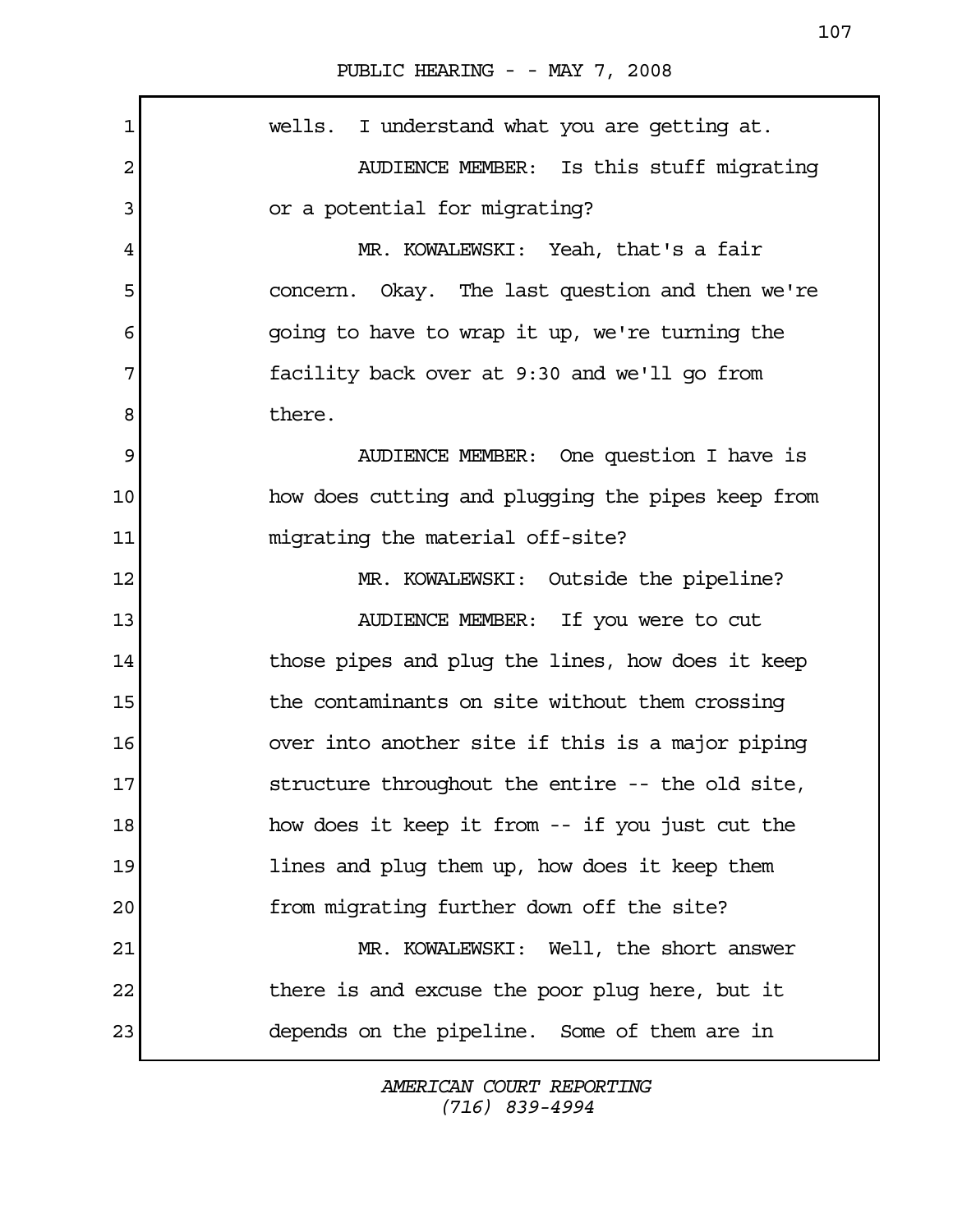wells. I understand what you are getting at.

AUDIENCE MEMBER: Is this stuff migrating or a potential for migrating?

MR. KOWALEWSKI: Yeah, that's a fair concern. Okay. The last question and then we're going to have to wrap it up, we're turning the facility back over at 9:30 and we'll go from there.

AUDIENCE MEMBER: One question I have is how does cutting and plugging the pipes keep from migrating the material off-site?

MR. KOWALEWSKI: Outside the pipeline?

AUDIENCE MEMBER: If you were to cut those pipes and plug the lines, how does it keep the contaminants on site without them crossing over into another site if this is a major piping structure throughout the entire -- the old site, how does it keep it from -- if you just cut the lines and plug them up, how does it keep them from migrating further down off the site?

MR. KOWALEWSKI: Well, the short answer there is and excuse the poor plug here, but it depends on the pipeline. Some of them are in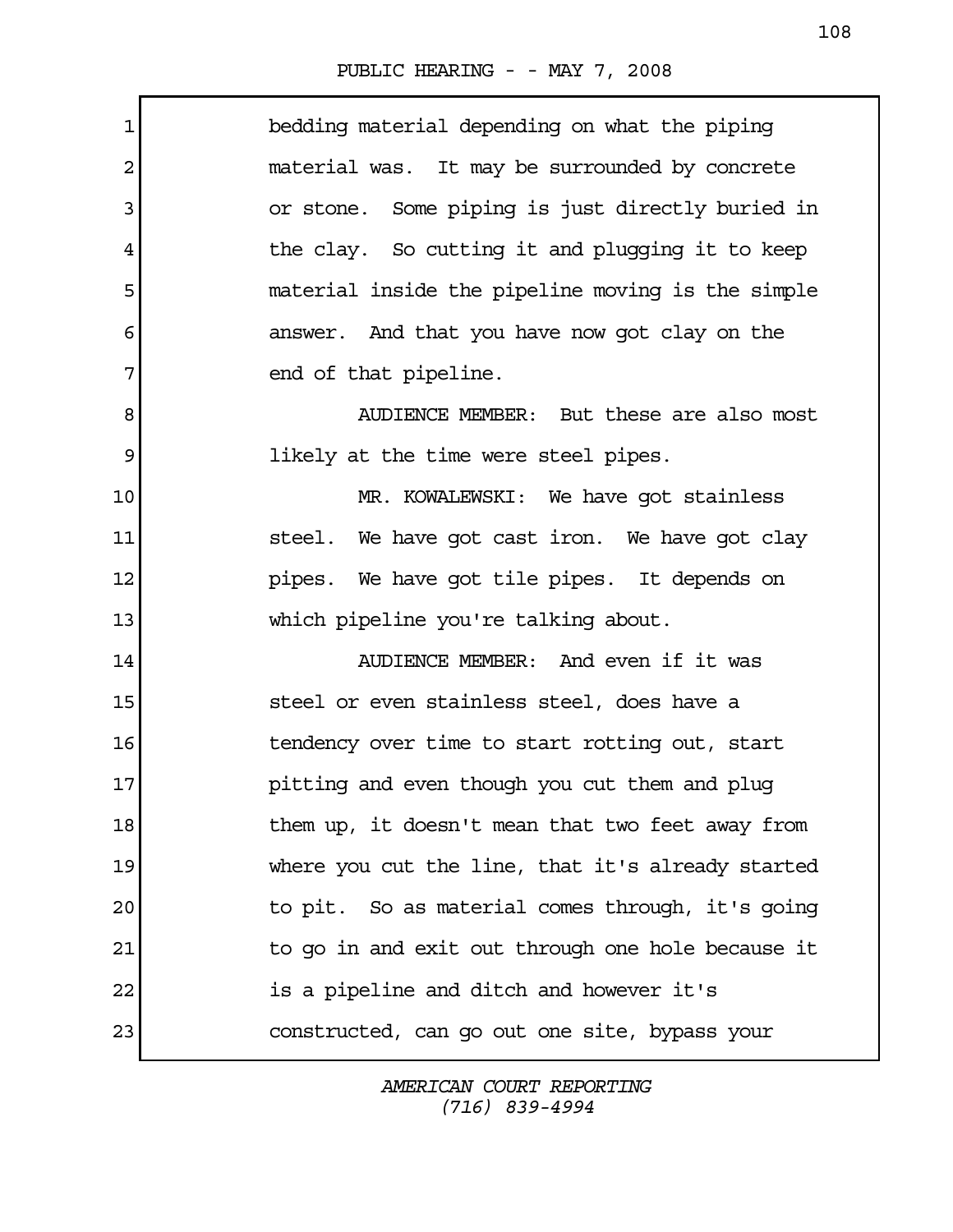bedding material depending on what the piping material was. It may be surrounded by concrete or stone. Some piping is just directly buried in the clay. So cutting it and plugging it to keep material inside the pipeline moving is the simple answer. And that you have now got clay on the end of that pipeline.

AUDIENCE MEMBER: But these are also most likely at the time were steel pipes.

MR. KOWALEWSKI: We have got stainless steel. We have got cast iron. We have got clay pipes. We have got tile pipes. It depends on which pipeline you're talking about.

AUDIENCE MEMBER: And even if it was steel or even stainless steel, does have a tendency over time to start rotting out, start pitting and even though you cut them and plug them up, it doesn't mean that two feet away from where you cut the line, that it's already started to pit. So as material comes through, it's going to go in and exit out through one hole because it is a pipeline and ditch and however it's constructed, can go out one site, bypass your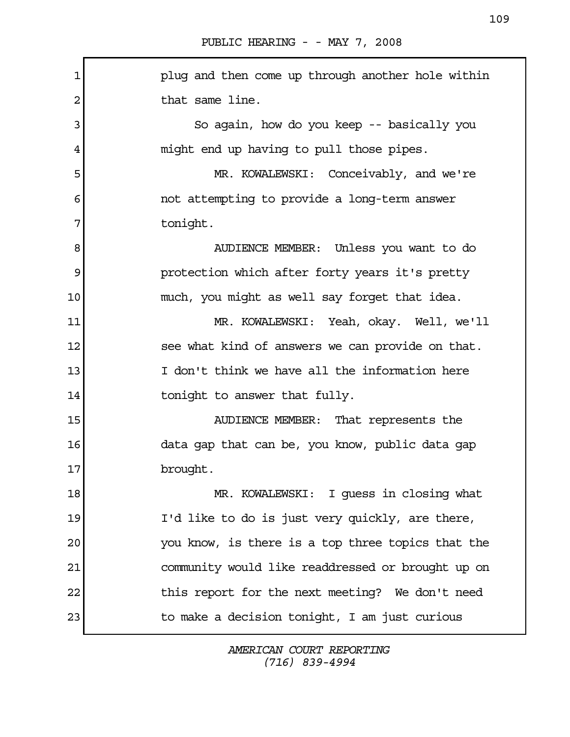plug and then come up through another hole within that same line.

So again, how do you keep -- basically you might end up having to pull those pipes.

MR. KOWALEWSKI: Conceivably, and we're not attempting to provide a long-term answer tonight.

AUDIENCE MEMBER: Unless you want to do protection which after forty years it's pretty much, you might as well say forget that idea.

MR. KOWALEWSKI: Yeah, okay. Well, we'll see what kind of answers we can provide on that. I don't think we have all the information here tonight to answer that fully.

AUDIENCE MEMBER: That represents the data gap that can be, you know, public data gap brought.

MR. KOWALEWSKI: I guess in closing what I'd like to do is just very quickly, are there, you know, is there is a top three topics that the community would like readdressed or brought up on this report for the next meeting? We don't need to make a decision tonight, I am just curious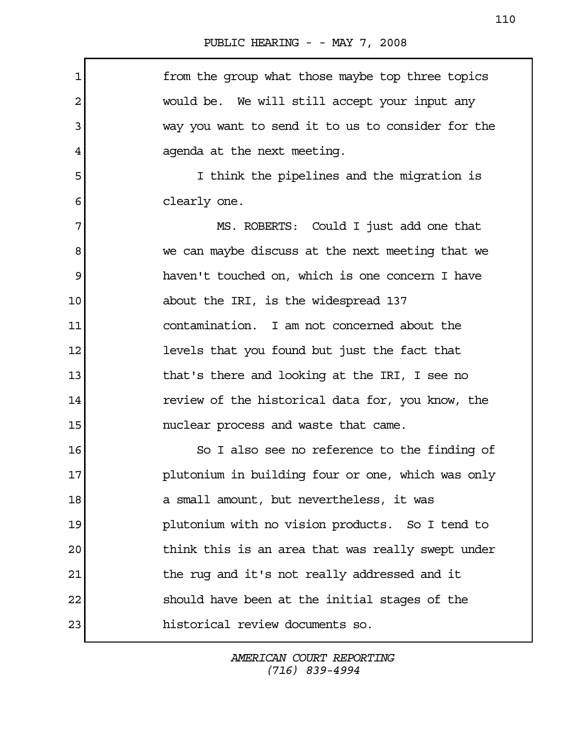from the group what those maybe top three topics would be. We will still accept your input any way you want to send it to us to consider for the agenda at the next meeting.

I think the pipelines and the migration is clearly one.

MS. ROBERTS: Could I just add one that we can maybe discuss at the next meeting that we haven't touched on, which is one concern I have about the IRI, is the widespread 137 contamination. I am not concerned about the levels that you found but just the fact that that's there and looking at the IRI, I see no review of the historical data for, you know, the nuclear process and waste that came.

So I also see no reference to the finding of plutonium in building four or one, which was only a small amount, but nevertheless, it was plutonium with no vision products. So I tend to think this is an area that was really swept under the rug and it's not really addressed and it should have been at the initial stages of the historical review documents so.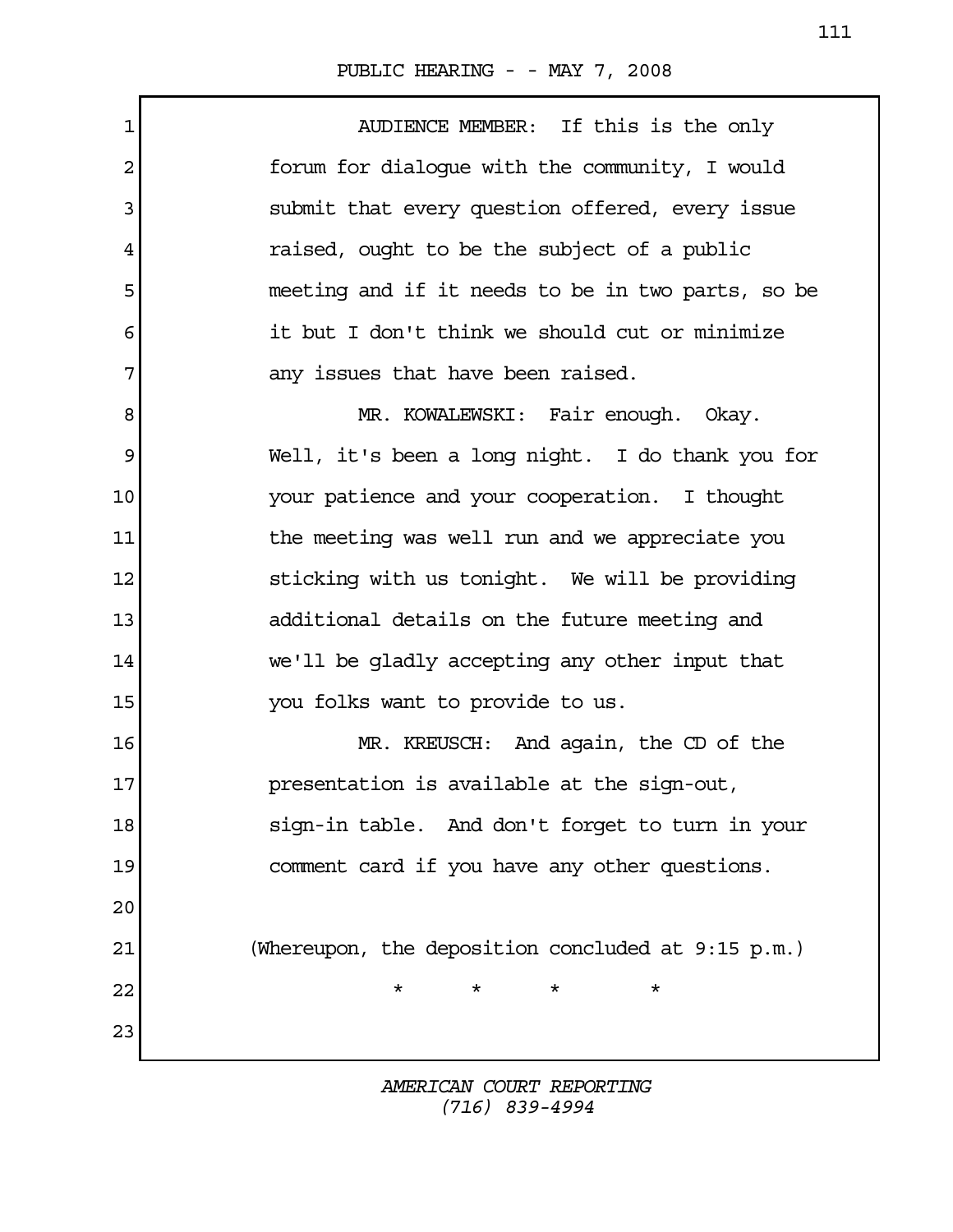AUDIENCE MEMBER: If this is the only forum for dialogue with the community, I would submit that every question offered, every issue raised, ought to be the subject of a public meeting and if it needs to be in two parts, so be it but I don't think we should cut or minimize any issues that have been raised.

MR. KOWALEWSKI: Fair enough. Okay. Well, it's been a long night. I do thank you for your patience and your cooperation. I thought the meeting was well run and we appreciate you sticking with us tonight. We will be providing additional details on the future meeting and we'll be gladly accepting any other input that you folks want to provide to us.

MR. KREUSCH: And again, the CD of the presentation is available at the sign-out, sign-in table. And don't forget to turn in your comment card if you have any other questions.

(Whereupon, the deposition concluded at 9:15 p.m.)

\* \* \* \*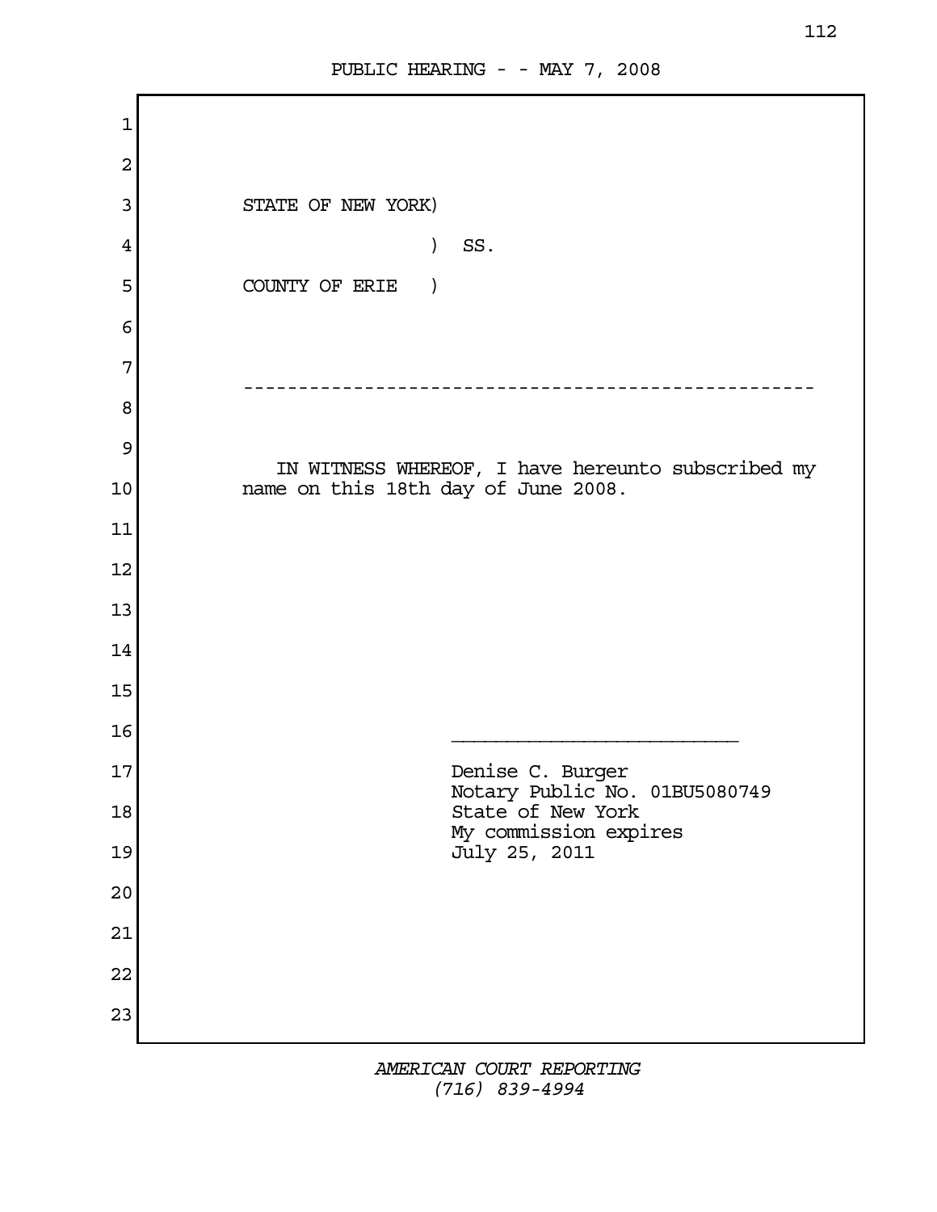STATE OF NEW YORK)

) SS.

COUNTY OF ERIE )

---

IN WITNESS WHEREOF, I have hereunto subscribed my name on this 18th day of June 2008.

\_\_\_\_\_\_\_\_\_\_\_\_\_\_\_\_\_\_\_\_\_\_\_\_\_\_

Denise C. Burger
Notary Public No. 01BU5080749
State of New York
My commission expires
July 25, 2011